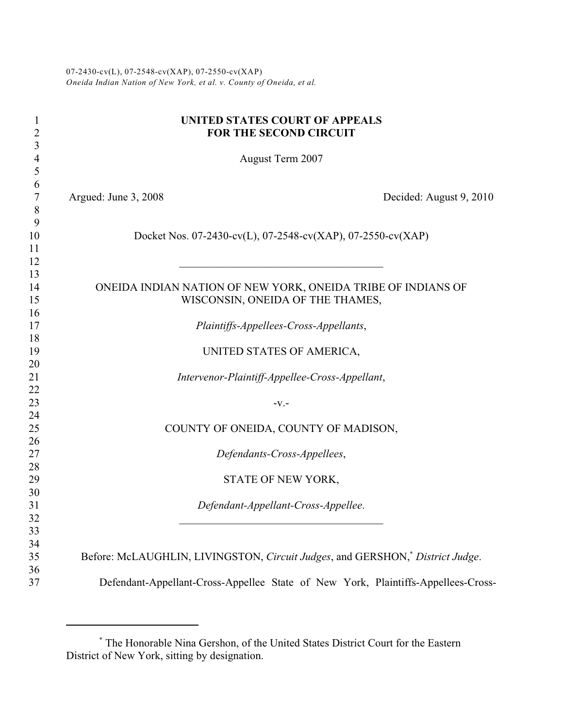07-2430-cv(L), 07-2548-cv(XAP), 07-2550-cv(XAP)
*Oneida Indian Nation of New York, et al. v. County of Oneida, et al.*

**UNITED STATES COURT OF APPEALS**
**FOR THE SECOND CIRCUIT**

August Term 2007

Argued: June 3, 2008 Decided: August 9, 2010

Docket Nos. 07-2430-cv(L), 07-2548-cv(XAP), 07-2550-cv(XAP)

---

ONEIDA INDIAN NATION OF NEW YORK, ONEIDA TRIBE OF INDIANS OF WISCONSIN, ONEIDA OF THE THAMES,

*Plaintiffs-Appellees-Cross-Appellants*,

UNITED STATES OF AMERICA,

*Intervenor-Plaintiff-Appellee-Cross-Appellant*,

-v.-

COUNTY OF ONEIDA, COUNTY OF MADISON,

*Defendants-Cross-Appellees*,

STATE OF NEW YORK,

*Defendant-Appellant-Cross-Appellee*.

---

Before: McLAUGHLIN, LIVINGSTON, *Circuit Judges*, and GERSHON,[*] *District Judge*.

Defendant-Appellant-Cross-Appellee State of New York, Plaintiffs-Appellees-Cross-

---

[*] The Honorable Nina Gershon, of the United States District Court for the Eastern District of New York, sitting by designation.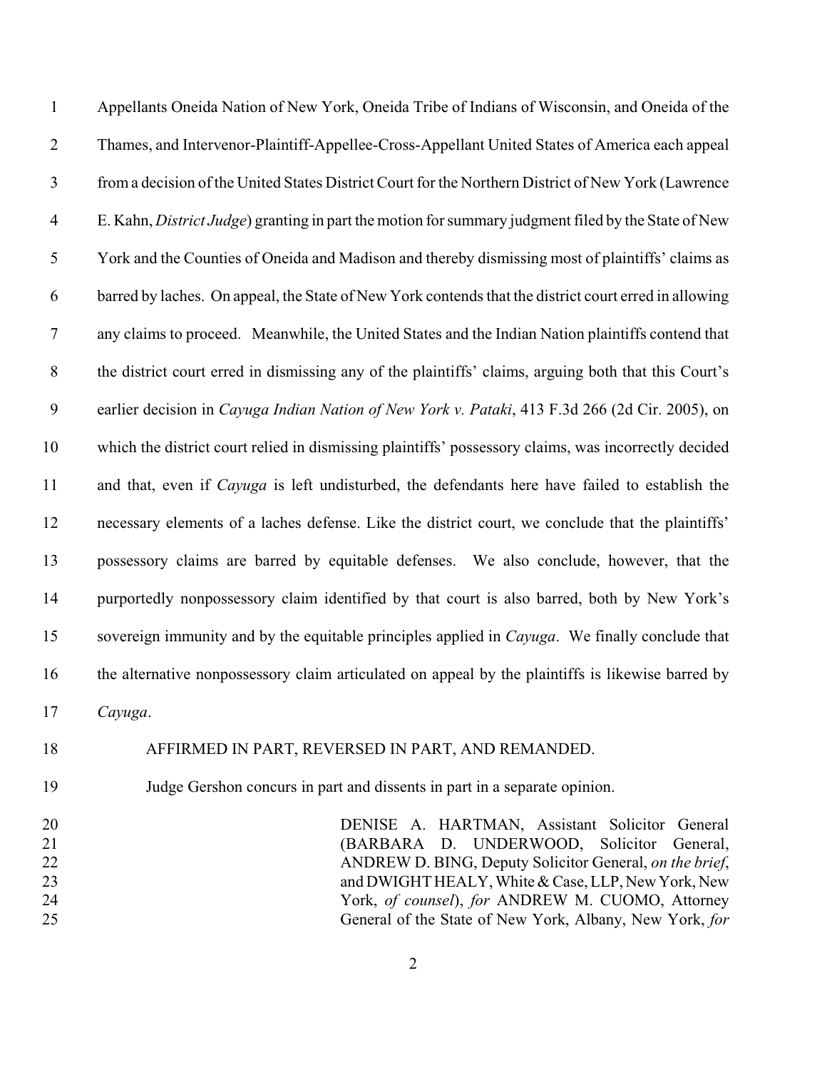Appellants Oneida Nation of New York, Oneida Tribe of Indians of Wisconsin, and Oneida of the Thames, and Intervenor-Plaintiff-Appellee-Cross-Appellant United States of America each appeal from a decision of the United States District Court for the Northern District of New York (Lawrence E. Kahn, *District Judge*) granting in part the motion for summary judgment filed by the State of New York and the Counties of Oneida and Madison and thereby dismissing most of plaintiffs' claims as barred by laches. On appeal, the State of New York contends that the district court erred in allowing any claims to proceed. Meanwhile, the United States and the Indian Nation plaintiffs contend that the district court erred in dismissing any of the plaintiffs' claims, arguing both that this Court's earlier decision in *Cayuga Indian Nation of New York v. Pataki*, 413 F.3d 266 (2d Cir. 2005), on which the district court relied in dismissing plaintiffs' possessory claims, was incorrectly decided and that, even if *Cayuga* is left undisturbed, the defendants here have failed to establish the necessary elements of a laches defense. Like the district court, we conclude that the plaintiffs' possessory claims are barred by equitable defenses. We also conclude, however, that the purportedly nonpossessory claim identified by that court is also barred, both by New York's sovereign immunity and by the equitable principles applied in *Cayuga*. We finally conclude that the alternative nonpossessory claim articulated on appeal by the plaintiffs is likewise barred by *Cayuga*.

AFFIRMED IN PART, REVERSED IN PART, AND REMANDED.

Judge Gershon concurs in part and dissents in part in a separate opinion.

DENISE A. HARTMAN, Assistant Solicitor General (BARBARA D. UNDERWOOD, Solicitor General, ANDREW D. BING, Deputy Solicitor General, *on the brief*, and DWIGHT HEALY, White & Case, LLP, New York, New York, *of counsel*), *for* ANDREW M. CUOMO, Attorney General of the State of New York, Albany, New York, *for*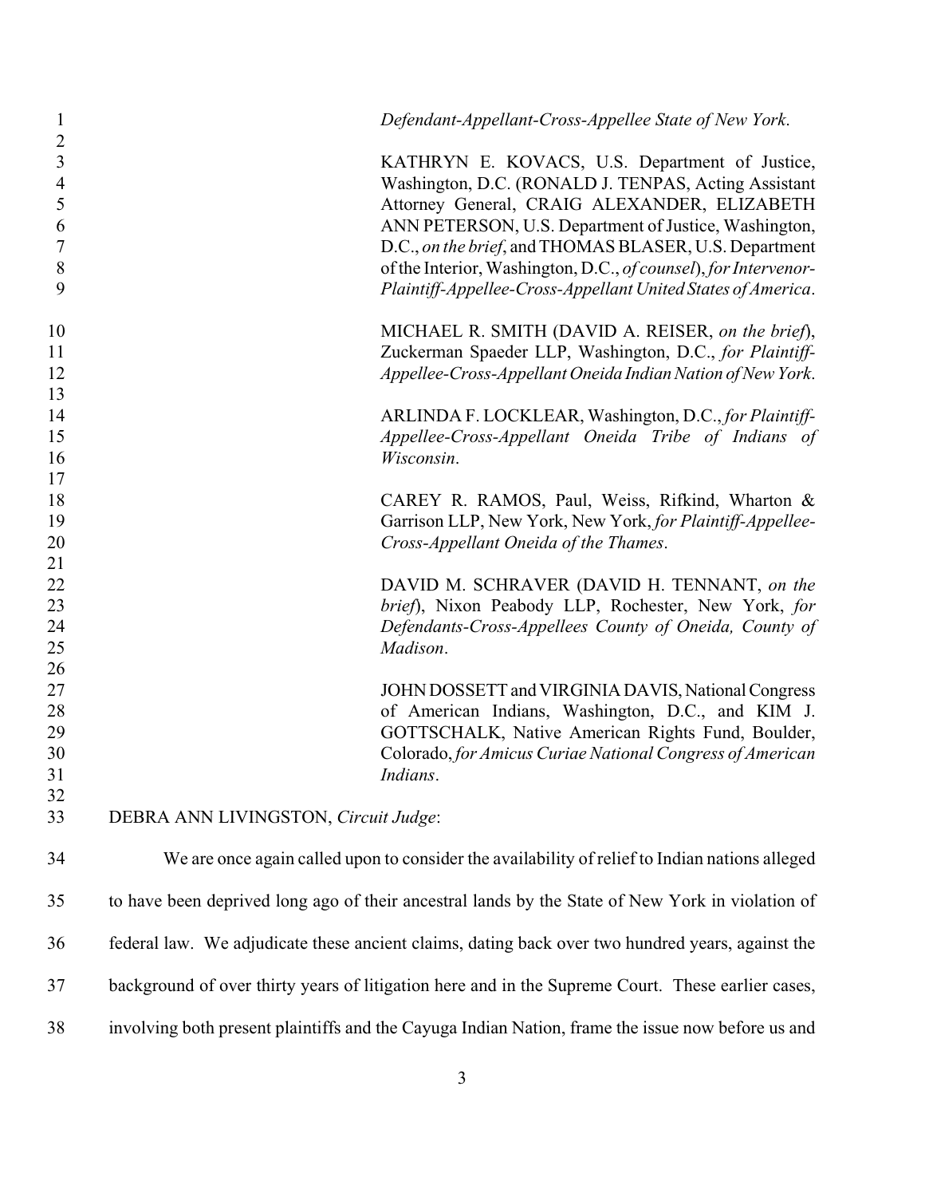*Defendant-Appellant-Cross-Appellee State of New York*.

KATHRYN E. KOVACS, U.S. Department of Justice, Washington, D.C. (RONALD J. TENPAS, Acting Assistant Attorney General, CRAIG ALEXANDER, ELIZABETH ANN PETERSON, U.S. Department of Justice, Washington, D.C., *on the brief*, and THOMAS BLASER, U.S. Department of the Interior, Washington, D.C., *of counsel*), *for Intervenor-Plaintiff-Appellee-Cross-Appellant United States of America*.

MICHAEL R. SMITH (DAVID A. REISER, *on the brief*), Zuckerman Spaeder LLP, Washington, D.C., *for Plaintiff-Appellee-Cross-Appellant Oneida Indian Nation of New York*.

ARLINDA F. LOCKLEAR, Washington, D.C., *for Plaintiff-Appellee-Cross-Appellant Oneida Tribe of Indians of Wisconsin*.

CAREY R. RAMOS, Paul, Weiss, Rifkind, Wharton & Garrison LLP, New York, New York, *for Plaintiff-Appellee-Cross-Appellant Oneida of the Thames*.

DAVID M. SCHRAVER (DAVID H. TENNANT, *on the brief*), Nixon Peabody LLP, Rochester, New York, *for Defendants-Cross-Appellees County of Oneida, County of Madison*.

JOHN DOSSETT and VIRGINIA DAVIS, National Congress of American Indians, Washington, D.C., and KIM J. GOTTSCHALK, Native American Rights Fund, Boulder, Colorado, *for Amicus Curiae National Congress of American Indians*.

DEBRA ANN LIVINGSTON, *Circuit Judge*:

We are once again called upon to consider the availability of relief to Indian nations alleged to have been deprived long ago of their ancestral lands by the State of New York in violation of federal law. We adjudicate these ancient claims, dating back over two hundred years, against the background of over thirty years of litigation here and in the Supreme Court. These earlier cases, involving both present plaintiffs and the Cayuga Indian Nation, frame the issue now before us and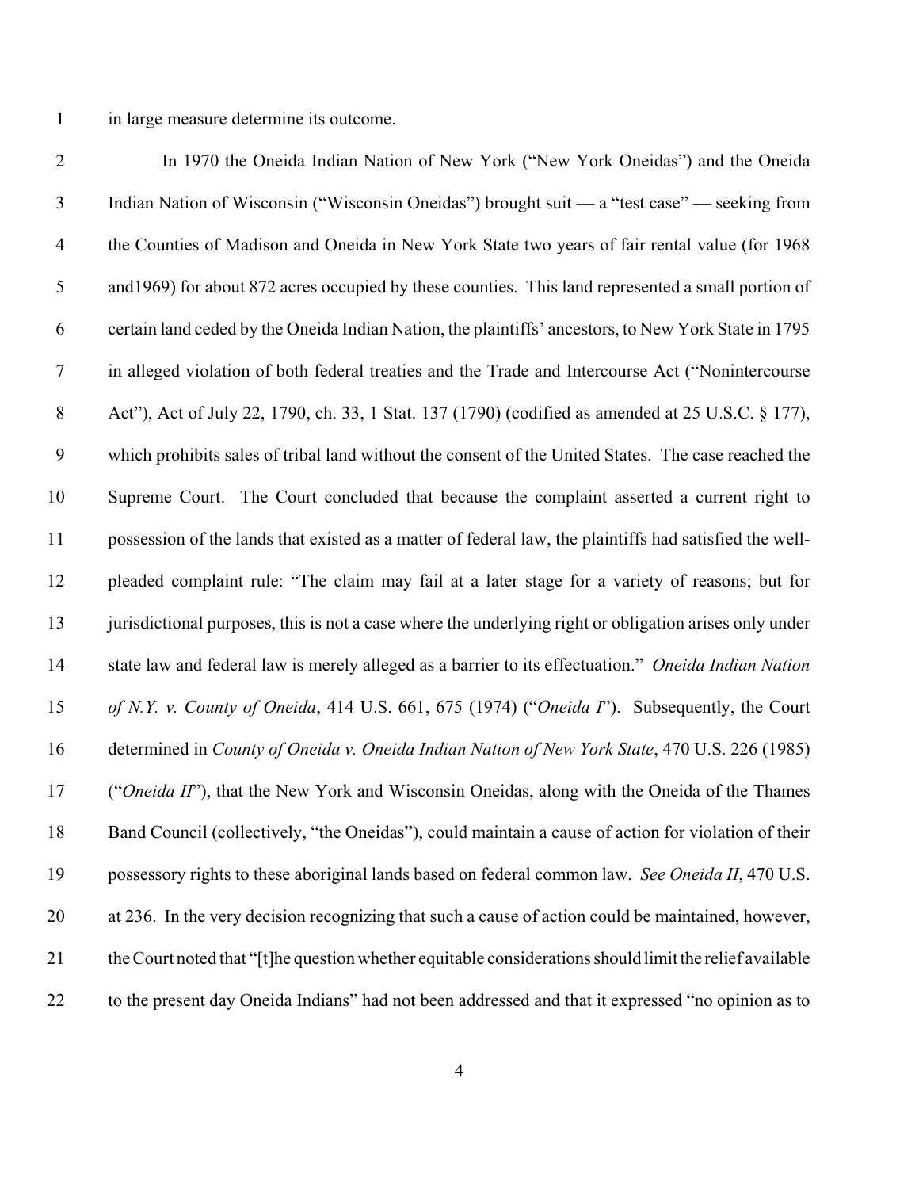in large measure determine its outcome.

In 1970 the Oneida Indian Nation of New York ("New York Oneidas") and the Oneida Indian Nation of Wisconsin ("Wisconsin Oneidas") brought suit — a "test case" — seeking from the Counties of Madison and Oneida in New York State two years of fair rental value (for 1968 and1969) for about 872 acres occupied by these counties. This land represented a small portion of certain land ceded by the Oneida Indian Nation, the plaintiffs' ancestors, to New York State in 1795 in alleged violation of both federal treaties and the Trade and Intercourse Act ("Nonintercourse Act"), Act of July 22, 1790, ch. 33, 1 Stat. 137 (1790) (codified as amended at 25 U.S.C. § 177), which prohibits sales of tribal land without the consent of the United States. The case reached the Supreme Court. The Court concluded that because the complaint asserted a current right to possession of the lands that existed as a matter of federal law, the plaintiffs had satisfied the well-pleaded complaint rule: "The claim may fail at a later stage for a variety of reasons; but for jurisdictional purposes, this is not a case where the underlying right or obligation arises only under state law and federal law is merely alleged as a barrier to its effectuation." *Oneida Indian Nation of N.Y. v. County of Oneida*, 414 U.S. 661, 675 (1974) ("*Oneida I*"). Subsequently, the Court determined in *County of Oneida v. Oneida Indian Nation of New York State*, 470 U.S. 226 (1985) ("*Oneida II*"), that the New York and Wisconsin Oneidas, along with the Oneida of the Thames Band Council (collectively, "the Oneidas"), could maintain a cause of action for violation of their possessory rights to these aboriginal lands based on federal common law. *See Oneida II*, 470 U.S. at 236. In the very decision recognizing that such a cause of action could be maintained, however, the Court noted that "[t]he question whether equitable considerations should limit the relief available to the present day Oneida Indians" had not been addressed and that it expressed "no opinion as to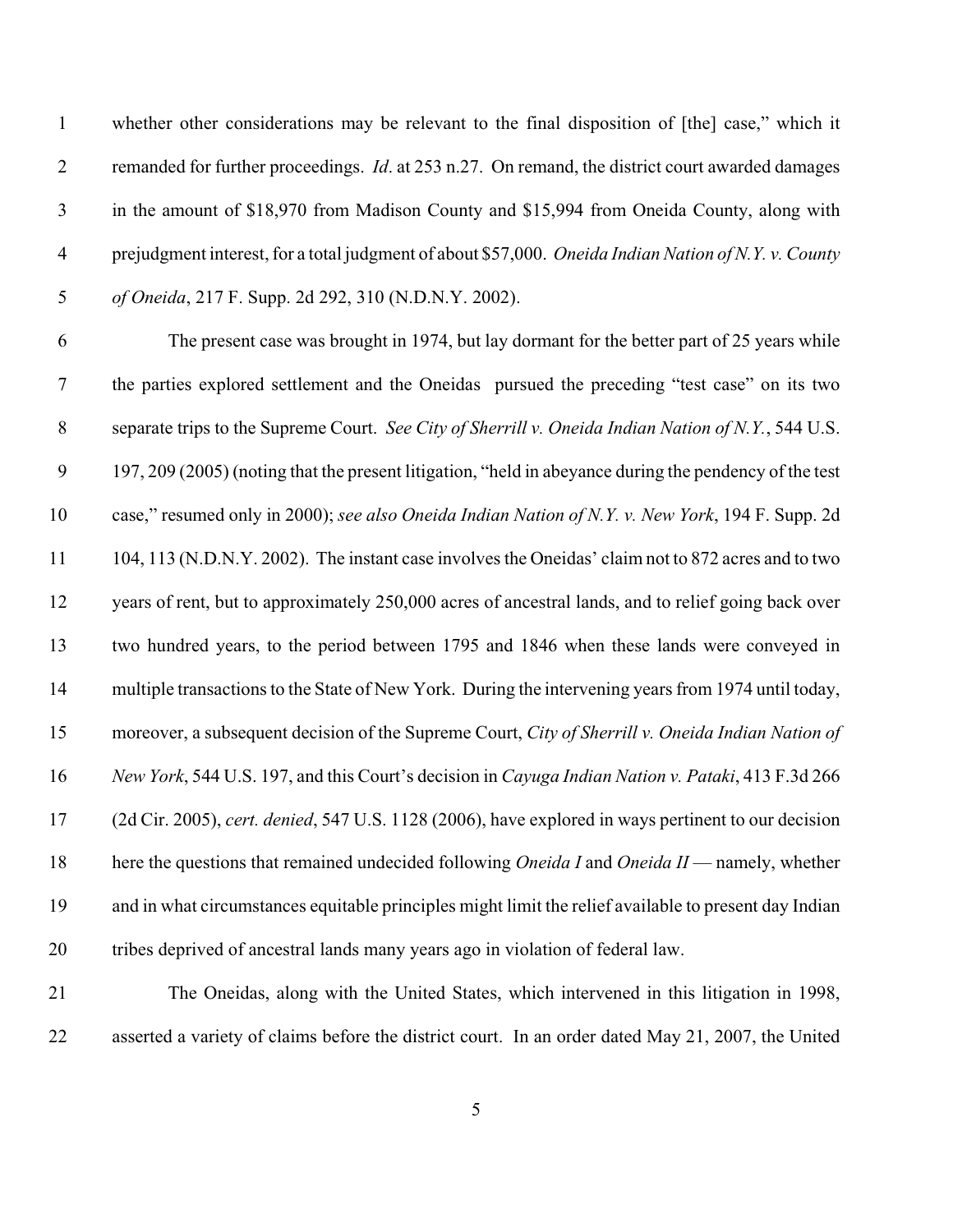whether other considerations may be relevant to the final disposition of [the] case," which it remanded for further proceedings. *Id*. at 253 n.27. On remand, the district court awarded damages in the amount of $18,970 from Madison County and $15,994 from Oneida County, along with prejudgment interest, for a total judgment of about $57,000. *Oneida Indian Nation of N.Y. v. County of Oneida*, 217 F. Supp. 2d 292, 310 (N.D.N.Y. 2002).

The present case was brought in 1974, but lay dormant for the better part of 25 years while the parties explored settlement and the Oneidas pursued the preceding "test case" on its two separate trips to the Supreme Court. *See City of Sherrill v. Oneida Indian Nation of N.Y.*, 544 U.S. 197, 209 (2005) (noting that the present litigation, "held in abeyance during the pendency of the test case," resumed only in 2000); *see also Oneida Indian Nation of N.Y. v. New York*, 194 F. Supp. 2d 104, 113 (N.D.N.Y. 2002). The instant case involves the Oneidas' claim not to 872 acres and to two years of rent, but to approximately 250,000 acres of ancestral lands, and to relief going back over two hundred years, to the period between 1795 and 1846 when these lands were conveyed in multiple transactions to the State of New York. During the intervening years from 1974 until today, moreover, a subsequent decision of the Supreme Court, *City of Sherrill v. Oneida Indian Nation of New York*, 544 U.S. 197, and this Court's decision in *Cayuga Indian Nation v. Pataki*, 413 F.3d 266 (2d Cir. 2005), *cert. denied*, 547 U.S. 1128 (2006), have explored in ways pertinent to our decision here the questions that remained undecided following *Oneida I* and *Oneida II* — namely, whether and in what circumstances equitable principles might limit the relief available to present day Indian tribes deprived of ancestral lands many years ago in violation of federal law.

The Oneidas, along with the United States, which intervened in this litigation in 1998, asserted a variety of claims before the district court. In an order dated May 21, 2007, the United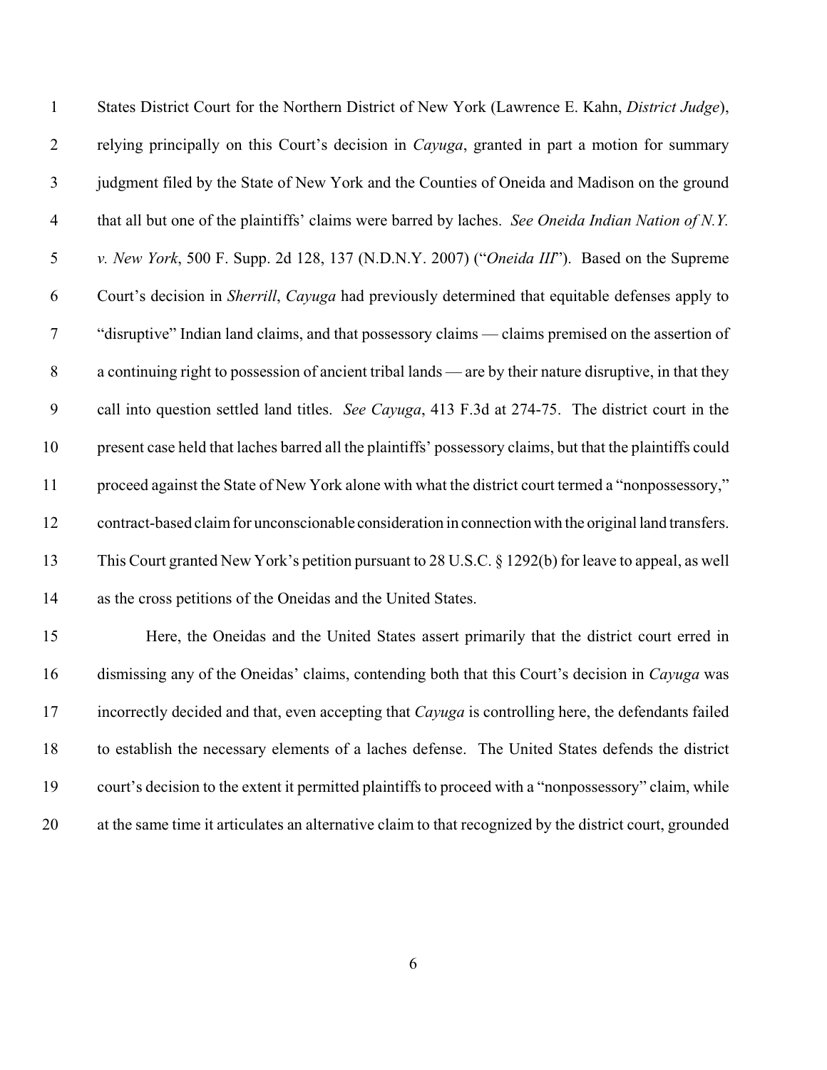States District Court for the Northern District of New York (Lawrence E. Kahn, *District Judge*), relying principally on this Court's decision in *Cayuga*, granted in part a motion for summary judgment filed by the State of New York and the Counties of Oneida and Madison on the ground that all but one of the plaintiffs' claims were barred by laches. *See Oneida Indian Nation of N.Y. v. New York*, 500 F. Supp. 2d 128, 137 (N.D.N.Y. 2007) ("*Oneida III*"). Based on the Supreme Court's decision in *Sherrill*, *Cayuga* had previously determined that equitable defenses apply to "disruptive" Indian land claims, and that possessory claims — claims premised on the assertion of a continuing right to possession of ancient tribal lands — are by their nature disruptive, in that they call into question settled land titles. *See Cayuga*, 413 F.3d at 274-75. The district court in the present case held that laches barred all the plaintiffs' possessory claims, but that the plaintiffs could proceed against the State of New York alone with what the district court termed a "nonpossessory," contract-based claim for unconscionable consideration in connection with the original land transfers. This Court granted New York's petition pursuant to 28 U.S.C. § 1292(b) for leave to appeal, as well as the cross petitions of the Oneidas and the United States.

Here, the Oneidas and the United States assert primarily that the district court erred in dismissing any of the Oneidas' claims, contending both that this Court's decision in *Cayuga* was incorrectly decided and that, even accepting that *Cayuga* is controlling here, the defendants failed to establish the necessary elements of a laches defense. The United States defends the district court's decision to the extent it permitted plaintiffs to proceed with a "nonpossessory" claim, while at the same time it articulates an alternative claim to that recognized by the district court, grounded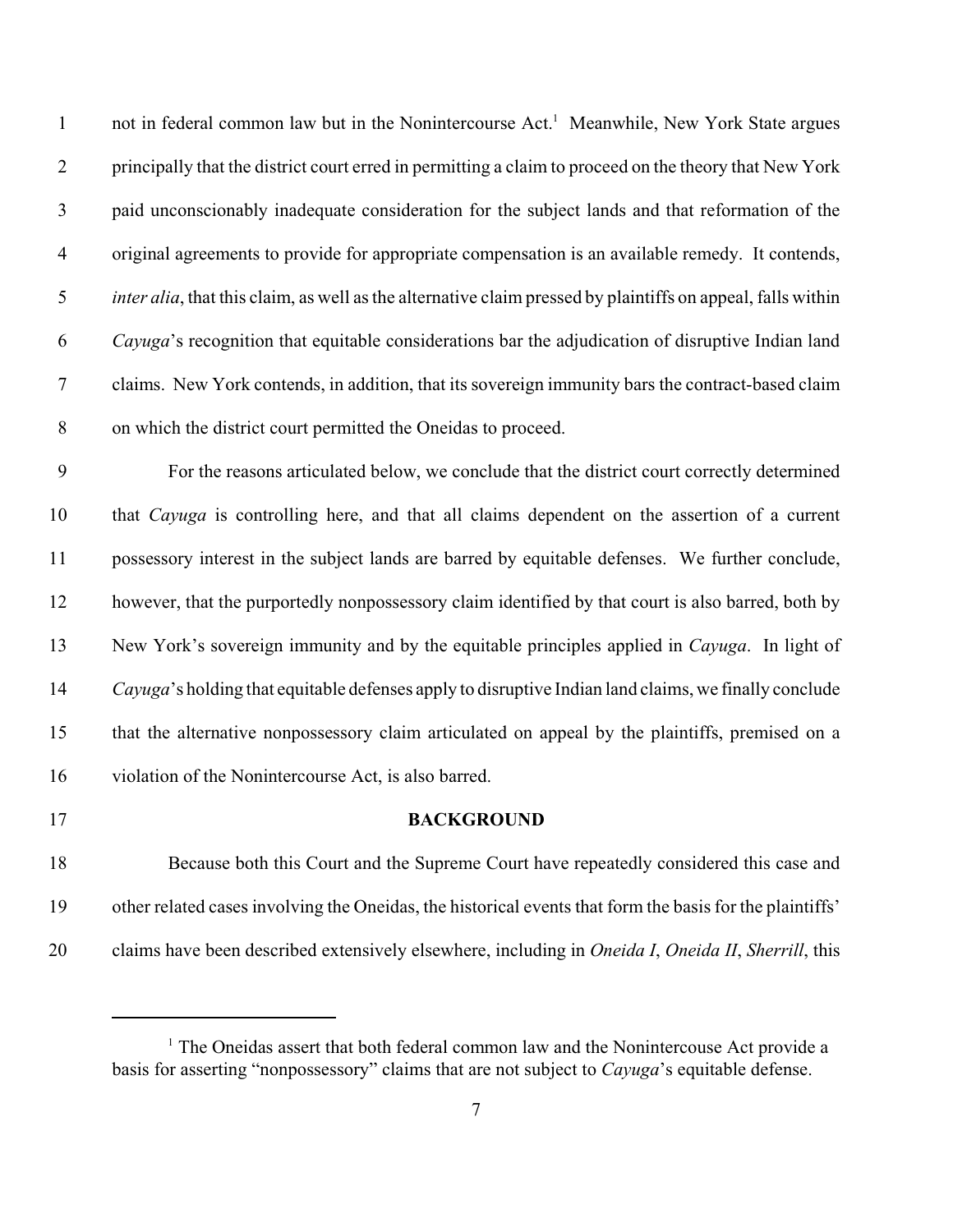not in federal common law but in the Nonintercourse Act.[1] Meanwhile, New York State argues principally that the district court erred in permitting a claim to proceed on the theory that New York paid unconscionably inadequate consideration for the subject lands and that reformation of the original agreements to provide for appropriate compensation is an available remedy. It contends, *inter alia*, that this claim, as well as the alternative claim pressed by plaintiffs on appeal, falls within *Cayuga*'s recognition that equitable considerations bar the adjudication of disruptive Indian land claims. New York contends, in addition, that its sovereign immunity bars the contract-based claim on which the district court permitted the Oneidas to proceed.

For the reasons articulated below, we conclude that the district court correctly determined that *Cayuga* is controlling here, and that all claims dependent on the assertion of a current possessory interest in the subject lands are barred by equitable defenses. We further conclude, however, that the purportedly nonpossessory claim identified by that court is also barred, both by New York's sovereign immunity and by the equitable principles applied in *Cayuga*. In light of *Cayuga*'s holding that equitable defenses apply to disruptive Indian land claims, we finally conclude that the alternative nonpossessory claim articulated on appeal by the plaintiffs, premised on a violation of the Nonintercourse Act, is also barred.

## BACKGROUND

Because both this Court and the Supreme Court have repeatedly considered this case and other related cases involving the Oneidas, the historical events that form the basis for the plaintiffs' claims have been described extensively elsewhere, including in *Oneida I*, *Oneida II*, *Sherrill*, this

---

[1] The Oneidas assert that both federal common law and the Nonintercouse Act provide a basis for asserting "nonpossessory" claims that are not subject to *Cayuga*'s equitable defense.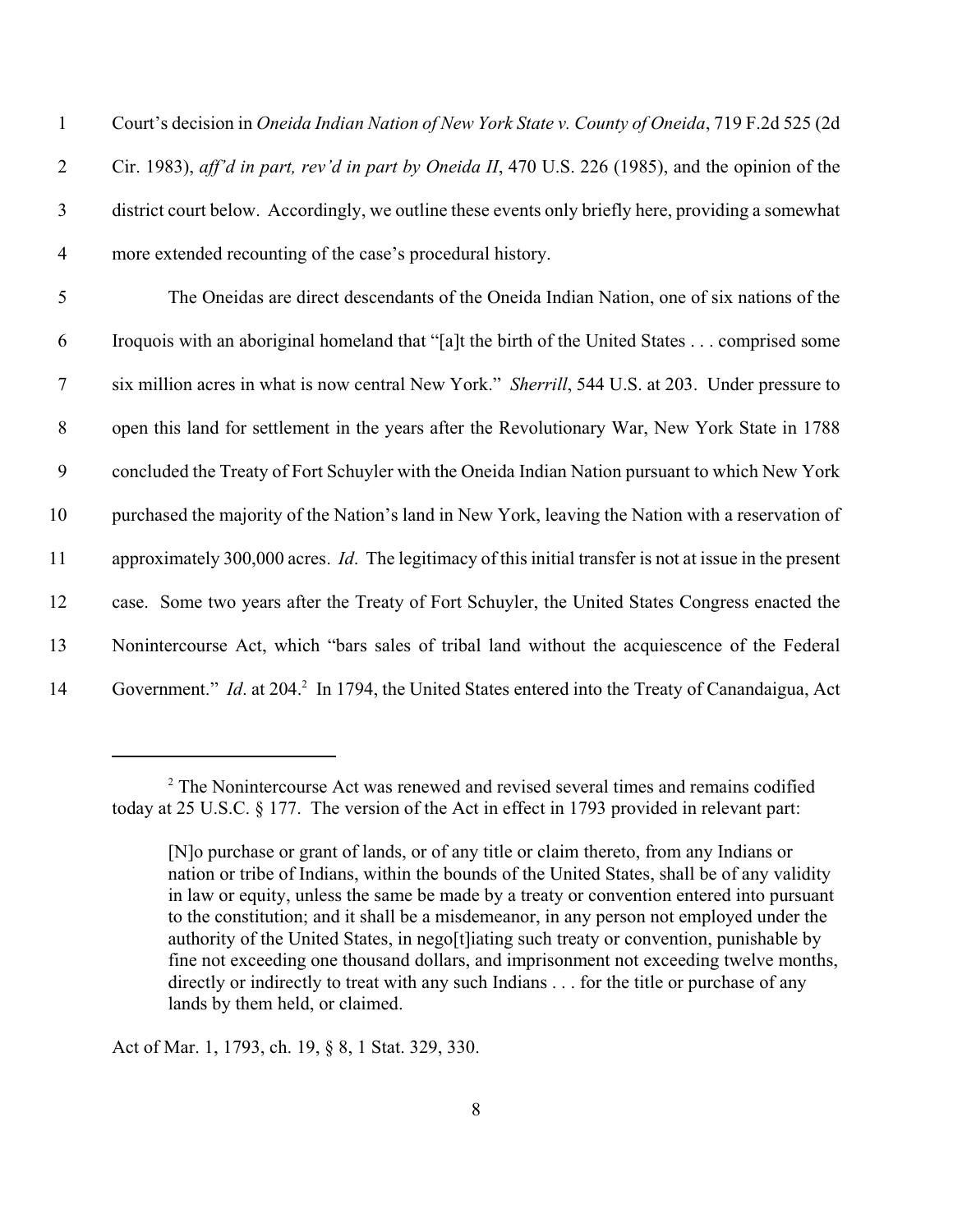Court's decision in *Oneida Indian Nation of New York State v. County of Oneida*, 719 F.2d 525 (2d Cir. 1983), *aff'd in part, rev'd in part by Oneida II*, 470 U.S. 226 (1985), and the opinion of the district court below. Accordingly, we outline these events only briefly here, providing a somewhat more extended recounting of the case's procedural history.

The Oneidas are direct descendants of the Oneida Indian Nation, one of six nations of the Iroquois with an aboriginal homeland that "[a]t the birth of the United States . . . comprised some six million acres in what is now central New York." *Sherrill*, 544 U.S. at 203. Under pressure to open this land for settlement in the years after the Revolutionary War, New York State in 1788 concluded the Treaty of Fort Schuyler with the Oneida Indian Nation pursuant to which New York purchased the majority of the Nation's land in New York, leaving the Nation with a reservation of approximately 300,000 acres. *Id*. The legitimacy of this initial transfer is not at issue in the present case. Some two years after the Treaty of Fort Schuyler, the United States Congress enacted the Nonintercourse Act, which "bars sales of tribal land without the acquiescence of the Federal Government." *Id*. at 204.[2] In 1794, the United States entered into the Treaty of Canandaigua, Act

---

[2] The Nonintercourse Act was renewed and revised several times and remains codified today at 25 U.S.C. § 177. The version of the Act in effect in 1793 provided in relevant part:

> [N]o purchase or grant of lands, or of any title or claim thereto, from any Indians or nation or tribe of Indians, within the bounds of the United States, shall be of any validity in law or equity, unless the same be made by a treaty or convention entered into pursuant to the constitution; and it shall be a misdemeanor, in any person not employed under the authority of the United States, in nego[t]iating such treaty or convention, punishable by fine not exceeding one thousand dollars, and imprisonment not exceeding twelve months, directly or indirectly to treat with any such Indians . . . for the title or purchase of any lands by them held, or claimed.

Act of Mar. 1, 1793, ch. 19, § 8, 1 Stat. 329, 330.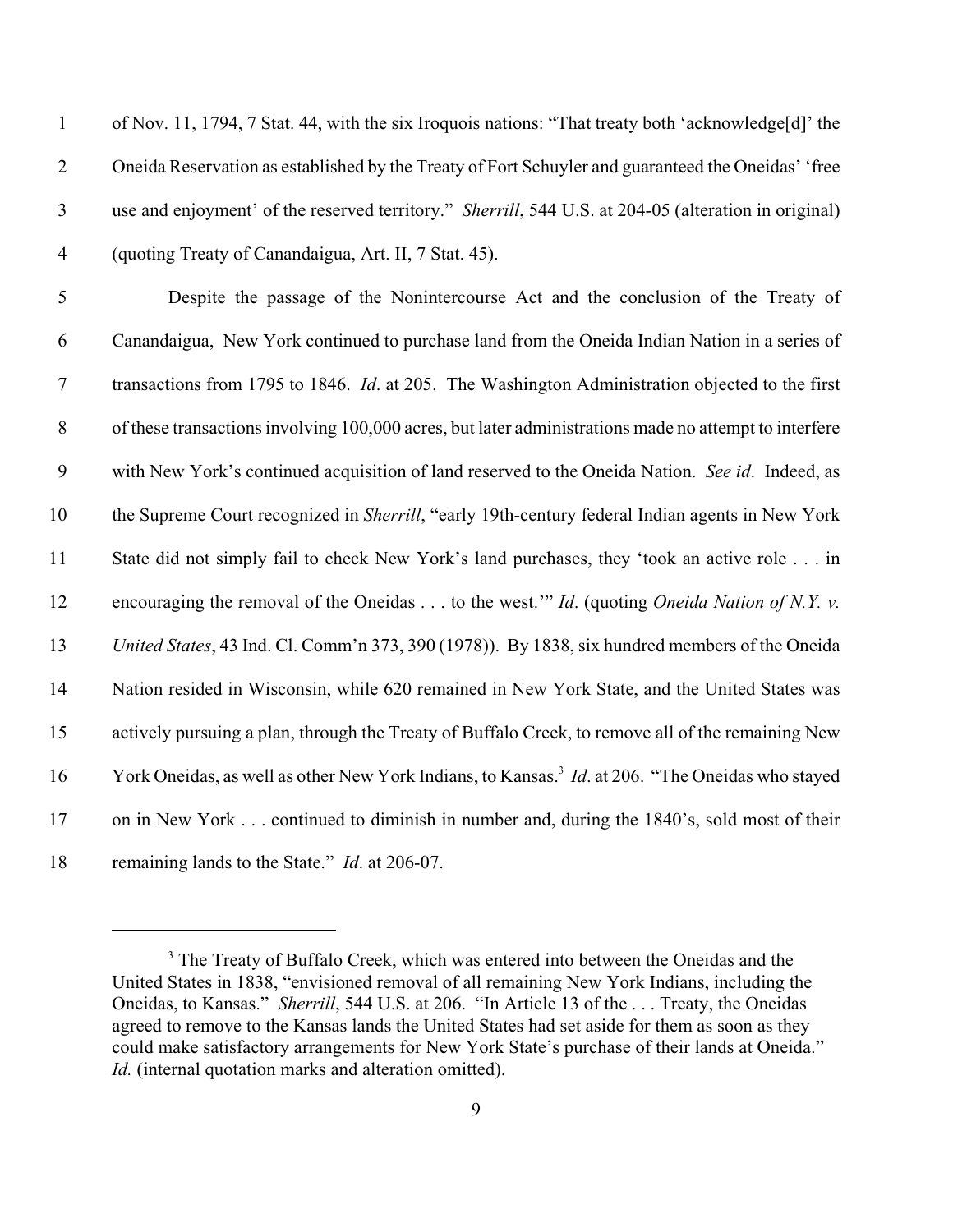of Nov. 11, 1794, 7 Stat. 44, with the six Iroquois nations: "That treaty both 'acknowledge[d]' the Oneida Reservation as established by the Treaty of Fort Schuyler and guaranteed the Oneidas' 'free use and enjoyment' of the reserved territory." *Sherrill*, 544 U.S. at 204-05 (alteration in original) (quoting Treaty of Canandaigua, Art. II, 7 Stat. 45).

Despite the passage of the Nonintercourse Act and the conclusion of the Treaty of Canandaigua, New York continued to purchase land from the Oneida Indian Nation in a series of transactions from 1795 to 1846. *Id*. at 205. The Washington Administration objected to the first of these transactions involving 100,000 acres, but later administrations made no attempt to interfere with New York's continued acquisition of land reserved to the Oneida Nation. *See id*. Indeed, as the Supreme Court recognized in *Sherrill*, "early 19th-century federal Indian agents in New York State did not simply fail to check New York's land purchases, they 'took an active role . . . in encouraging the removal of the Oneidas . . . to the west.'" *Id*. (quoting *Oneida Nation of N.Y. v. United States*, 43 Ind. Cl. Comm'n 373, 390 (1978)). By 1838, six hundred members of the Oneida Nation resided in Wisconsin, while 620 remained in New York State, and the United States was actively pursuing a plan, through the Treaty of Buffalo Creek, to remove all of the remaining New York Oneidas, as well as other New York Indians, to Kansas.[3] *Id*. at 206. "The Oneidas who stayed on in New York . . . continued to diminish in number and, during the 1840's, sold most of their remaining lands to the State." *Id*. at 206-07.

---

[3] The Treaty of Buffalo Creek, which was entered into between the Oneidas and the United States in 1838, "envisioned removal of all remaining New York Indians, including the Oneidas, to Kansas." *Sherrill*, 544 U.S. at 206. "In Article 13 of the . . . Treaty, the Oneidas agreed to remove to the Kansas lands the United States had set aside for them as soon as they could make satisfactory arrangements for New York State's purchase of their lands at Oneida." *Id.* (internal quotation marks and alteration omitted).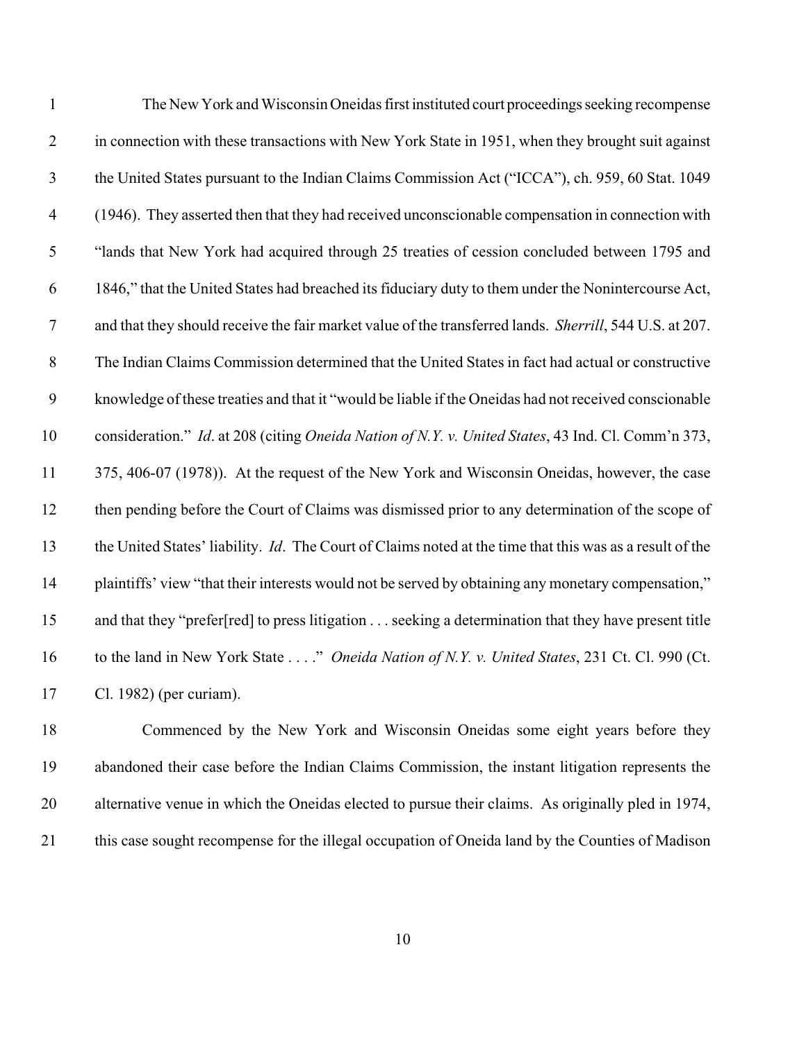The New York and Wisconsin Oneidas first instituted court proceedings seeking recompense in connection with these transactions with New York State in 1951, when they brought suit against the United States pursuant to the Indian Claims Commission Act ("ICCA"), ch. 959, 60 Stat. 1049 (1946). They asserted then that they had received unconscionable compensation in connection with "lands that New York had acquired through 25 treaties of cession concluded between 1795 and 1846," that the United States had breached its fiduciary duty to them under the Nonintercourse Act, and that they should receive the fair market value of the transferred lands. *Sherrill*, 544 U.S. at 207. The Indian Claims Commission determined that the United States in fact had actual or constructive knowledge of these treaties and that it "would be liable if the Oneidas had not received conscionable consideration." *Id*. at 208 (citing *Oneida Nation of N.Y. v. United States*, 43 Ind. Cl. Comm'n 373, 375, 406-07 (1978)). At the request of the New York and Wisconsin Oneidas, however, the case then pending before the Court of Claims was dismissed prior to any determination of the scope of the United States' liability. *Id*. The Court of Claims noted at the time that this was as a result of the plaintiffs' view "that their interests would not be served by obtaining any monetary compensation," and that they "prefer[red] to press litigation . . . seeking a determination that they have present title to the land in New York State . . . ." *Oneida Nation of N.Y. v. United States*, 231 Ct. Cl. 990 (Ct. Cl. 1982) (per curiam).

Commenced by the New York and Wisconsin Oneidas some eight years before they abandoned their case before the Indian Claims Commission, the instant litigation represents the alternative venue in which the Oneidas elected to pursue their claims. As originally pled in 1974, this case sought recompense for the illegal occupation of Oneida land by the Counties of Madison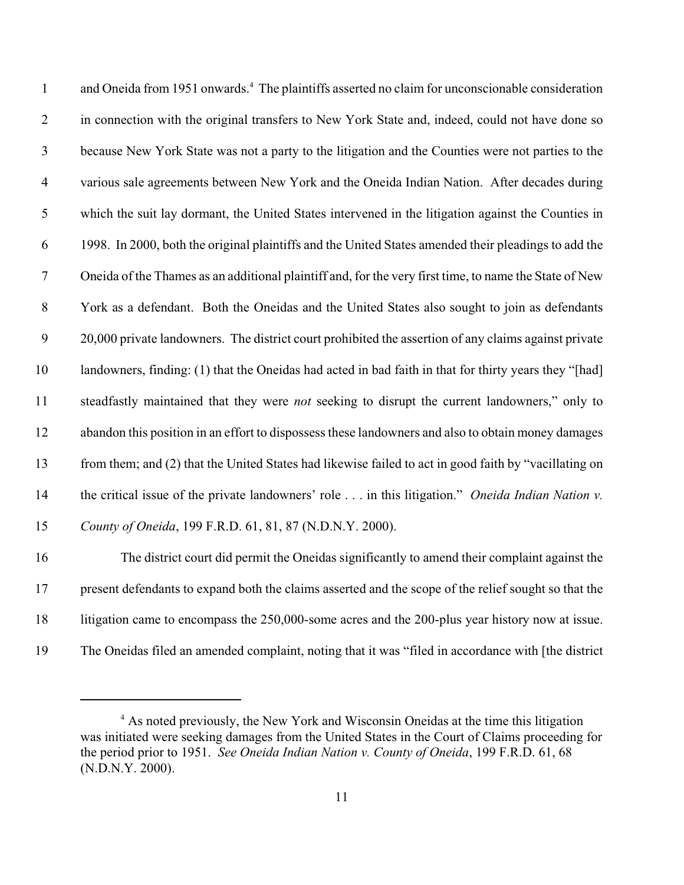and Oneida from 1951 onwards.[4] The plaintiffs asserted no claim for unconscionable consideration in connection with the original transfers to New York State and, indeed, could not have done so because New York State was not a party to the litigation and the Counties were not parties to the various sale agreements between New York and the Oneida Indian Nation. After decades during which the suit lay dormant, the United States intervened in the litigation against the Counties in 1998. In 2000, both the original plaintiffs and the United States amended their pleadings to add the Oneida of the Thames as an additional plaintiff and, for the very first time, to name the State of New York as a defendant. Both the Oneidas and the United States also sought to join as defendants 20,000 private landowners. The district court prohibited the assertion of any claims against private landowners, finding: (1) that the Oneidas had acted in bad faith in that for thirty years they "[had] steadfastly maintained that they were *not* seeking to disrupt the current landowners," only to abandon this position in an effort to dispossess these landowners and also to obtain money damages from them; and (2) that the United States had likewise failed to act in good faith by "vacillating on the critical issue of the private landowners' role . . . in this litigation." *Oneida Indian Nation v. County of Oneida*, 199 F.R.D. 61, 81, 87 (N.D.N.Y. 2000).

The district court did permit the Oneidas significantly to amend their complaint against the present defendants to expand both the claims asserted and the scope of the relief sought so that the litigation came to encompass the 250,000-some acres and the 200-plus year history now at issue. The Oneidas filed an amended complaint, noting that it was "filed in accordance with [the district

---

[4] As noted previously, the New York and Wisconsin Oneidas at the time this litigation was initiated were seeking damages from the United States in the Court of Claims proceeding for the period prior to 1951. *See Oneida Indian Nation v. County of Oneida*, 199 F.R.D. 61, 68 (N.D.N.Y. 2000).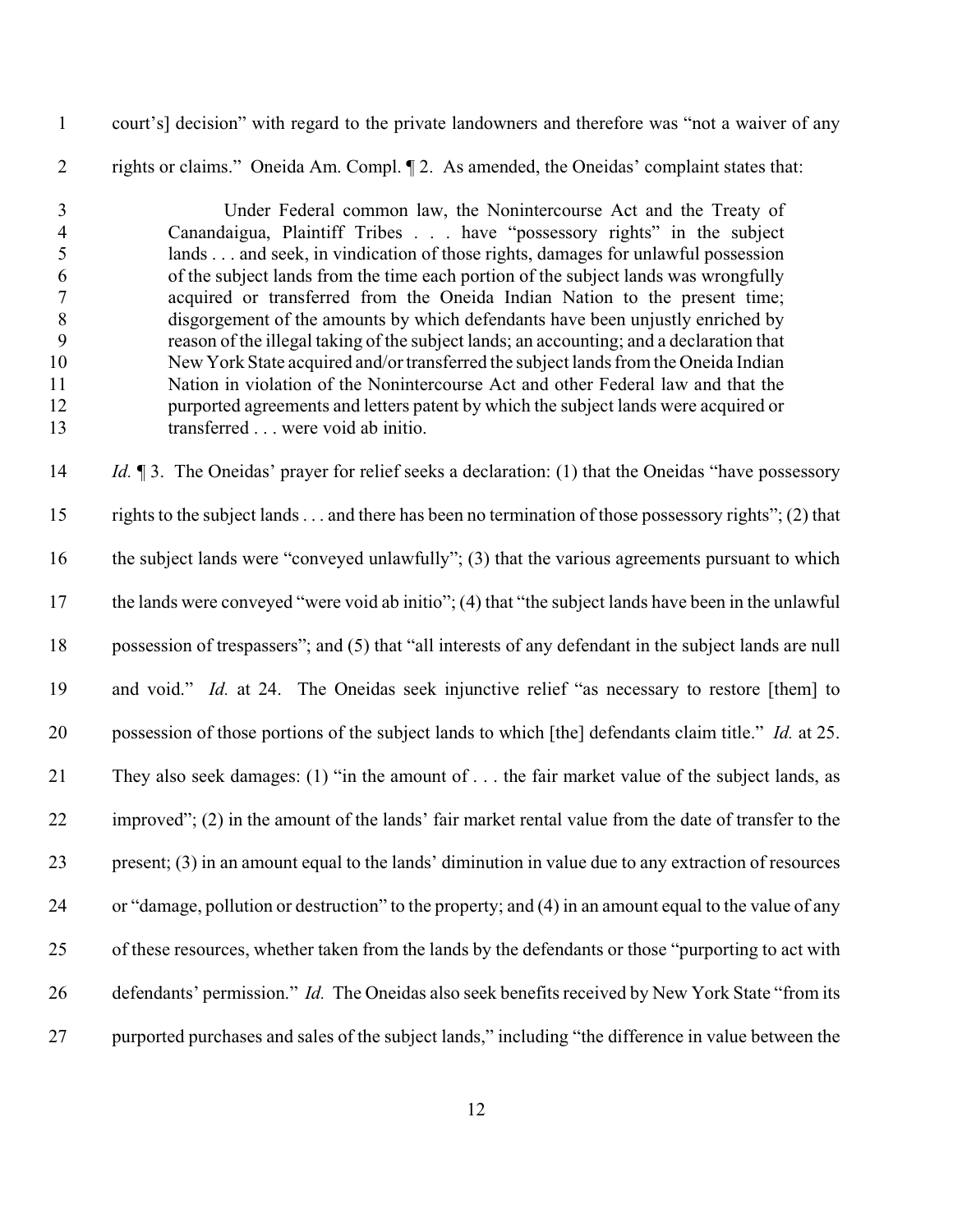court's] decision" with regard to the private landowners and therefore was "not a waiver of any rights or claims." Oneida Am. Compl. ¶ 2. As amended, the Oneidas' complaint states that:

> Under Federal common law, the Nonintercourse Act and the Treaty of Canandaigua, Plaintiff Tribes . . . have "possessory rights" in the subject lands . . . and seek, in vindication of those rights, damages for unlawful possession of the subject lands from the time each portion of the subject lands was wrongfully acquired or transferred from the Oneida Indian Nation to the present time; disgorgement of the amounts by which defendants have been unjustly enriched by reason of the illegal taking of the subject lands; an accounting; and a declaration that New York State acquired and/or transferred the subject lands from the Oneida Indian Nation in violation of the Nonintercourse Act and other Federal law and that the purported agreements and letters patent by which the subject lands were acquired or transferred . . . were void ab initio.

*Id.* ¶ 3. The Oneidas' prayer for relief seeks a declaration: (1) that the Oneidas "have possessory rights to the subject lands . . . and there has been no termination of those possessory rights"; (2) that the subject lands were "conveyed unlawfully"; (3) that the various agreements pursuant to which the lands were conveyed "were void ab initio"; (4) that "the subject lands have been in the unlawful possession of trespassers"; and (5) that "all interests of any defendant in the subject lands are null and void." *Id.* at 24. The Oneidas seek injunctive relief "as necessary to restore [them] to possession of those portions of the subject lands to which [the] defendants claim title." *Id.* at 25. They also seek damages: (1) "in the amount of . . . the fair market value of the subject lands, as improved"; (2) in the amount of the lands' fair market rental value from the date of transfer to the present; (3) in an amount equal to the lands' diminution in value due to any extraction of resources or "damage, pollution or destruction" to the property; and (4) in an amount equal to the value of any of these resources, whether taken from the lands by the defendants or those "purporting to act with defendants' permission." *Id.* The Oneidas also seek benefits received by New York State "from its purported purchases and sales of the subject lands," including "the difference in value between the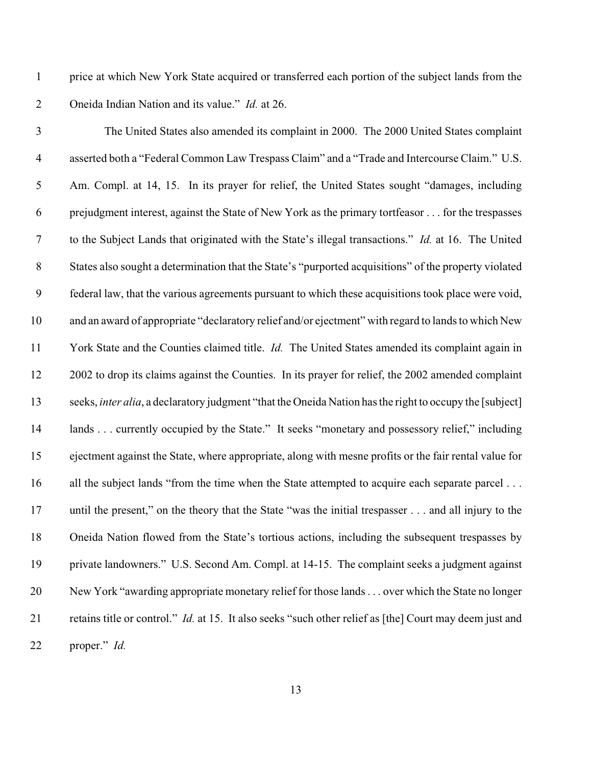price at which New York State acquired or transferred each portion of the subject lands from the Oneida Indian Nation and its value." *Id.* at 26.

The United States also amended its complaint in 2000. The 2000 United States complaint asserted both a "Federal Common Law Trespass Claim" and a "Trade and Intercourse Claim." U.S. Am. Compl. at 14, 15. In its prayer for relief, the United States sought "damages, including prejudgment interest, against the State of New York as the primary tortfeasor . . . for the trespasses to the Subject Lands that originated with the State's illegal transactions." *Id.* at 16. The United States also sought a determination that the State's "purported acquisitions" of the property violated federal law, that the various agreements pursuant to which these acquisitions took place were void, and an award of appropriate "declaratory relief and/or ejectment" with regard to lands to which New York State and the Counties claimed title. *Id.* The United States amended its complaint again in 2002 to drop its claims against the Counties. In its prayer for relief, the 2002 amended complaint seeks, *inter alia*, a declaratory judgment "that the Oneida Nation has the right to occupy the [subject] lands . . . currently occupied by the State." It seeks "monetary and possessory relief," including ejectment against the State, where appropriate, along with mesne profits or the fair rental value for all the subject lands "from the time when the State attempted to acquire each separate parcel . . . until the present," on the theory that the State "was the initial trespasser . . . and all injury to the Oneida Nation flowed from the State's tortious actions, including the subsequent trespasses by private landowners." U.S. Second Am. Compl. at 14-15. The complaint seeks a judgment against New York "awarding appropriate monetary relief for those lands . . . over which the State no longer retains title or control." *Id.* at 15. It also seeks "such other relief as [the] Court may deem just and proper." *Id.*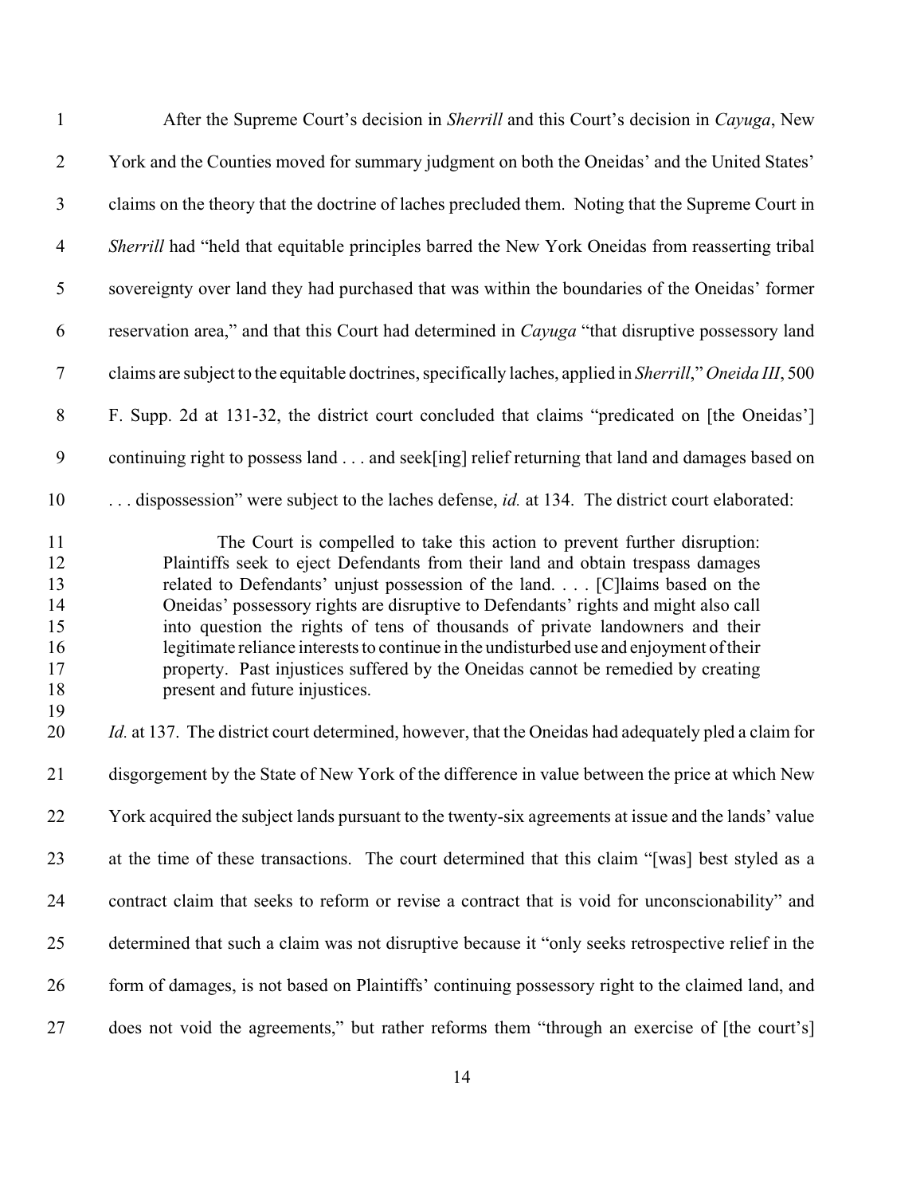After the Supreme Court's decision in *Sherrill* and this Court's decision in *Cayuga*, New York and the Counties moved for summary judgment on both the Oneidas' and the United States' claims on the theory that the doctrine of laches precluded them. Noting that the Supreme Court in *Sherrill* had "held that equitable principles barred the New York Oneidas from reasserting tribal sovereignty over land they had purchased that was within the boundaries of the Oneidas' former reservation area," and that this Court had determined in *Cayuga* "that disruptive possessory land claims are subject to the equitable doctrines, specifically laches, applied in *Sherrill*," *Oneida III*, 500 F. Supp. 2d at 131-32, the district court concluded that claims "predicated on [the Oneidas'] continuing right to possess land . . . and seek[ing] relief returning that land and damages based on . . . dispossession" were subject to the laches defense, *id.* at 134. The district court elaborated:

> The Court is compelled to take this action to prevent further disruption: Plaintiffs seek to eject Defendants from their land and obtain trespass damages related to Defendants' unjust possession of the land. . . . [C]laims based on the Oneidas' possessory rights are disruptive to Defendants' rights and might also call into question the rights of tens of thousands of private landowners and their legitimate reliance interests to continue in the undisturbed use and enjoyment of their property. Past injustices suffered by the Oneidas cannot be remedied by creating present and future injustices.

*Id.* at 137. The district court determined, however, that the Oneidas had adequately pled a claim for disgorgement by the State of New York of the difference in value between the price at which New York acquired the subject lands pursuant to the twenty-six agreements at issue and the lands' value at the time of these transactions. The court determined that this claim "[was] best styled as a contract claim that seeks to reform or revise a contract that is void for unconscionability" and determined that such a claim was not disruptive because it "only seeks retrospective relief in the form of damages, is not based on Plaintiffs' continuing possessory right to the claimed land, and does not void the agreements," but rather reforms them "through an exercise of [the court's]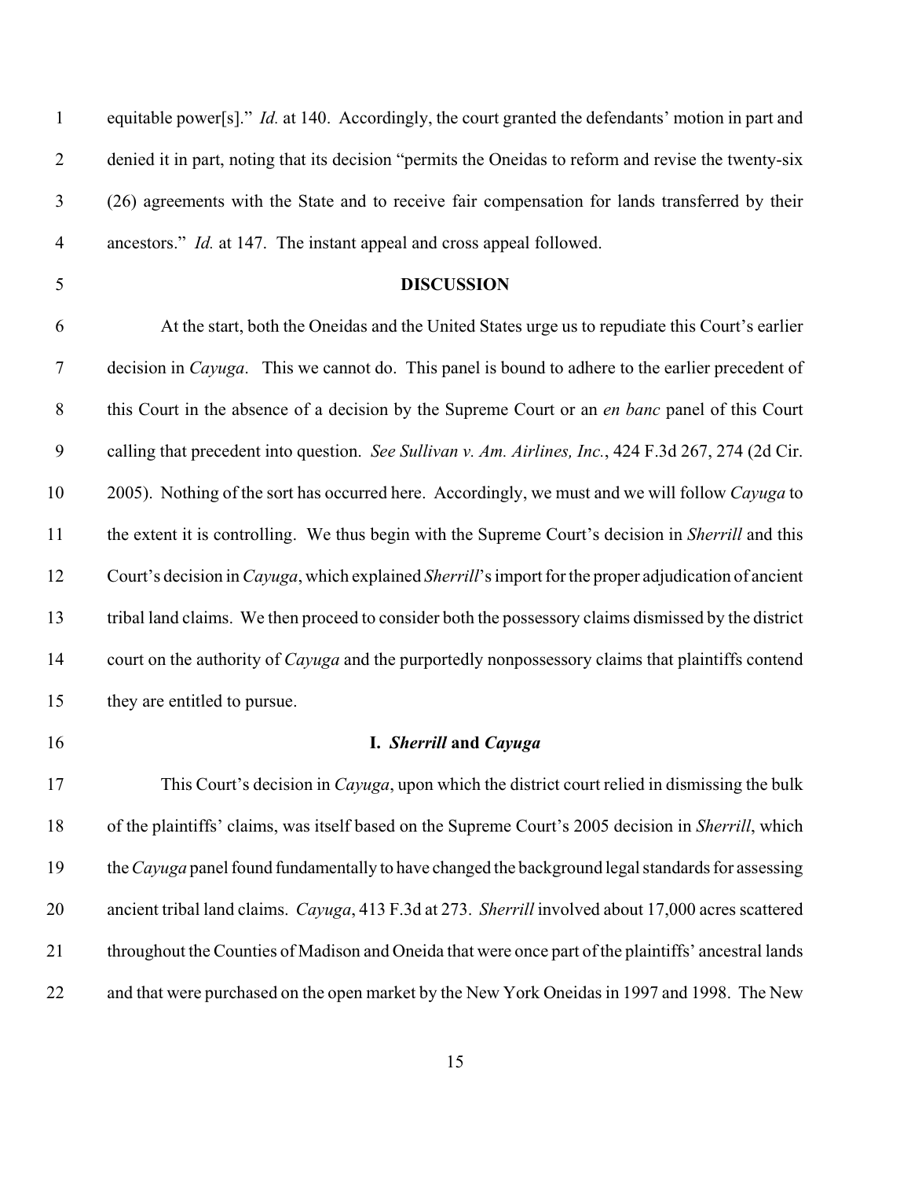equitable power[s]." *Id.* at 140. Accordingly, the court granted the defendants' motion in part and denied it in part, noting that its decision "permits the Oneidas to reform and revise the twenty-six (26) agreements with the State and to receive fair compensation for lands transferred by their ancestors." *Id.* at 147. The instant appeal and cross appeal followed.

## DISCUSSION

At the start, both the Oneidas and the United States urge us to repudiate this Court's earlier decision in *Cayuga*. This we cannot do. This panel is bound to adhere to the earlier precedent of this Court in the absence of a decision by the Supreme Court or an *en banc* panel of this Court calling that precedent into question. *See Sullivan v. Am. Airlines, Inc.*, 424 F.3d 267, 274 (2d Cir. 2005). Nothing of the sort has occurred here. Accordingly, we must and we will follow *Cayuga* to the extent it is controlling. We thus begin with the Supreme Court's decision in *Sherrill* and this Court's decision in *Cayuga*, which explained *Sherrill*'s import for the proper adjudication of ancient tribal land claims. We then proceed to consider both the possessory claims dismissed by the district court on the authority of *Cayuga* and the purportedly nonpossessory claims that plaintiffs contend they are entitled to pursue.

### I. *Sherrill* and *Cayuga*

This Court's decision in *Cayuga*, upon which the district court relied in dismissing the bulk of the plaintiffs' claims, was itself based on the Supreme Court's 2005 decision in *Sherrill*, which the *Cayuga* panel found fundamentally to have changed the background legal standards for assessing ancient tribal land claims. *Cayuga*, 413 F.3d at 273. *Sherrill* involved about 17,000 acres scattered throughout the Counties of Madison and Oneida that were once part of the plaintiffs' ancestral lands and that were purchased on the open market by the New York Oneidas in 1997 and 1998. The New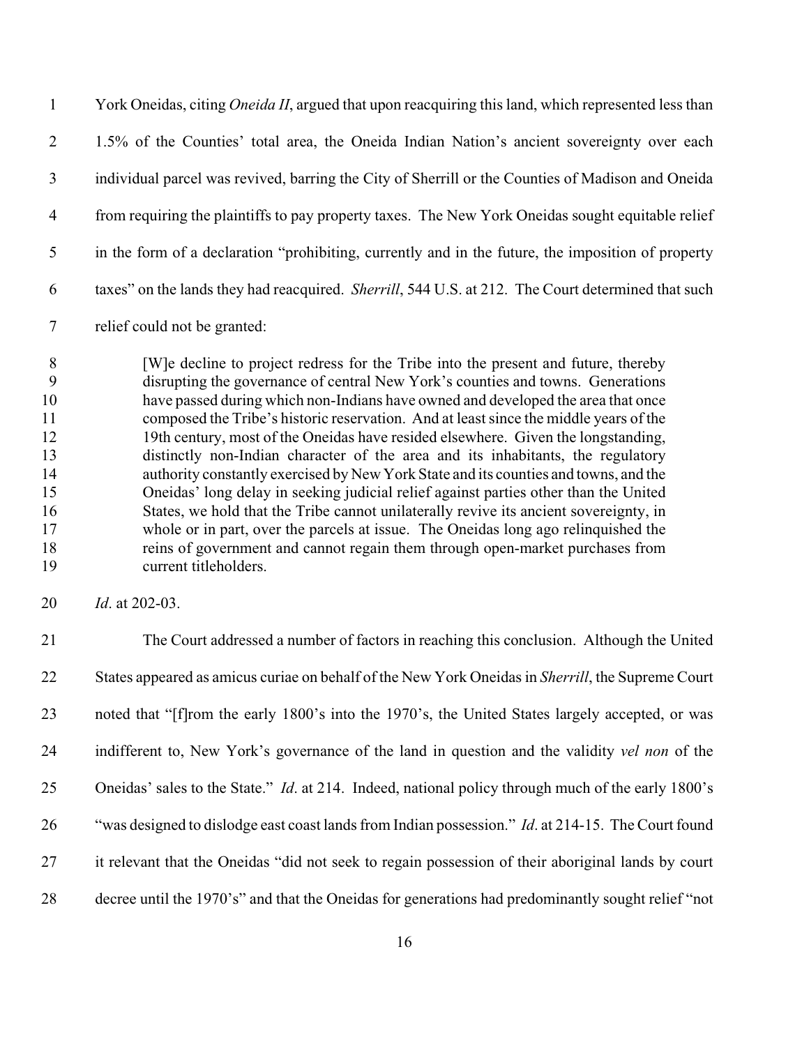York Oneidas, citing *Oneida II*, argued that upon reacquiring this land, which represented less than 1.5% of the Counties' total area, the Oneida Indian Nation's ancient sovereignty over each individual parcel was revived, barring the City of Sherrill or the Counties of Madison and Oneida from requiring the plaintiffs to pay property taxes. The New York Oneidas sought equitable relief in the form of a declaration "prohibiting, currently and in the future, the imposition of property taxes" on the lands they had reacquired. *Sherrill*, 544 U.S. at 212. The Court determined that such relief could not be granted:

> [W]e decline to project redress for the Tribe into the present and future, thereby disrupting the governance of central New York's counties and towns. Generations have passed during which non-Indians have owned and developed the area that once composed the Tribe's historic reservation. And at least since the middle years of the 19th century, most of the Oneidas have resided elsewhere. Given the longstanding, distinctly non-Indian character of the area and its inhabitants, the regulatory authority constantly exercised by New York State and its counties and towns, and the Oneidas' long delay in seeking judicial relief against parties other than the United States, we hold that the Tribe cannot unilaterally revive its ancient sovereignty, in whole or in part, over the parcels at issue. The Oneidas long ago relinquished the reins of government and cannot regain them through open-market purchases from current titleholders.

*Id*. at 202-03.

The Court addressed a number of factors in reaching this conclusion. Although the United States appeared as amicus curiae on behalf of the New York Oneidas in *Sherrill*, the Supreme Court noted that "[f]rom the early 1800's into the 1970's, the United States largely accepted, or was indifferent to, New York's governance of the land in question and the validity *vel non* of the Oneidas' sales to the State." *Id*. at 214. Indeed, national policy through much of the early 1800's "was designed to dislodge east coast lands from Indian possession." *Id*. at 214-15. The Court found it relevant that the Oneidas "did not seek to regain possession of their aboriginal lands by court decree until the 1970's" and that the Oneidas for generations had predominantly sought relief "not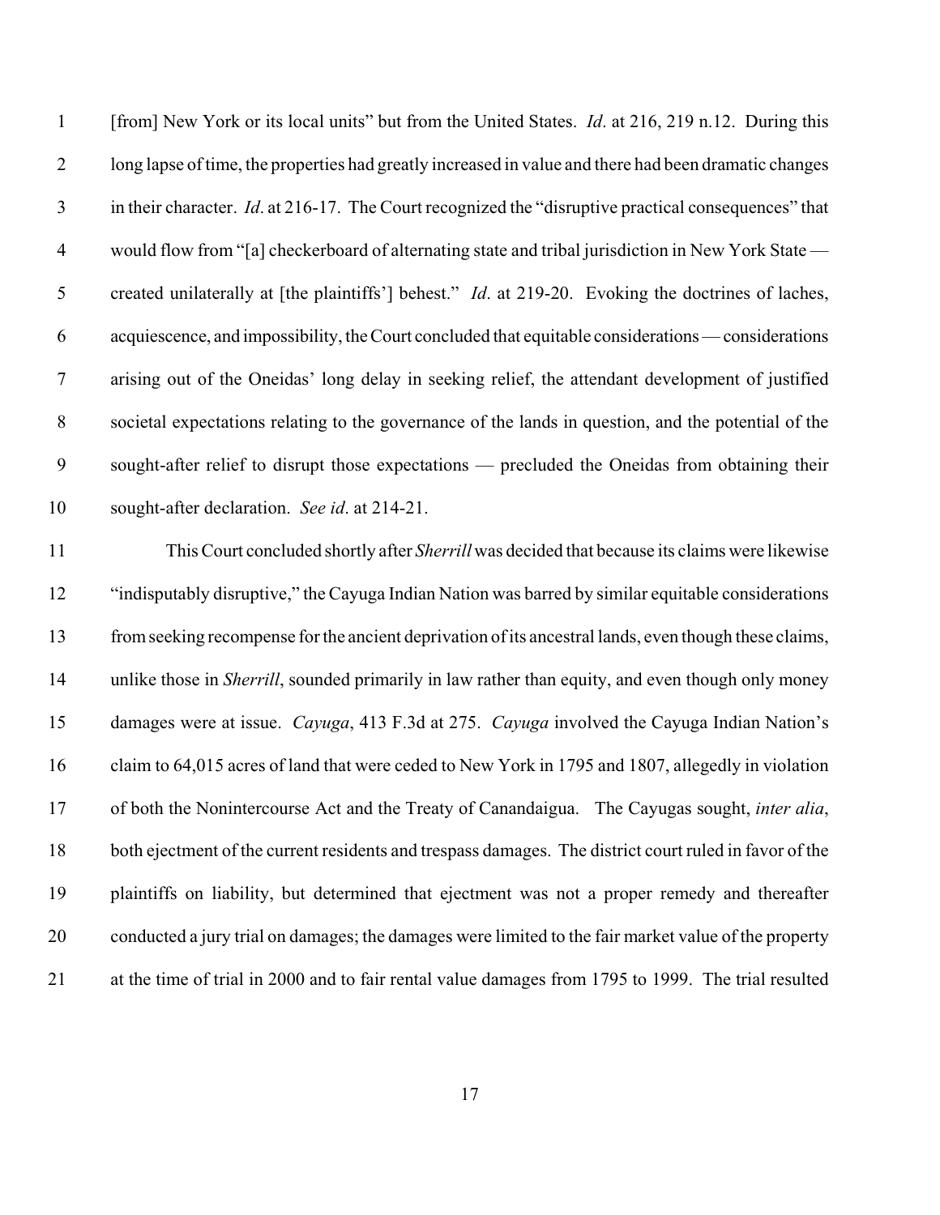[from] New York or its local units" but from the United States. *Id*. at 216, 219 n.12. During this long lapse of time, the properties had greatly increased in value and there had been dramatic changes in their character. *Id*. at 216-17. The Court recognized the "disruptive practical consequences" that would flow from "[a] checkerboard of alternating state and tribal jurisdiction in New York State — created unilaterally at [the plaintiffs'] behest." *Id*. at 219-20. Evoking the doctrines of laches, acquiescence, and impossibility, the Court concluded that equitable considerations — considerations arising out of the Oneidas' long delay in seeking relief, the attendant development of justified societal expectations relating to the governance of the lands in question, and the potential of the sought-after relief to disrupt those expectations — precluded the Oneidas from obtaining their sought-after declaration. *See id*. at 214-21.

This Court concluded shortly after *Sherrill* was decided that because its claims were likewise "indisputably disruptive," the Cayuga Indian Nation was barred by similar equitable considerations from seeking recompense for the ancient deprivation of its ancestral lands, even though these claims, unlike those in *Sherrill*, sounded primarily in law rather than equity, and even though only money damages were at issue. *Cayuga*, 413 F.3d at 275. *Cayuga* involved the Cayuga Indian Nation's claim to 64,015 acres of land that were ceded to New York in 1795 and 1807, allegedly in violation of both the Nonintercourse Act and the Treaty of Canandaigua. The Cayugas sought, *inter alia*, both ejectment of the current residents and trespass damages. The district court ruled in favor of the plaintiffs on liability, but determined that ejectment was not a proper remedy and thereafter conducted a jury trial on damages; the damages were limited to the fair market value of the property at the time of trial in 2000 and to fair rental value damages from 1795 to 1999. The trial resulted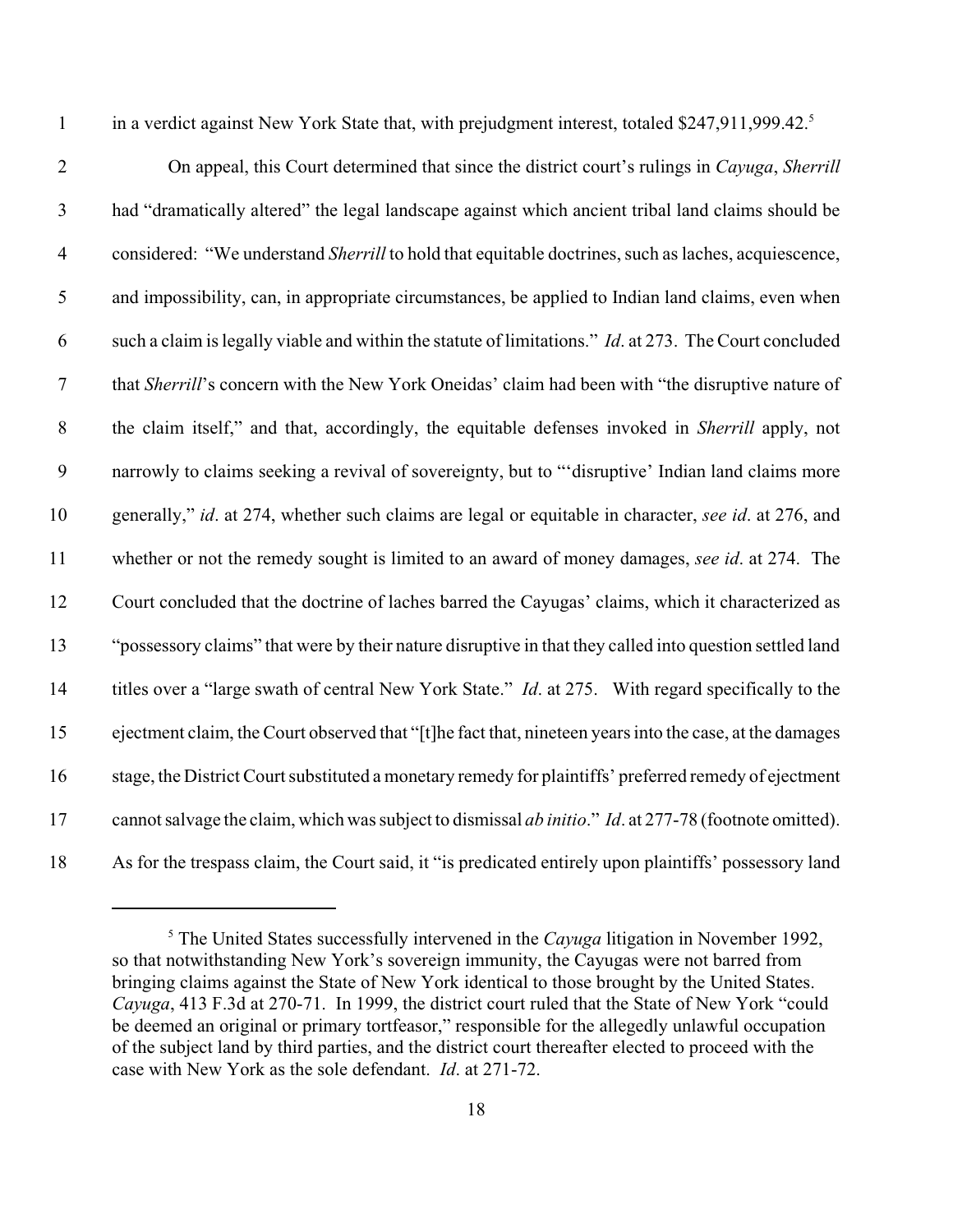in a verdict against New York State that, with prejudgment interest, totaled $247,911,999.42.[5]

On appeal, this Court determined that since the district court's rulings in *Cayuga*, *Sherrill* had "dramatically altered" the legal landscape against which ancient tribal land claims should be considered: "We understand *Sherrill* to hold that equitable doctrines, such as laches, acquiescence, and impossibility, can, in appropriate circumstances, be applied to Indian land claims, even when such a claim is legally viable and within the statute of limitations." *Id*. at 273. The Court concluded that *Sherrill*'s concern with the New York Oneidas' claim had been with "the disruptive nature of the claim itself," and that, accordingly, the equitable defenses invoked in *Sherrill* apply, not narrowly to claims seeking a revival of sovereignty, but to "'disruptive' Indian land claims more generally," *id*. at 274, whether such claims are legal or equitable in character, *see id*. at 276, and whether or not the remedy sought is limited to an award of money damages, *see id*. at 274. The Court concluded that the doctrine of laches barred the Cayugas' claims, which it characterized as "possessory claims" that were by their nature disruptive in that they called into question settled land titles over a "large swath of central New York State." *Id*. at 275. With regard specifically to the ejectment claim, the Court observed that "[t]he fact that, nineteen years into the case, at the damages stage, the District Court substituted a monetary remedy for plaintiffs' preferred remedy of ejectment cannot salvage the claim, which was subject to dismissal *ab initio*." *Id*. at 277-78 (footnote omitted). As for the trespass claim, the Court said, it "is predicated entirely upon plaintiffs' possessory land

[5] The United States successfully intervened in the *Cayuga* litigation in November 1992, so that notwithstanding New York's sovereign immunity, the Cayugas were not barred from bringing claims against the State of New York identical to those brought by the United States. *Cayuga*, 413 F.3d at 270-71. In 1999, the district court ruled that the State of New York "could be deemed an original or primary tortfeasor," responsible for the allegedly unlawful occupation of the subject land by third parties, and the district court thereafter elected to proceed with the case with New York as the sole defendant. *Id*. at 271-72.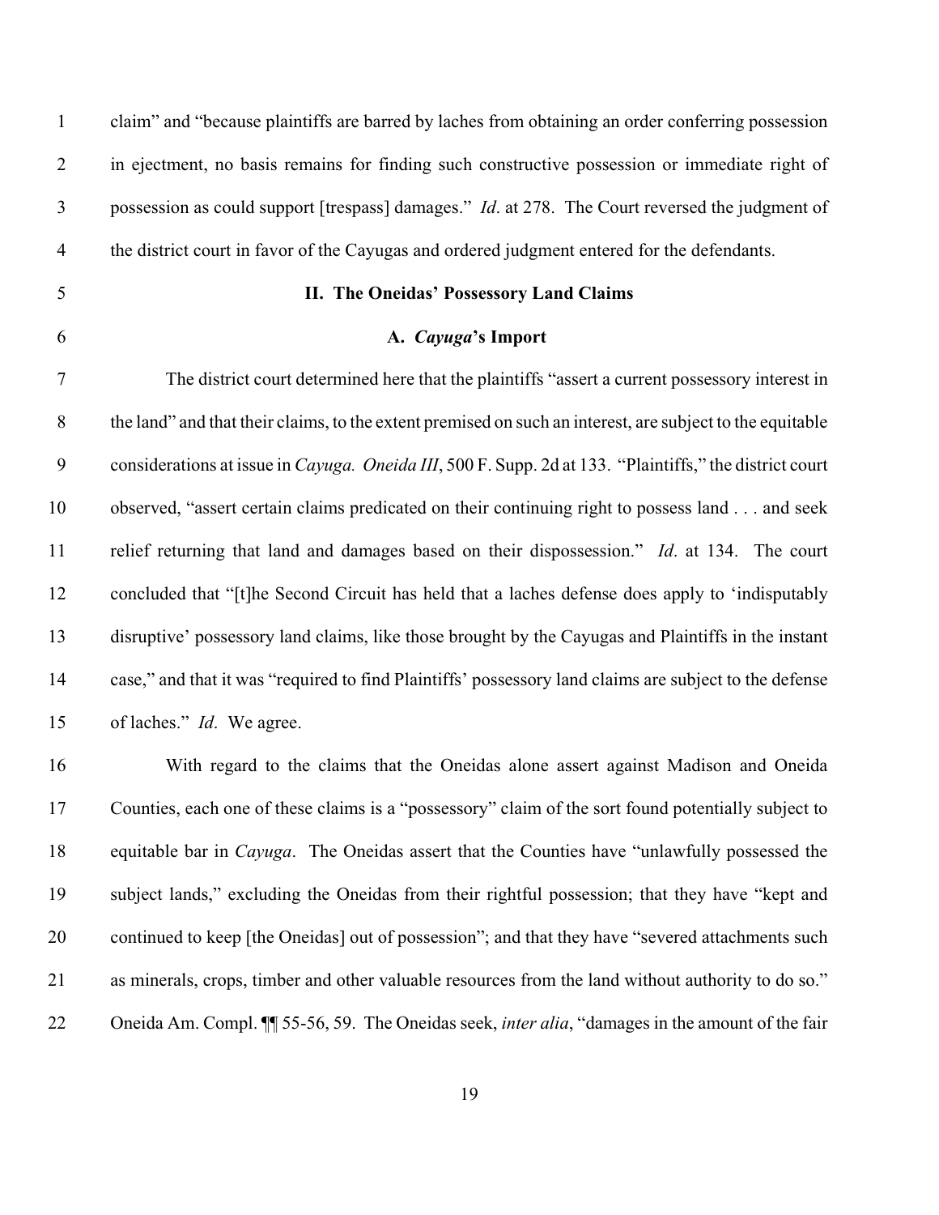claim" and "because plaintiffs are barred by laches from obtaining an order conferring possession in ejectment, no basis remains for finding such constructive possession or immediate right of possession as could support [trespass] damages." *Id*. at 278. The Court reversed the judgment of the district court in favor of the Cayugas and ordered judgment entered for the defendants.

## II. The Oneidas' Possessory Land Claims

### A. *Cayuga*'s Import

The district court determined here that the plaintiffs "assert a current possessory interest in the land" and that their claims, to the extent premised on such an interest, are subject to the equitable considerations at issue in *Cayuga*. *Oneida III*, 500 F. Supp. 2d at 133. "Plaintiffs," the district court observed, "assert certain claims predicated on their continuing right to possess land . . . and seek relief returning that land and damages based on their dispossession." *Id*. at 134. The court concluded that "[t]he Second Circuit has held that a laches defense does apply to 'indisputably disruptive' possessory land claims, like those brought by the Cayugas and Plaintiffs in the instant case," and that it was "required to find Plaintiffs' possessory land claims are subject to the defense of laches." *Id*. We agree.

With regard to the claims that the Oneidas alone assert against Madison and Oneida Counties, each one of these claims is a "possessory" claim of the sort found potentially subject to equitable bar in *Cayuga*. The Oneidas assert that the Counties have "unlawfully possessed the subject lands," excluding the Oneidas from their rightful possession; that they have "kept and continued to keep [the Oneidas] out of possession"; and that they have "severed attachments such as minerals, crops, timber and other valuable resources from the land without authority to do so." Oneida Am. Compl. ¶¶ 55-56, 59. The Oneidas seek, *inter alia*, "damages in the amount of the fair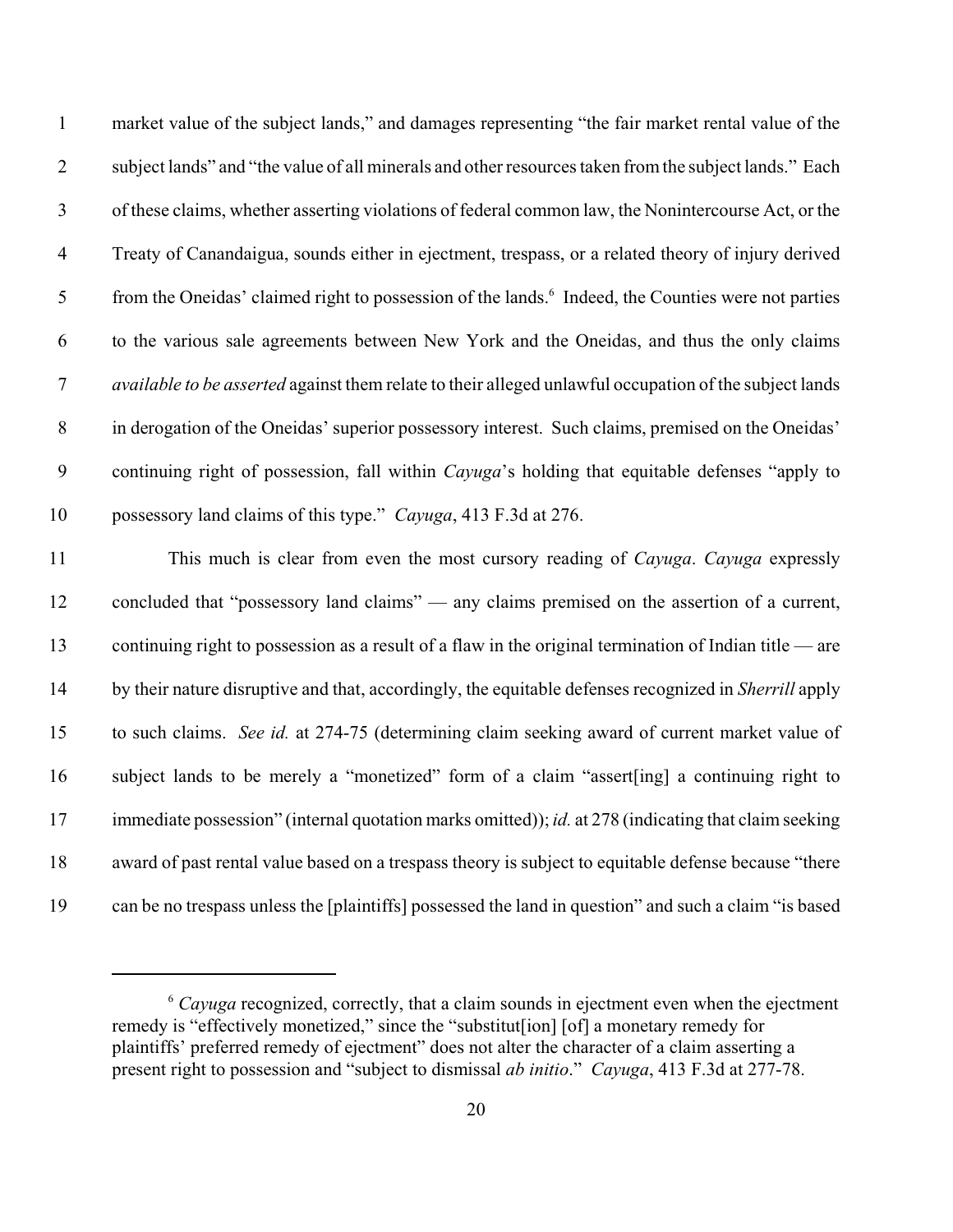market value of the subject lands," and damages representing "the fair market rental value of the subject lands" and "the value of all minerals and other resources taken from the subject lands." Each of these claims, whether asserting violations of federal common law, the Nonintercourse Act, or the Treaty of Canandaigua, sounds either in ejectment, trespass, or a related theory of injury derived from the Oneidas' claimed right to possession of the lands.[6] Indeed, the Counties were not parties to the various sale agreements between New York and the Oneidas, and thus the only claims *available to be asserted* against them relate to their alleged unlawful occupation of the subject lands in derogation of the Oneidas' superior possessory interest. Such claims, premised on the Oneidas' continuing right of possession, fall within *Cayuga*'s holding that equitable defenses "apply to possessory land claims of this type." *Cayuga*, 413 F.3d at 276.

This much is clear from even the most cursory reading of *Cayuga*. *Cayuga* expressly concluded that "possessory land claims" — any claims premised on the assertion of a current, continuing right to possession as a result of a flaw in the original termination of Indian title — are by their nature disruptive and that, accordingly, the equitable defenses recognized in *Sherrill* apply to such claims. *See id.* at 274-75 (determining claim seeking award of current market value of subject lands to be merely a "monetized" form of a claim "assert[ing] a continuing right to immediate possession" (internal quotation marks omitted)); *id.* at 278 (indicating that claim seeking award of past rental value based on a trespass theory is subject to equitable defense because "there can be no trespass unless the [plaintiffs] possessed the land in question" and such a claim "is based

[6] *Cayuga* recognized, correctly, that a claim sounds in ejectment even when the ejectment remedy is "effectively monetized," since the "substitut[ion] [of] a monetary remedy for plaintiffs' preferred remedy of ejectment" does not alter the character of a claim asserting a present right to possession and "subject to dismissal *ab initio*." *Cayuga*, 413 F.3d at 277-78.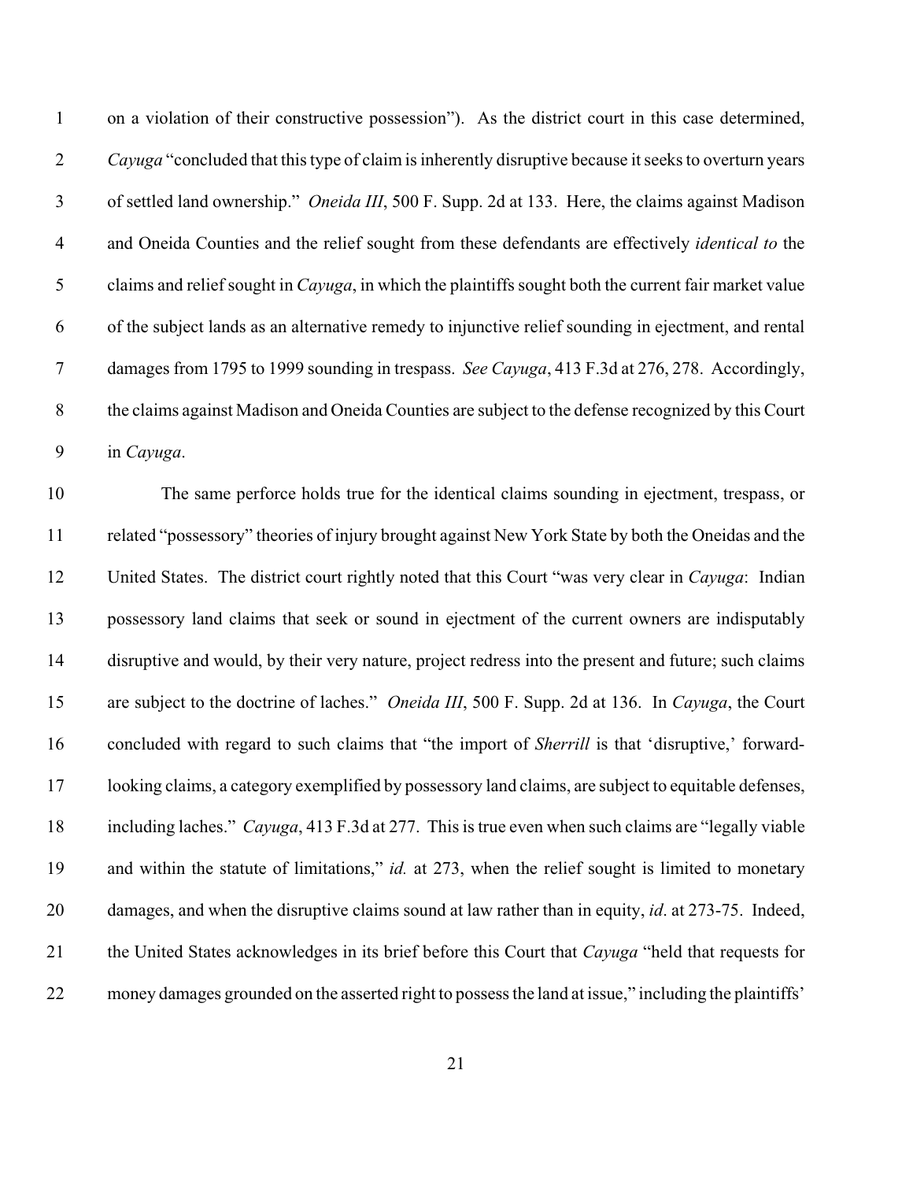on a violation of their constructive possession"). As the district court in this case determined, *Cayuga* "concluded that this type of claim is inherently disruptive because it seeks to overturn years of settled land ownership." *Oneida III*, 500 F. Supp. 2d at 133. Here, the claims against Madison and Oneida Counties and the relief sought from these defendants are effectively *identical to* the claims and relief sought in *Cayuga*, in which the plaintiffs sought both the current fair market value of the subject lands as an alternative remedy to injunctive relief sounding in ejectment, and rental damages from 1795 to 1999 sounding in trespass. *See Cayuga*, 413 F.3d at 276, 278. Accordingly, the claims against Madison and Oneida Counties are subject to the defense recognized by this Court in *Cayuga*.

The same perforce holds true for the identical claims sounding in ejectment, trespass, or related "possessory" theories of injury brought against New York State by both the Oneidas and the United States. The district court rightly noted that this Court "was very clear in *Cayuga*: Indian possessory land claims that seek or sound in ejectment of the current owners are indisputably disruptive and would, by their very nature, project redress into the present and future; such claims are subject to the doctrine of laches." *Oneida III*, 500 F. Supp. 2d at 136. In *Cayuga*, the Court concluded with regard to such claims that "the import of *Sherrill* is that 'disruptive,' forward-looking claims, a category exemplified by possessory land claims, are subject to equitable defenses, including laches." *Cayuga*, 413 F.3d at 277. This is true even when such claims are "legally viable and within the statute of limitations," *id.* at 273, when the relief sought is limited to monetary damages, and when the disruptive claims sound at law rather than in equity, *id*. at 273-75. Indeed, the United States acknowledges in its brief before this Court that *Cayuga* "held that requests for money damages grounded on the asserted right to possess the land at issue," including the plaintiffs'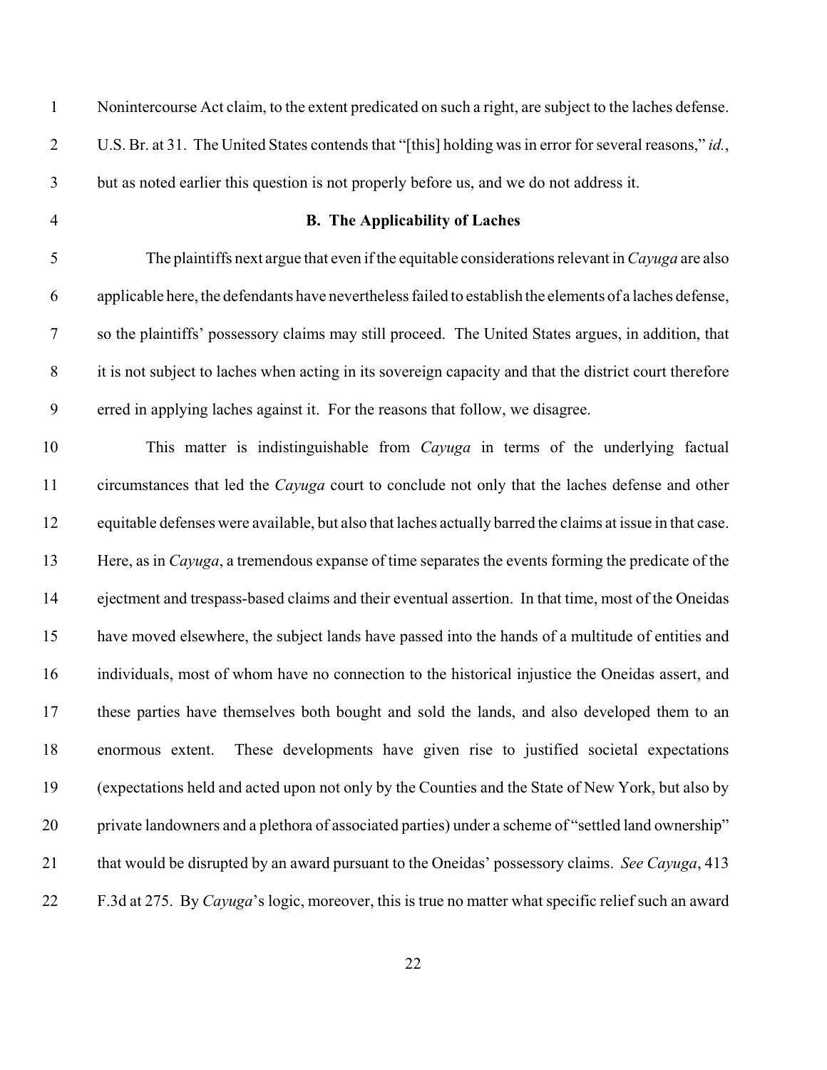Nonintercourse Act claim, to the extent predicated on such a right, are subject to the laches defense. U.S. Br. at 31. The United States contends that "[this] holding was in error for several reasons," *id.*, but as noted earlier this question is not properly before us, and we do not address it.

**B. The Applicability of Laches**

The plaintiffs next argue that even if the equitable considerations relevant in *Cayuga* are also applicable here, the defendants have nevertheless failed to establish the elements of a laches defense, so the plaintiffs' possessory claims may still proceed. The United States argues, in addition, that it is not subject to laches when acting in its sovereign capacity and that the district court therefore erred in applying laches against it. For the reasons that follow, we disagree.

This matter is indistinguishable from *Cayuga* in terms of the underlying factual circumstances that led the *Cayuga* court to conclude not only that the laches defense and other equitable defenses were available, but also that laches actually barred the claims at issue in that case. Here, as in *Cayuga*, a tremendous expanse of time separates the events forming the predicate of the ejectment and trespass-based claims and their eventual assertion. In that time, most of the Oneidas have moved elsewhere, the subject lands have passed into the hands of a multitude of entities and individuals, most of whom have no connection to the historical injustice the Oneidas assert, and these parties have themselves both bought and sold the lands, and also developed them to an enormous extent. These developments have given rise to justified societal expectations (expectations held and acted upon not only by the Counties and the State of New York, but also by private landowners and a plethora of associated parties) under a scheme of "settled land ownership" that would be disrupted by an award pursuant to the Oneidas' possessory claims. *See Cayuga*, 413 F.3d at 275. By *Cayuga*'s logic, moreover, this is true no matter what specific relief such an award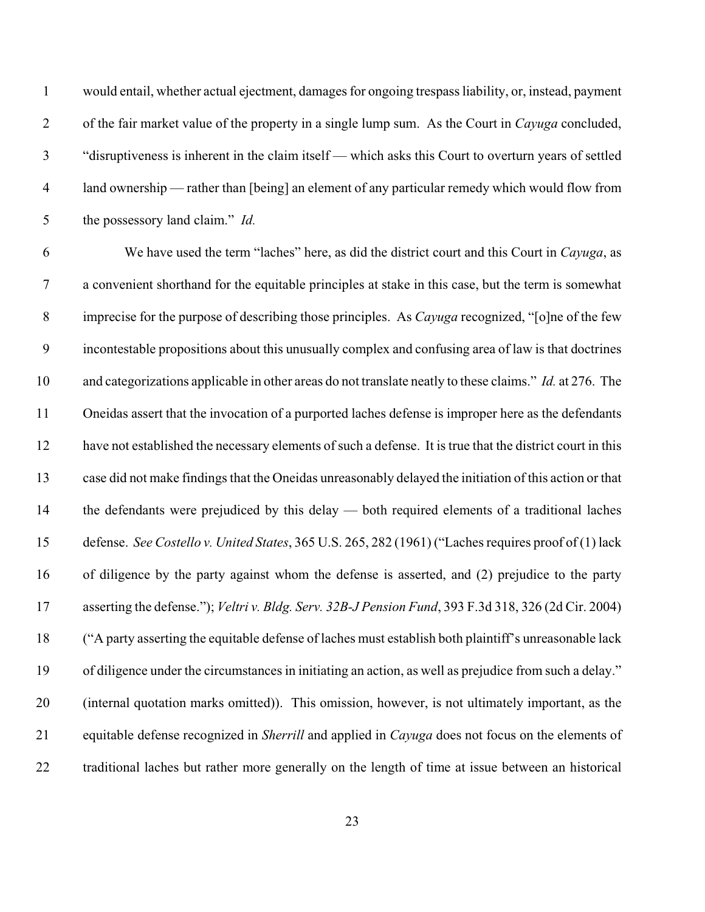would entail, whether actual ejectment, damages for ongoing trespass liability, or, instead, payment of the fair market value of the property in a single lump sum. As the Court in *Cayuga* concluded, "disruptiveness is inherent in the claim itself — which asks this Court to overturn years of settled land ownership — rather than [being] an element of any particular remedy which would flow from the possessory land claim." *Id.*

We have used the term "laches" here, as did the district court and this Court in *Cayuga*, as a convenient shorthand for the equitable principles at stake in this case, but the term is somewhat imprecise for the purpose of describing those principles. As *Cayuga* recognized, "[o]ne of the few incontestable propositions about this unusually complex and confusing area of law is that doctrines and categorizations applicable in other areas do not translate neatly to these claims." *Id.* at 276. The Oneidas assert that the invocation of a purported laches defense is improper here as the defendants have not established the necessary elements of such a defense. It is true that the district court in this case did not make findings that the Oneidas unreasonably delayed the initiation of this action or that the defendants were prejudiced by this delay — both required elements of a traditional laches defense. *See Costello v. United States*, 365 U.S. 265, 282 (1961) ("Laches requires proof of (1) lack of diligence by the party against whom the defense is asserted, and (2) prejudice to the party asserting the defense."); *Veltri v. Bldg. Serv. 32B-J Pension Fund*, 393 F.3d 318, 326 (2d Cir. 2004) ("A party asserting the equitable defense of laches must establish both plaintiff's unreasonable lack of diligence under the circumstances in initiating an action, as well as prejudice from such a delay." (internal quotation marks omitted)). This omission, however, is not ultimately important, as the equitable defense recognized in *Sherrill* and applied in *Cayuga* does not focus on the elements of traditional laches but rather more generally on the length of time at issue between an historical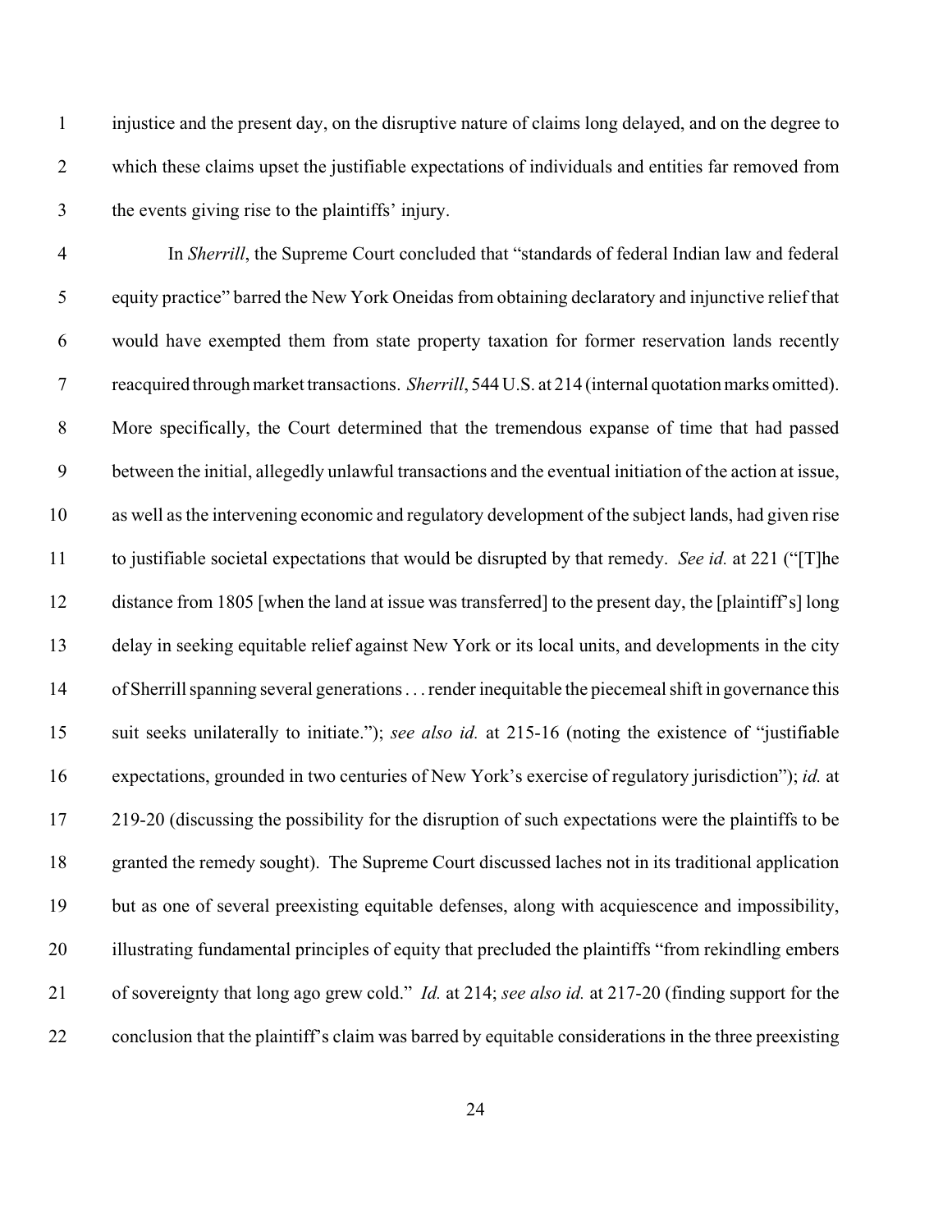injustice and the present day, on the disruptive nature of claims long delayed, and on the degree to which these claims upset the justifiable expectations of individuals and entities far removed from the events giving rise to the plaintiffs' injury.

In *Sherrill*, the Supreme Court concluded that "standards of federal Indian law and federal equity practice" barred the New York Oneidas from obtaining declaratory and injunctive relief that would have exempted them from state property taxation for former reservation lands recently reacquired through market transactions. *Sherrill*, 544 U.S. at 214 (internal quotation marks omitted). More specifically, the Court determined that the tremendous expanse of time that had passed between the initial, allegedly unlawful transactions and the eventual initiation of the action at issue, as well as the intervening economic and regulatory development of the subject lands, had given rise to justifiable societal expectations that would be disrupted by that remedy. *See id.* at 221 ("[T]he distance from 1805 [when the land at issue was transferred] to the present day, the [plaintiff's] long delay in seeking equitable relief against New York or its local units, and developments in the city of Sherrill spanning several generations . . . render inequitable the piecemeal shift in governance this suit seeks unilaterally to initiate."); *see also id.* at 215-16 (noting the existence of "justifiable expectations, grounded in two centuries of New York's exercise of regulatory jurisdiction"); *id.* at 219-20 (discussing the possibility for the disruption of such expectations were the plaintiffs to be granted the remedy sought). The Supreme Court discussed laches not in its traditional application but as one of several preexisting equitable defenses, along with acquiescence and impossibility, illustrating fundamental principles of equity that precluded the plaintiffs "from rekindling embers of sovereignty that long ago grew cold." *Id.* at 214; *see also id.* at 217-20 (finding support for the conclusion that the plaintiff's claim was barred by equitable considerations in the three preexisting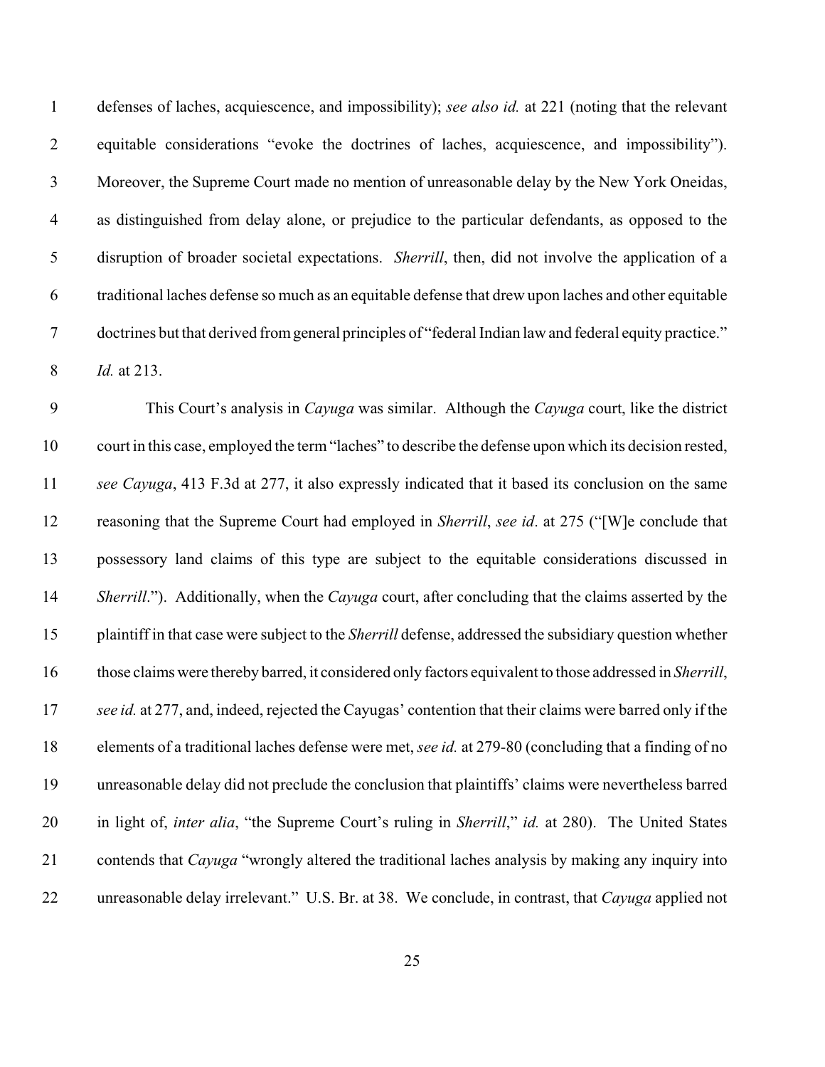defenses of laches, acquiescence, and impossibility); *see also id.* at 221 (noting that the relevant equitable considerations "evoke the doctrines of laches, acquiescence, and impossibility"). Moreover, the Supreme Court made no mention of unreasonable delay by the New York Oneidas, as distinguished from delay alone, or prejudice to the particular defendants, as opposed to the disruption of broader societal expectations. *Sherrill*, then, did not involve the application of a traditional laches defense so much as an equitable defense that drew upon laches and other equitable doctrines but that derived from general principles of "federal Indian law and federal equity practice." *Id.* at 213.

This Court's analysis in *Cayuga* was similar. Although the *Cayuga* court, like the district court in this case, employed the term "laches" to describe the defense upon which its decision rested, *see Cayuga*, 413 F.3d at 277, it also expressly indicated that it based its conclusion on the same reasoning that the Supreme Court had employed in *Sherrill*, *see id*. at 275 ("[W]e conclude that possessory land claims of this type are subject to the equitable considerations discussed in *Sherrill*."). Additionally, when the *Cayuga* court, after concluding that the claims asserted by the plaintiff in that case were subject to the *Sherrill* defense, addressed the subsidiary question whether those claims were thereby barred, it considered only factors equivalent to those addressed in *Sherrill*, *see id.* at 277, and, indeed, rejected the Cayugas' contention that their claims were barred only if the elements of a traditional laches defense were met, *see id.* at 279-80 (concluding that a finding of no unreasonable delay did not preclude the conclusion that plaintiffs' claims were nevertheless barred in light of, *inter alia*, "the Supreme Court's ruling in *Sherrill*," *id.* at 280). The United States contends that *Cayuga* "wrongly altered the traditional laches analysis by making any inquiry into unreasonable delay irrelevant." U.S. Br. at 38. We conclude, in contrast, that *Cayuga* applied not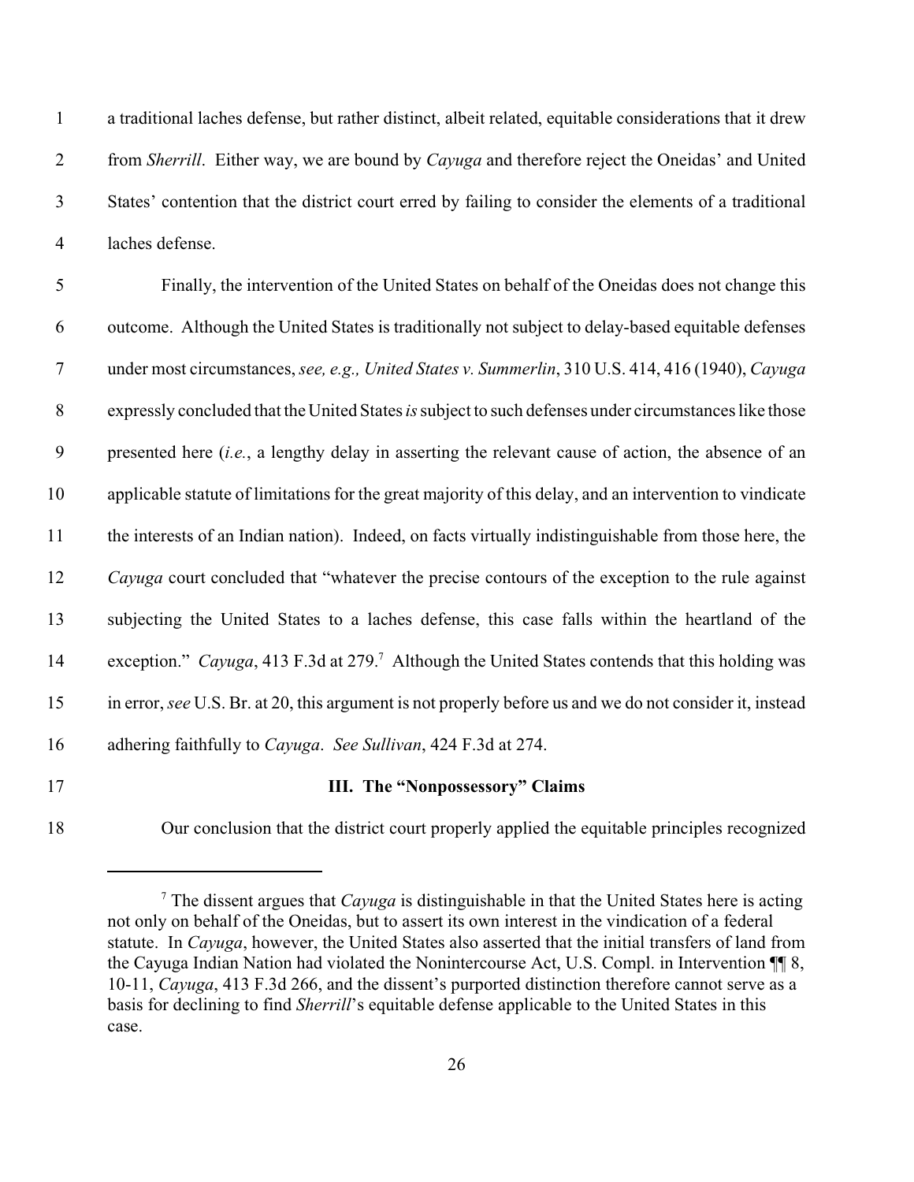a traditional laches defense, but rather distinct, albeit related, equitable considerations that it drew from *Sherrill*. Either way, we are bound by *Cayuga* and therefore reject the Oneidas' and United States' contention that the district court erred by failing to consider the elements of a traditional laches defense.

Finally, the intervention of the United States on behalf of the Oneidas does not change this outcome. Although the United States is traditionally not subject to delay-based equitable defenses under most circumstances, *see, e.g., United States v. Summerlin*, 310 U.S. 414, 416 (1940), *Cayuga* expressly concluded that the United States *is* subject to such defenses under circumstances like those presented here (*i.e.*, a lengthy delay in asserting the relevant cause of action, the absence of an applicable statute of limitations for the great majority of this delay, and an intervention to vindicate the interests of an Indian nation). Indeed, on facts virtually indistinguishable from those here, the *Cayuga* court concluded that "whatever the precise contours of the exception to the rule against subjecting the United States to a laches defense, this case falls within the heartland of the exception." *Cayuga*, 413 F.3d at 279.[7] Although the United States contends that this holding was in error, *see* U.S. Br. at 20, this argument is not properly before us and we do not consider it, instead adhering faithfully to *Cayuga*. *See Sullivan*, 424 F.3d at 274.

### III. The "Nonpossessory" Claims

Our conclusion that the district court properly applied the equitable principles recognized

---

[7] The dissent argues that *Cayuga* is distinguishable in that the United States here is acting not only on behalf of the Oneidas, but to assert its own interest in the vindication of a federal statute. In *Cayuga*, however, the United States also asserted that the initial transfers of land from the Cayuga Indian Nation had violated the Nonintercourse Act, U.S. Compl. in Intervention ¶¶ 8, 10-11, *Cayuga*, 413 F.3d 266, and the dissent's purported distinction therefore cannot serve as a basis for declining to find *Sherrill*'s equitable defense applicable to the United States in this case.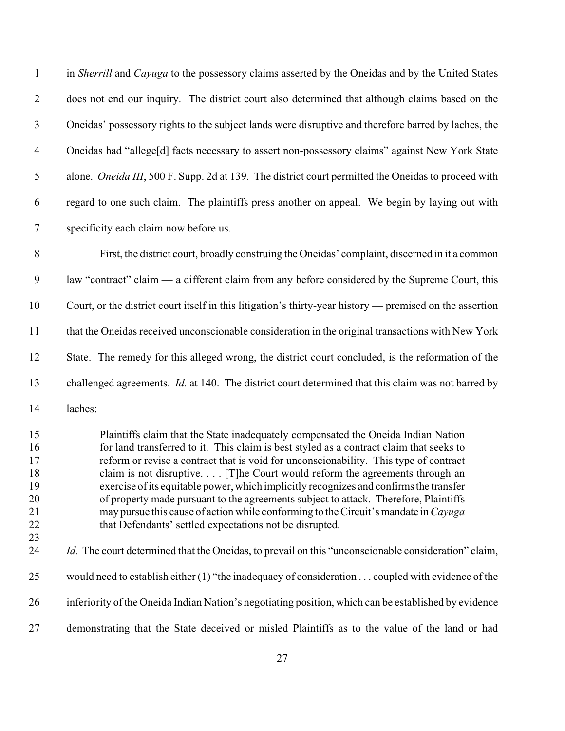in *Sherrill* and *Cayuga* to the possessory claims asserted by the Oneidas and by the United States does not end our inquiry. The district court also determined that although claims based on the Oneidas' possessory rights to the subject lands were disruptive and therefore barred by laches, the Oneidas had "allege[d] facts necessary to assert non-possessory claims" against New York State alone. *Oneida III*, 500 F. Supp. 2d at 139. The district court permitted the Oneidas to proceed with regard to one such claim. The plaintiffs press another on appeal. We begin by laying out with specificity each claim now before us.

First, the district court, broadly construing the Oneidas' complaint, discerned in it a common law "contract" claim — a different claim from any before considered by the Supreme Court, this Court, or the district court itself in this litigation's thirty-year history — premised on the assertion that the Oneidas received unconscionable consideration in the original transactions with New York State. The remedy for this alleged wrong, the district court concluded, is the reformation of the challenged agreements. *Id.* at 140. The district court determined that this claim was not barred by laches:

> Plaintiffs claim that the State inadequately compensated the Oneida Indian Nation for land transferred to it. This claim is best styled as a contract claim that seeks to reform or revise a contract that is void for unconscionability. This type of contract claim is not disruptive. . . . [T]he Court would reform the agreements through an exercise of its equitable power, which implicitly recognizes and confirms the transfer of property made pursuant to the agreements subject to attack. Therefore, Plaintiffs may pursue this cause of action while conforming to the Circuit's mandate in *Cayuga* that Defendants' settled expectations not be disrupted.

*Id.* The court determined that the Oneidas, to prevail on this "unconscionable consideration" claim, would need to establish either (1) "the inadequacy of consideration . . . coupled with evidence of the inferiority of the Oneida Indian Nation's negotiating position, which can be established by evidence demonstrating that the State deceived or misled Plaintiffs as to the value of the land or had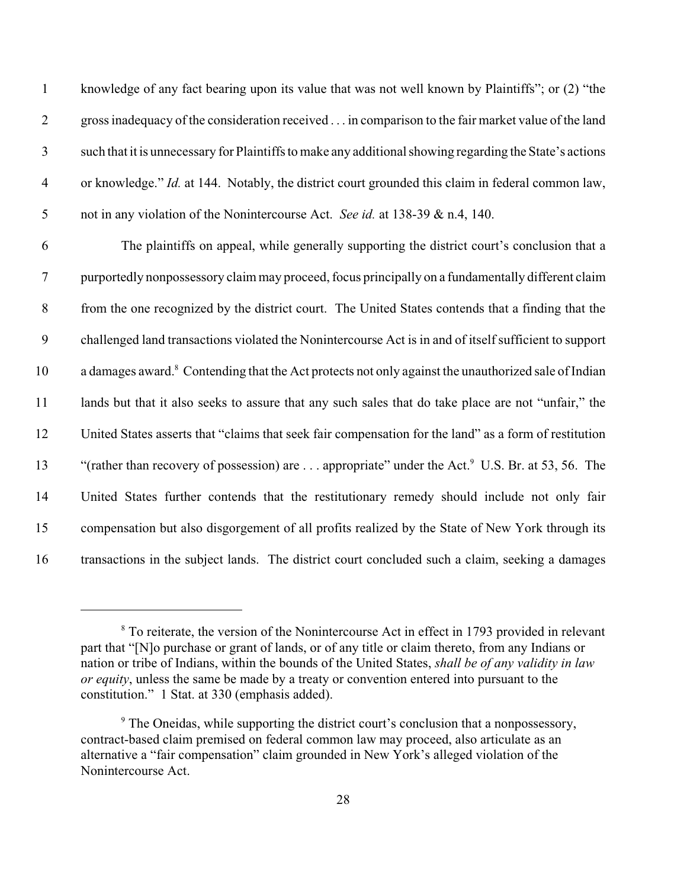knowledge of any fact bearing upon its value that was not well known by Plaintiffs"; or (2) "the gross inadequacy of the consideration received . . . in comparison to the fair market value of the land such that it is unnecessary for Plaintiffs to make any additional showing regarding the State's actions or knowledge." *Id.* at 144. Notably, the district court grounded this claim in federal common law, not in any violation of the Nonintercourse Act. *See id.* at 138-39 & n.4, 140.

The plaintiffs on appeal, while generally supporting the district court's conclusion that a purportedly nonpossessory claim may proceed, focus principally on a fundamentally different claim from the one recognized by the district court. The United States contends that a finding that the challenged land transactions violated the Nonintercourse Act is in and of itself sufficient to support a damages award.[8] Contending that the Act protects not only against the unauthorized sale of Indian lands but that it also seeks to assure that any such sales that do take place are not "unfair," the United States asserts that "claims that seek fair compensation for the land" as a form of restitution "(rather than recovery of possession) are . . . appropriate" under the Act.[9] U.S. Br. at 53, 56. The United States further contends that the restitutionary remedy should include not only fair compensation but also disgorgement of all profits realized by the State of New York through its transactions in the subject lands. The district court concluded such a claim, seeking a damages

---

[8] To reiterate, the version of the Nonintercourse Act in effect in 1793 provided in relevant part that "[N]o purchase or grant of lands, or of any title or claim thereto, from any Indians or nation or tribe of Indians, within the bounds of the United States, *shall be of any validity in law or equity*, unless the same be made by a treaty or convention entered into pursuant to the constitution." 1 Stat. at 330 (emphasis added).

[9] The Oneidas, while supporting the district court's conclusion that a nonpossessory, contract-based claim premised on federal common law may proceed, also articulate as an alternative a "fair compensation" claim grounded in New York's alleged violation of the Nonintercourse Act.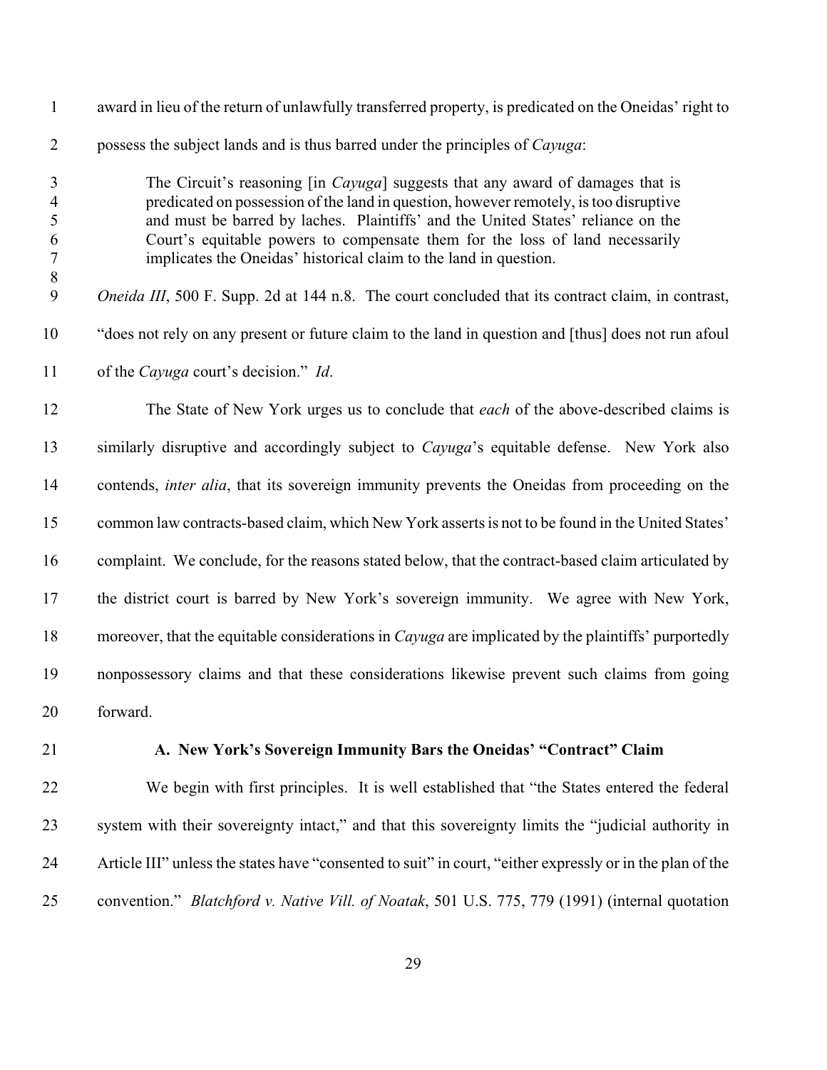award in lieu of the return of unlawfully transferred property, is predicated on the Oneidas' right to possess the subject lands and is thus barred under the principles of *Cayuga*:

> The Circuit's reasoning [in *Cayuga*] suggests that any award of damages that is predicated on possession of the land in question, however remotely, is too disruptive and must be barred by laches. Plaintiffs' and the United States' reliance on the Court's equitable powers to compensate them for the loss of land necessarily implicates the Oneidas' historical claim to the land in question.

*Oneida III*, 500 F. Supp. 2d at 144 n.8. The court concluded that its contract claim, in contrast, "does not rely on any present or future claim to the land in question and [thus] does not run afoul of the *Cayuga* court's decision." *Id*.

The State of New York urges us to conclude that *each* of the above-described claims is similarly disruptive and accordingly subject to *Cayuga*'s equitable defense. New York also contends, *inter alia*, that its sovereign immunity prevents the Oneidas from proceeding on the common law contracts-based claim, which New York asserts is not to be found in the United States' complaint. We conclude, for the reasons stated below, that the contract-based claim articulated by the district court is barred by New York's sovereign immunity. We agree with New York, moreover, that the equitable considerations in *Cayuga* are implicated by the plaintiffs' purportedly nonpossessory claims and that these considerations likewise prevent such claims from going forward.

### A. New York's Sovereign Immunity Bars the Oneidas' "Contract" Claim

We begin with first principles. It is well established that "the States entered the federal system with their sovereignty intact," and that this sovereignty limits the "judicial authority in Article III" unless the states have "consented to suit" in court, "either expressly or in the plan of the convention." *Blatchford v. Native Vill. of Noatak*, 501 U.S. 775, 779 (1991) (internal quotation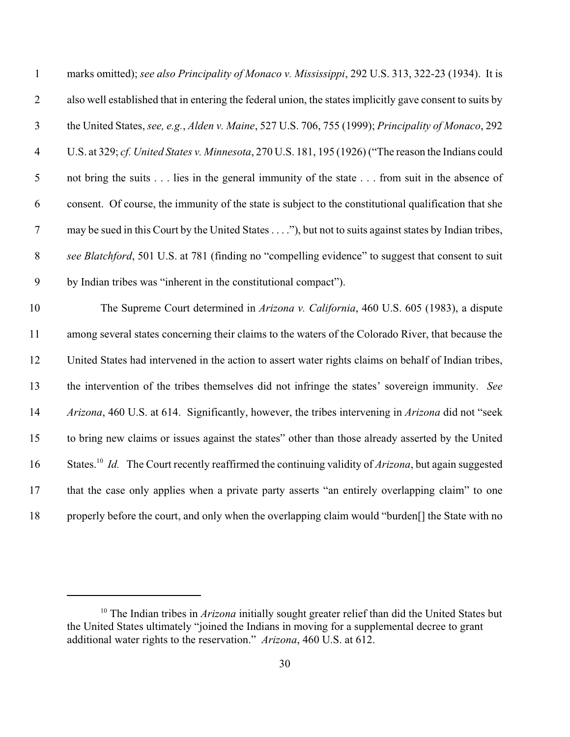marks omitted); *see also Principality of Monaco v. Mississippi*, 292 U.S. 313, 322-23 (1934). It is also well established that in entering the federal union, the states implicitly gave consent to suits by the United States, *see, e.g.*, *Alden v. Maine*, 527 U.S. 706, 755 (1999); *Principality of Monaco*, 292 U.S. at 329; *cf. United States v. Minnesota*, 270 U.S. 181, 195 (1926) ("The reason the Indians could not bring the suits . . . lies in the general immunity of the state . . . from suit in the absence of consent. Of course, the immunity of the state is subject to the constitutional qualification that she may be sued in this Court by the United States . . . ."), but not to suits against states by Indian tribes, *see Blatchford*, 501 U.S. at 781 (finding no "compelling evidence" to suggest that consent to suit by Indian tribes was "inherent in the constitutional compact").

The Supreme Court determined in *Arizona v. California*, 460 U.S. 605 (1983), a dispute among several states concerning their claims to the waters of the Colorado River, that because the United States had intervened in the action to assert water rights claims on behalf of Indian tribes, the intervention of the tribes themselves did not infringe the states' sovereign immunity. *See Arizona*, 460 U.S. at 614. Significantly, however, the tribes intervening in *Arizona* did not "seek to bring new claims or issues against the states" other than those already asserted by the United States.[10] *Id.* The Court recently reaffirmed the continuing validity of *Arizona*, but again suggested that the case only applies when a private party asserts "an entirely overlapping claim" to one properly before the court, and only when the overlapping claim would "burden[] the State with no

[10] The Indian tribes in *Arizona* initially sought greater relief than did the United States but the United States ultimately "joined the Indians in moving for a supplemental decree to grant additional water rights to the reservation." *Arizona*, 460 U.S. at 612.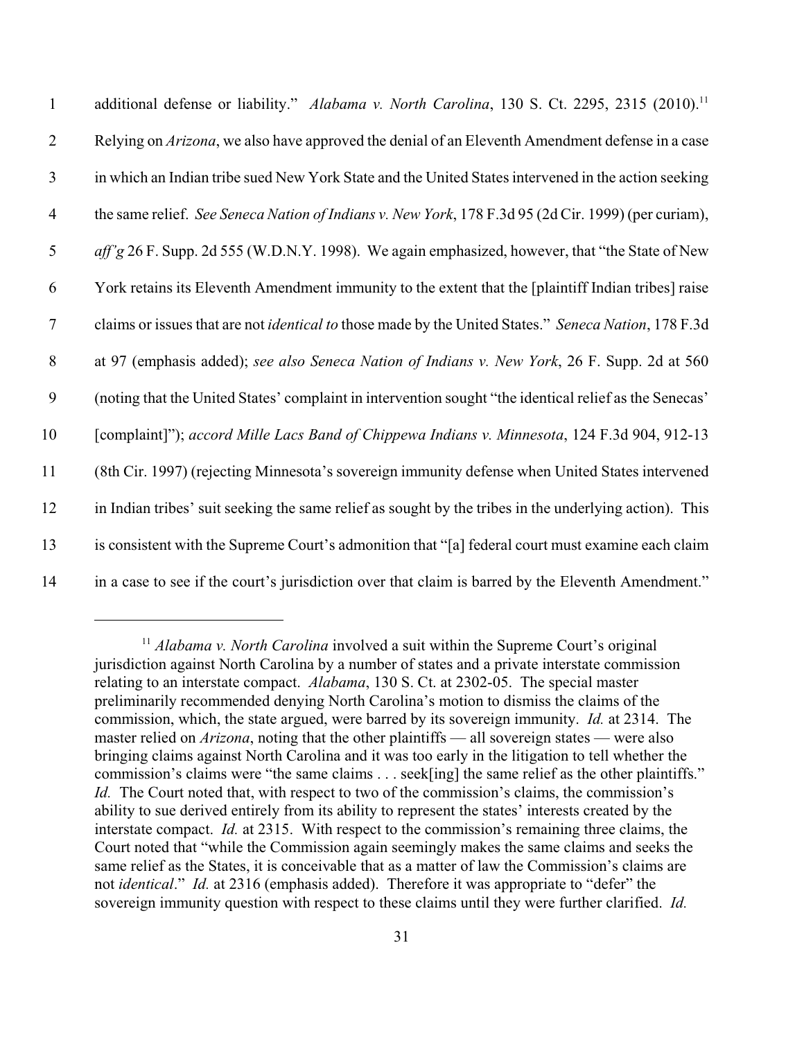additional defense or liability." *Alabama v. North Carolina*, 130 S. Ct. 2295, 2315 (2010).[11] Relying on *Arizona*, we also have approved the denial of an Eleventh Amendment defense in a case in which an Indian tribe sued New York State and the United States intervened in the action seeking the same relief. *See Seneca Nation of Indians v. New York*, 178 F.3d 95 (2d Cir. 1999) (per curiam), *aff'g* 26 F. Supp. 2d 555 (W.D.N.Y. 1998). We again emphasized, however, that "the State of New York retains its Eleventh Amendment immunity to the extent that the [plaintiff Indian tribes] raise claims or issues that are not *identical to* those made by the United States." *Seneca Nation*, 178 F.3d at 97 (emphasis added); *see also Seneca Nation of Indians v. New York*, 26 F. Supp. 2d at 560 (noting that the United States' complaint in intervention sought "the identical relief as the Senecas' [complaint]"); *accord Mille Lacs Band of Chippewa Indians v. Minnesota*, 124 F.3d 904, 912-13 (8th Cir. 1997) (rejecting Minnesota's sovereign immunity defense when United States intervened in Indian tribes' suit seeking the same relief as sought by the tribes in the underlying action). This is consistent with the Supreme Court's admonition that "[a] federal court must examine each claim in a case to see if the court's jurisdiction over that claim is barred by the Eleventh Amendment."

---

[11] *Alabama v. North Carolina* involved a suit within the Supreme Court's original jurisdiction against North Carolina by a number of states and a private interstate commission relating to an interstate compact. *Alabama*, 130 S. Ct. at 2302-05. The special master preliminarily recommended denying North Carolina's motion to dismiss the claims of the commission, which, the state argued, were barred by its sovereign immunity. *Id.* at 2314. The master relied on *Arizona*, noting that the other plaintiffs — all sovereign states — were also bringing claims against North Carolina and it was too early in the litigation to tell whether the commission's claims were "the same claims . . . seek[ing] the same relief as the other plaintiffs." *Id.* The Court noted that, with respect to two of the commission's claims, the commission's ability to sue derived entirely from its ability to represent the states' interests created by the interstate compact. *Id.* at 2315. With respect to the commission's remaining three claims, the Court noted that "while the Commission again seemingly makes the same claims and seeks the same relief as the States, it is conceivable that as a matter of law the Commission's claims are not *identical*." *Id.* at 2316 (emphasis added). Therefore it was appropriate to "defer" the sovereign immunity question with respect to these claims until they were further clarified. *Id.*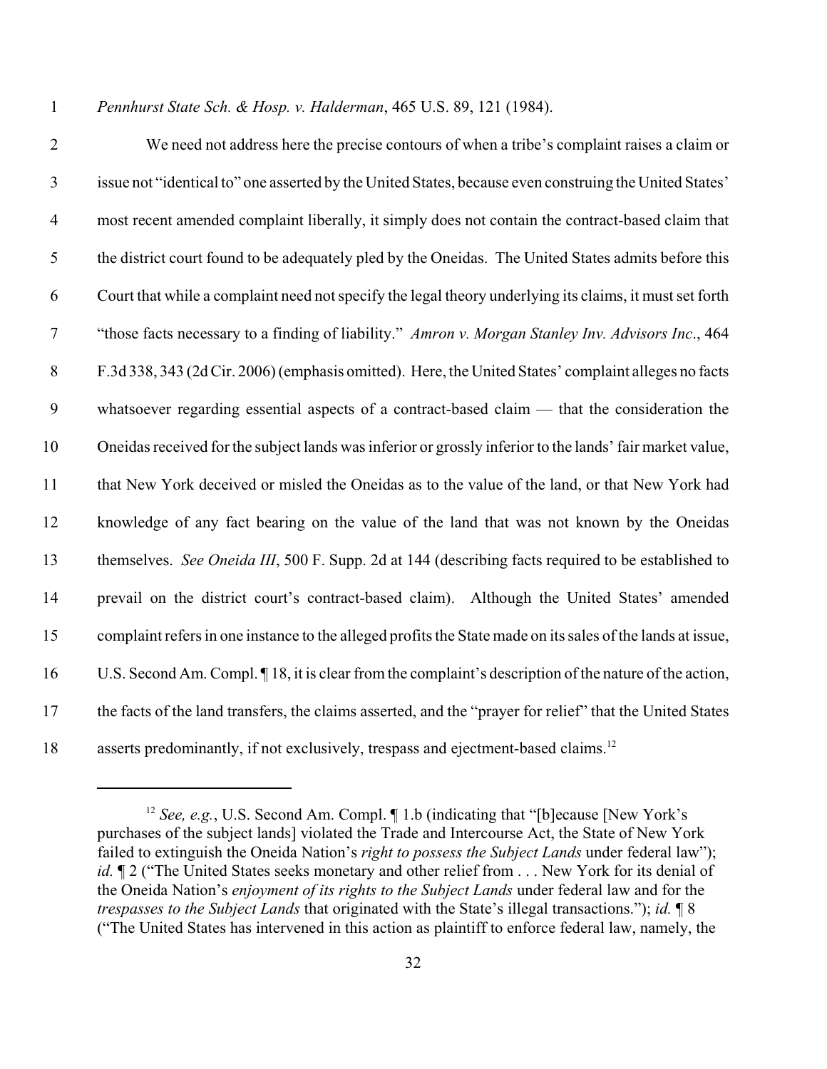*Pennhurst State Sch. & Hosp. v. Halderman*, 465 U.S. 89, 121 (1984).

We need not address here the precise contours of when a tribe's complaint raises a claim or issue not "identical to" one asserted by the United States, because even construing the United States' most recent amended complaint liberally, it simply does not contain the contract-based claim that the district court found to be adequately pled by the Oneidas. The United States admits before this Court that while a complaint need not specify the legal theory underlying its claims, it must set forth "those facts necessary to a finding of liability." *Amron v. Morgan Stanley Inv. Advisors Inc*., 464 F.3d 338, 343 (2d Cir. 2006) (emphasis omitted). Here, the United States' complaint alleges no facts whatsoever regarding essential aspects of a contract-based claim — that the consideration the Oneidas received for the subject lands was inferior or grossly inferior to the lands' fair market value, that New York deceived or misled the Oneidas as to the value of the land, or that New York had knowledge of any fact bearing on the value of the land that was not known by the Oneidas themselves. *See Oneida III*, 500 F. Supp. 2d at 144 (describing facts required to be established to prevail on the district court's contract-based claim). Although the United States' amended complaint refers in one instance to the alleged profits the State made on its sales of the lands at issue, U.S. Second Am. Compl. ¶ 18, it is clear from the complaint's description of the nature of the action, the facts of the land transfers, the claims asserted, and the "prayer for relief" that the United States asserts predominantly, if not exclusively, trespass and ejectment-based claims.[12]

---

[12] *See, e.g.*, U.S. Second Am. Compl. ¶ 1.b (indicating that "[b]ecause [New York's purchases of the subject lands] violated the Trade and Intercourse Act, the State of New York failed to extinguish the Oneida Nation's *right to possess the Subject Lands* under federal law"); *id.* ¶ 2 ("The United States seeks monetary and other relief from . . . New York for its denial of the Oneida Nation's *enjoyment of its rights to the Subject Lands* under federal law and for the *trespasses to the Subject Lands* that originated with the State's illegal transactions."); *id.* ¶ 8 ("The United States has intervened in this action as plaintiff to enforce federal law, namely, the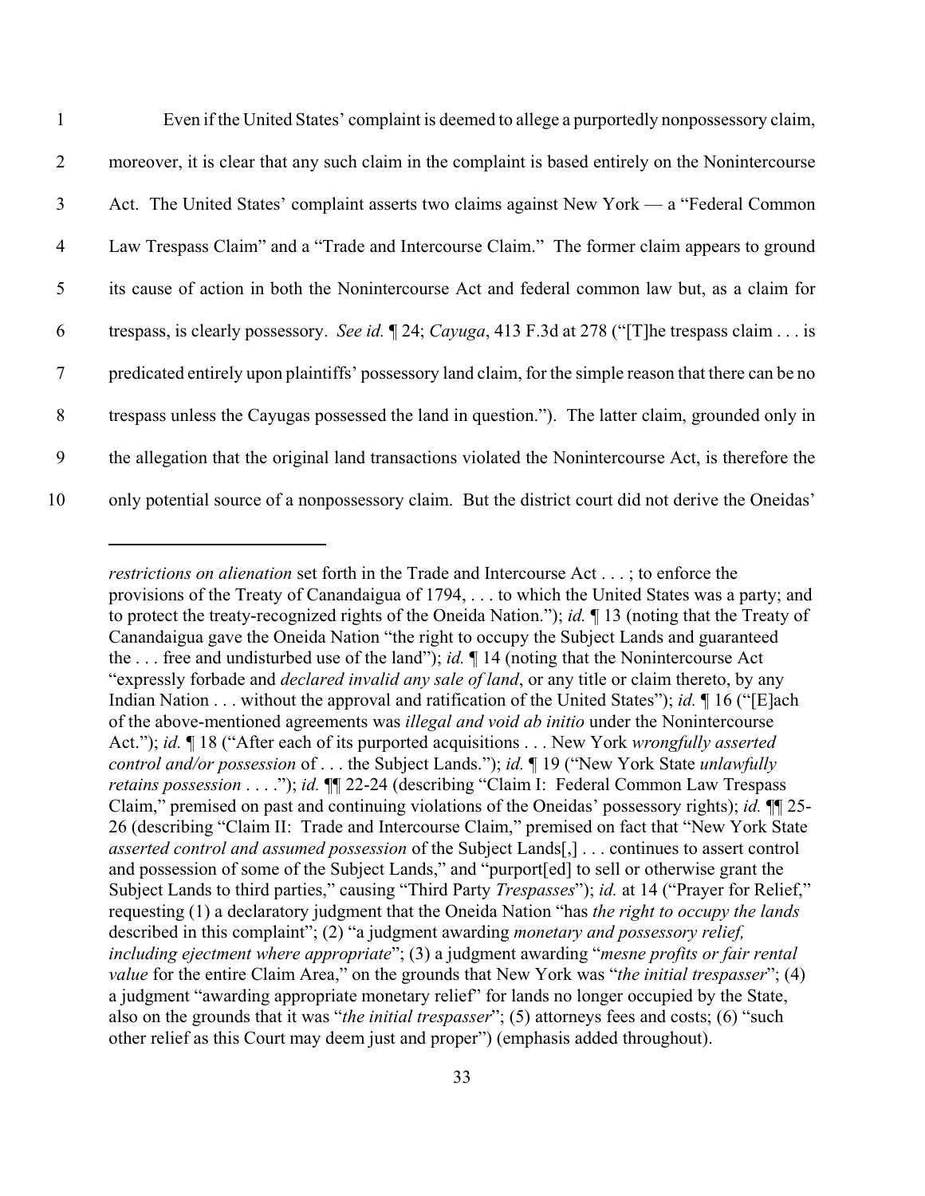Even if the United States' complaint is deemed to allege a purportedly nonpossessory claim, moreover, it is clear that any such claim in the complaint is based entirely on the Nonintercourse Act. The United States' complaint asserts two claims against New York — a "Federal Common Law Trespass Claim" and a "Trade and Intercourse Claim." The former claim appears to ground its cause of action in both the Nonintercourse Act and federal common law but, as a claim for trespass, is clearly possessory. *See id.* ¶ 24; *Cayuga*, 413 F.3d at 278 ("[T]he trespass claim . . . is predicated entirely upon plaintiffs' possessory land claim, for the simple reason that there can be no trespass unless the Cayugas possessed the land in question."). The latter claim, grounded only in the allegation that the original land transactions violated the Nonintercourse Act, is therefore the only potential source of a nonpossessory claim. But the district court did not derive the Oneidas'

---

*restrictions on alienation* set forth in the Trade and Intercourse Act . . . ; to enforce the provisions of the Treaty of Canandaigua of 1794, . . . to which the United States was a party; and to protect the treaty-recognized rights of the Oneida Nation."); *id.* ¶ 13 (noting that the Treaty of Canandaigua gave the Oneida Nation "the right to occupy the Subject Lands and guaranteed the . . . free and undisturbed use of the land"); *id.* ¶ 14 (noting that the Nonintercourse Act "expressly forbade and *declared invalid any sale of land*, or any title or claim thereto, by any Indian Nation . . . without the approval and ratification of the United States"); *id.* ¶ 16 ("[E]ach of the above-mentioned agreements was *illegal and void ab initio* under the Nonintercourse Act."); *id.* ¶ 18 ("After each of its purported acquisitions . . . New York *wrongfully asserted control and/or possession* of . . . the Subject Lands."); *id.* ¶ 19 ("New York State *unlawfully retains possession* . . . ."); *id.* ¶¶ 22-24 (describing "Claim I: Federal Common Law Trespass Claim," premised on past and continuing violations of the Oneidas' possessory rights); *id.* ¶¶ 25-26 (describing "Claim II: Trade and Intercourse Claim," premised on fact that "New York State *asserted control and assumed possession* of the Subject Lands[,] . . . continues to assert control and possession of some of the Subject Lands," and "purport[ed] to sell or otherwise grant the Subject Lands to third parties," causing "Third Party *Trespasses*"); *id.* at 14 ("Prayer for Relief," requesting (1) a declaratory judgment that the Oneida Nation "has *the right to occupy the lands* described in this complaint"; (2) "a judgment awarding *monetary and possessory relief, including ejectment where appropriate*"; (3) a judgment awarding "*mesne profits or fair rental value* for the entire Claim Area," on the grounds that New York was "*the initial trespasser*"; (4) a judgment "awarding appropriate monetary relief" for lands no longer occupied by the State, also on the grounds that it was "*the initial trespasser*"; (5) attorneys fees and costs; (6) "such other relief as this Court may deem just and proper") (emphasis added throughout).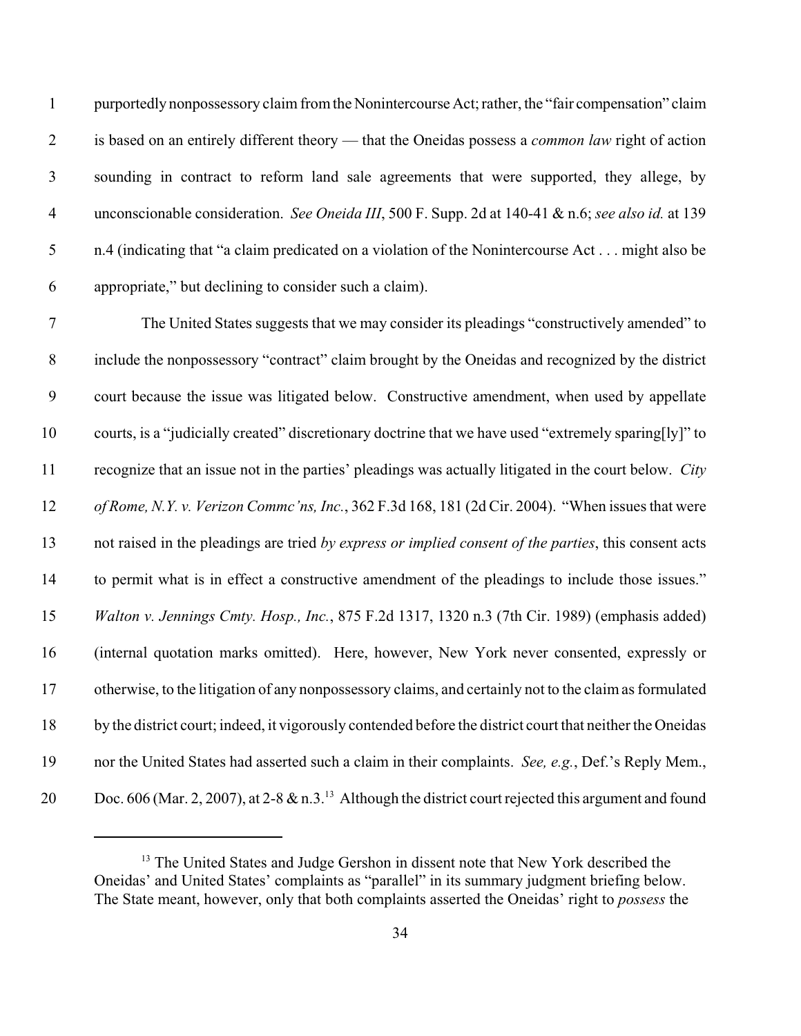purportedly nonpossessory claim from the Nonintercourse Act; rather, the "fair compensation" claim is based on an entirely different theory — that the Oneidas possess a *common law* right of action sounding in contract to reform land sale agreements that were supported, they allege, by unconscionable consideration. *See Oneida III*, 500 F. Supp. 2d at 140-41 & n.6; *see also id.* at 139 n.4 (indicating that "a claim predicated on a violation of the Nonintercourse Act . . . might also be appropriate," but declining to consider such a claim).

The United States suggests that we may consider its pleadings "constructively amended" to include the nonpossessory "contract" claim brought by the Oneidas and recognized by the district court because the issue was litigated below. Constructive amendment, when used by appellate courts, is a "judicially created" discretionary doctrine that we have used "extremely sparing[ly]" to recognize that an issue not in the parties' pleadings was actually litigated in the court below. *City of Rome, N.Y. v. Verizon Commc'ns, Inc.*, 362 F.3d 168, 181 (2d Cir. 2004). "When issues that were not raised in the pleadings are tried *by express or implied consent of the parties*, this consent acts to permit what is in effect a constructive amendment of the pleadings to include those issues." *Walton v. Jennings Cmty. Hosp., Inc.*, 875 F.2d 1317, 1320 n.3 (7th Cir. 1989) (emphasis added) (internal quotation marks omitted). Here, however, New York never consented, expressly or otherwise, to the litigation of any nonpossessory claims, and certainly not to the claim as formulated by the district court; indeed, it vigorously contended before the district court that neither the Oneidas nor the United States had asserted such a claim in their complaints. *See, e.g.*, Def.'s Reply Mem., Doc. 606 (Mar. 2, 2007), at 2-8 & n.3.[13] Although the district court rejected this argument and found

---

[13] The United States and Judge Gershon in dissent note that New York described the Oneidas' and United States' complaints as "parallel" in its summary judgment briefing below. The State meant, however, only that both complaints asserted the Oneidas' right to *possess* the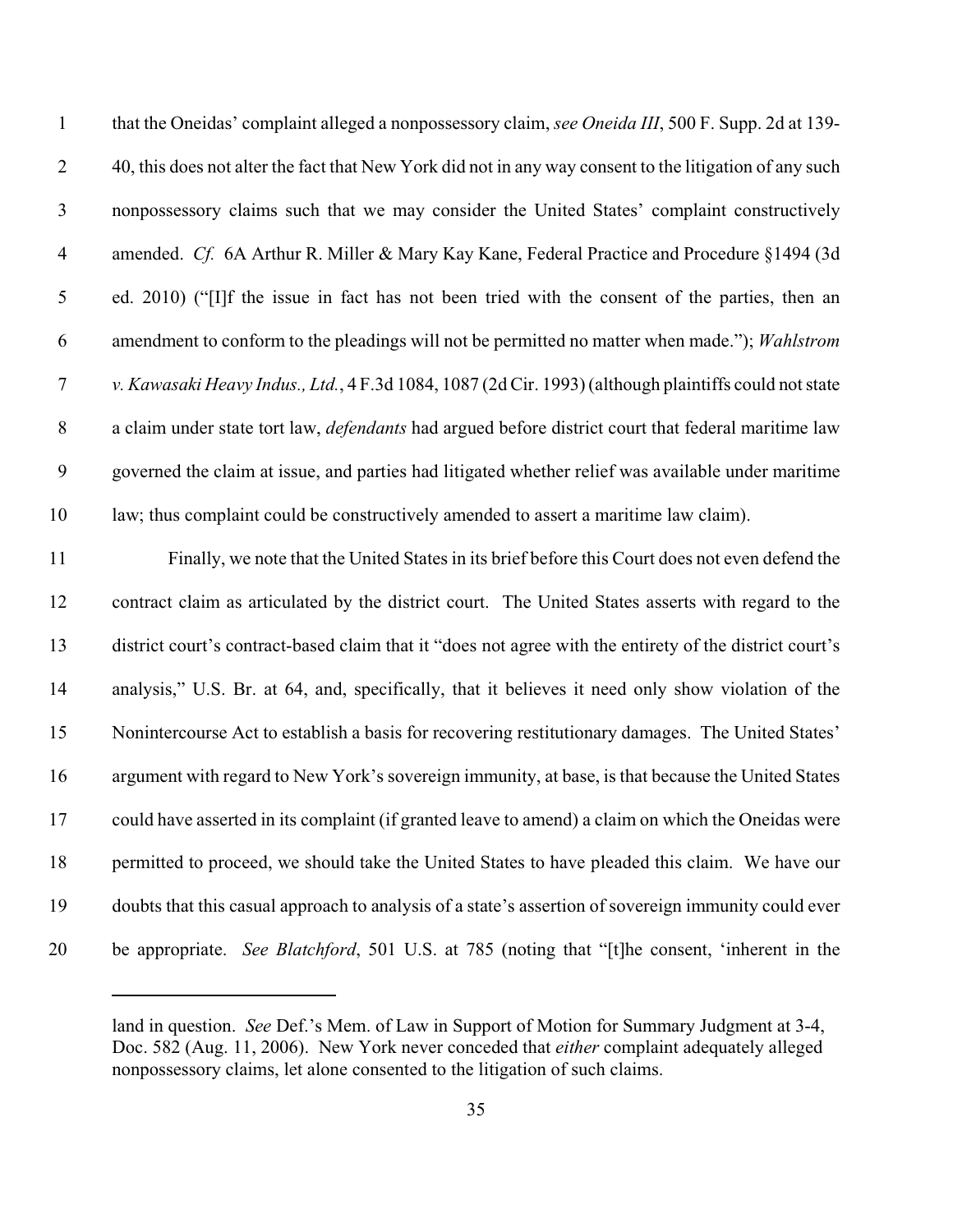that the Oneidas' complaint alleged a nonpossessory claim, *see Oneida III*, 500 F. Supp. 2d at 139-40, this does not alter the fact that New York did not in any way consent to the litigation of any such nonpossessory claims such that we may consider the United States' complaint constructively amended. *Cf.* 6A Arthur R. Miller & Mary Kay Kane, Federal Practice and Procedure §1494 (3d ed. 2010) ("[I]f the issue in fact has not been tried with the consent of the parties, then an amendment to conform to the pleadings will not be permitted no matter when made."); *Wahlstrom v. Kawasaki Heavy Indus., Ltd.*, 4 F.3d 1084, 1087 (2d Cir. 1993) (although plaintiffs could not state a claim under state tort law, *defendants* had argued before district court that federal maritime law governed the claim at issue, and parties had litigated whether relief was available under maritime law; thus complaint could be constructively amended to assert a maritime law claim).

Finally, we note that the United States in its brief before this Court does not even defend the contract claim as articulated by the district court. The United States asserts with regard to the district court's contract-based claim that it "does not agree with the entirety of the district court's analysis," U.S. Br. at 64, and, specifically, that it believes it need only show violation of the Nonintercourse Act to establish a basis for recovering restitutionary damages. The United States' argument with regard to New York's sovereign immunity, at base, is that because the United States could have asserted in its complaint (if granted leave to amend) a claim on which the Oneidas were permitted to proceed, we should take the United States to have pleaded this claim. We have our doubts that this casual approach to analysis of a state's assertion of sovereign immunity could ever be appropriate. *See Blatchford*, 501 U.S. at 785 (noting that "[t]he consent, 'inherent in the

---

land in question. *See* Def.'s Mem. of Law in Support of Motion for Summary Judgment at 3-4, Doc. 582 (Aug. 11, 2006). New York never conceded that *either* complaint adequately alleged nonpossessory claims, let alone consented to the litigation of such claims.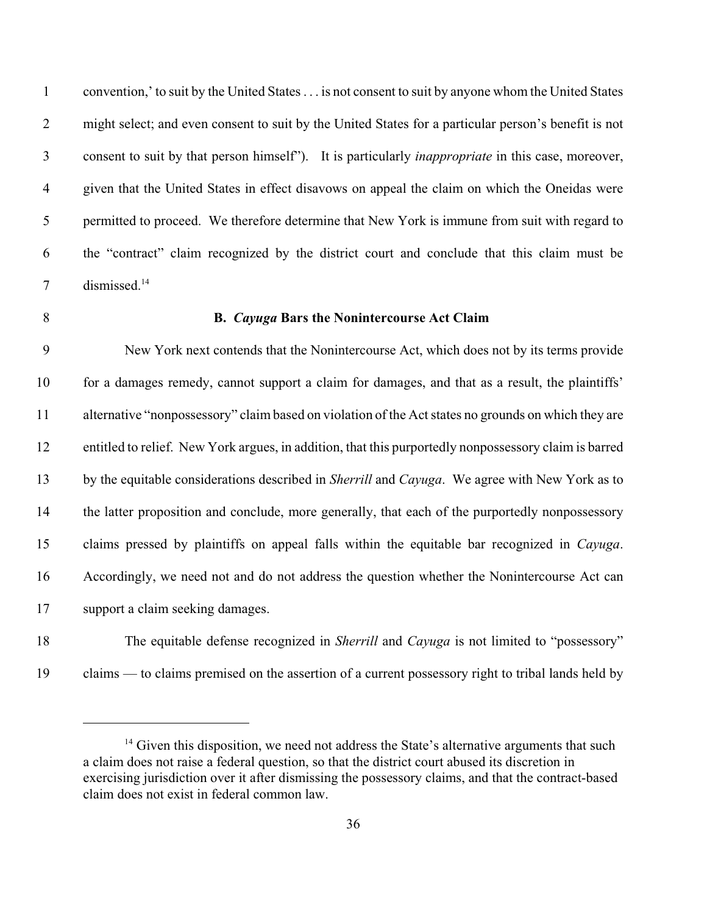convention,' to suit by the United States . . . is not consent to suit by anyone whom the United States might select; and even consent to suit by the United States for a particular person's benefit is not consent to suit by that person himself"). It is particularly *inappropriate* in this case, moreover, given that the United States in effect disavows on appeal the claim on which the Oneidas were permitted to proceed. We therefore determine that New York is immune from suit with regard to the "contract" claim recognized by the district court and conclude that this claim must be dismissed.[14]

### B. *Cayuga* Bars the Nonintercourse Act Claim

New York next contends that the Nonintercourse Act, which does not by its terms provide for a damages remedy, cannot support a claim for damages, and that as a result, the plaintiffs' alternative "nonpossessory" claim based on violation of the Act states no grounds on which they are entitled to relief. New York argues, in addition, that this purportedly nonpossessory claim is barred by the equitable considerations described in *Sherrill* and *Cayuga*. We agree with New York as to the latter proposition and conclude, more generally, that each of the purportedly nonpossessory claims pressed by plaintiffs on appeal falls within the equitable bar recognized in *Cayuga*. Accordingly, we need not and do not address the question whether the Nonintercourse Act can support a claim seeking damages.

The equitable defense recognized in *Sherrill* and *Cayuga* is not limited to "possessory" claims — to claims premised on the assertion of a current possessory right to tribal lands held by

---

[14] Given this disposition, we need not address the State's alternative arguments that such a claim does not raise a federal question, so that the district court abused its discretion in exercising jurisdiction over it after dismissing the possessory claims, and that the contract-based claim does not exist in federal common law.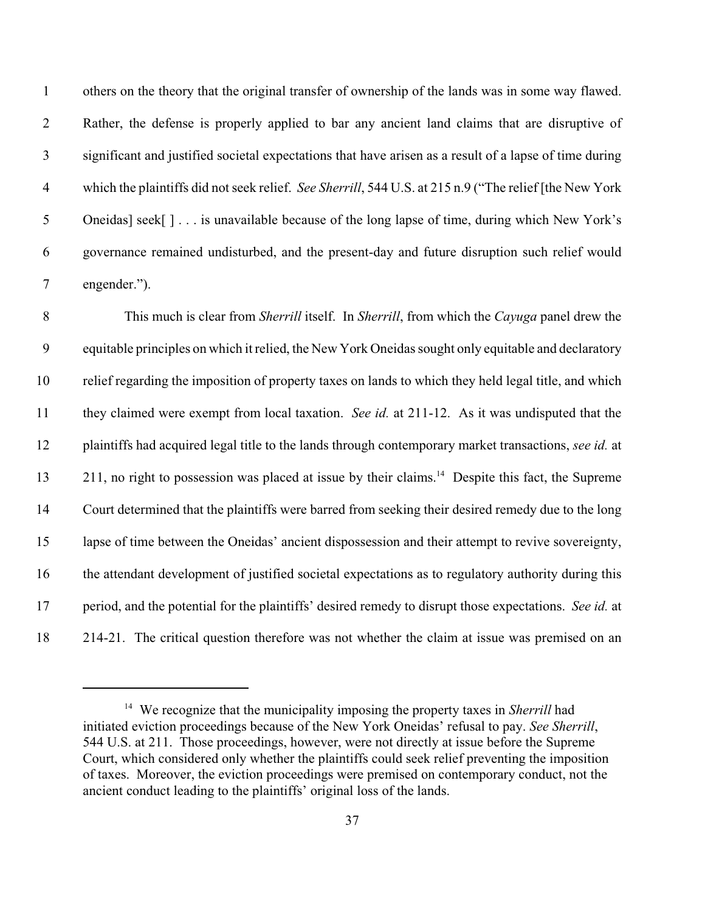others on the theory that the original transfer of ownership of the lands was in some way flawed. Rather, the defense is properly applied to bar any ancient land claims that are disruptive of significant and justified societal expectations that have arisen as a result of a lapse of time during which the plaintiffs did not seek relief. *See Sherrill*, 544 U.S. at 215 n.9 ("The relief [the New York Oneidas] seek[ ] . . . is unavailable because of the long lapse of time, during which New York's governance remained undisturbed, and the present-day and future disruption such relief would engender.").

This much is clear from *Sherrill* itself. In *Sherrill*, from which the *Cayuga* panel drew the equitable principles on which it relied, the New York Oneidas sought only equitable and declaratory relief regarding the imposition of property taxes on lands to which they held legal title, and which they claimed were exempt from local taxation. *See id.* at 211-12. As it was undisputed that the plaintiffs had acquired legal title to the lands through contemporary market transactions, *see id.* at 211, no right to possession was placed at issue by their claims.[14] Despite this fact, the Supreme Court determined that the plaintiffs were barred from seeking their desired remedy due to the long lapse of time between the Oneidas' ancient dispossession and their attempt to revive sovereignty, the attendant development of justified societal expectations as to regulatory authority during this period, and the potential for the plaintiffs' desired remedy to disrupt those expectations. *See id.* at 214-21. The critical question therefore was not whether the claim at issue was premised on an

---

[14] We recognize that the municipality imposing the property taxes in *Sherrill* had initiated eviction proceedings because of the New York Oneidas' refusal to pay. *See Sherrill*, 544 U.S. at 211. Those proceedings, however, were not directly at issue before the Supreme Court, which considered only whether the plaintiffs could seek relief preventing the imposition of taxes. Moreover, the eviction proceedings were premised on contemporary conduct, not the ancient conduct leading to the plaintiffs' original loss of the lands.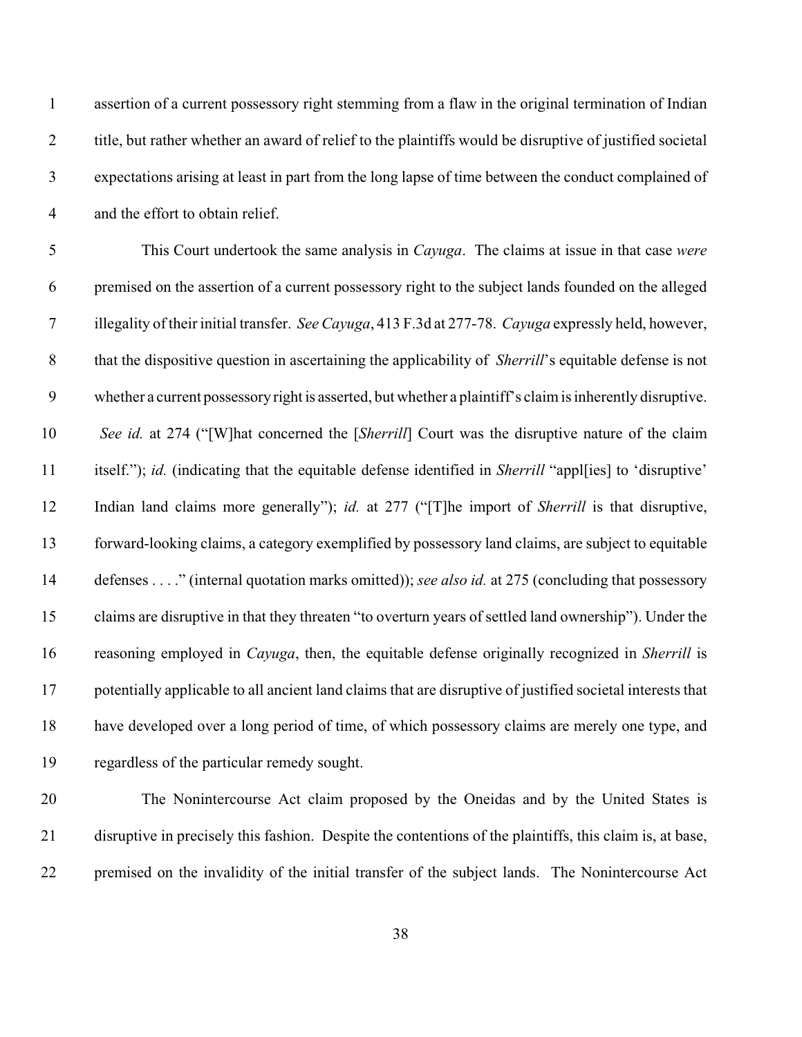assertion of a current possessory right stemming from a flaw in the original termination of Indian title, but rather whether an award of relief to the plaintiffs would be disruptive of justified societal expectations arising at least in part from the long lapse of time between the conduct complained of and the effort to obtain relief.

This Court undertook the same analysis in *Cayuga*. The claims at issue in that case *were* premised on the assertion of a current possessory right to the subject lands founded on the alleged illegality of their initial transfer. *See Cayuga*, 413 F.3d at 277-78. *Cayuga* expressly held, however, that the dispositive question in ascertaining the applicability of *Sherrill*'s equitable defense is not whether a current possessory right is asserted, but whether a plaintiff's claim is inherently disruptive. *See id.* at 274 ("[W]hat concerned the [*Sherrill*] Court was the disruptive nature of the claim itself."); *id.* (indicating that the equitable defense identified in *Sherrill* "appl[ies] to 'disruptive' Indian land claims more generally"); *id.* at 277 ("[T]he import of *Sherrill* is that disruptive, forward-looking claims, a category exemplified by possessory land claims, are subject to equitable defenses . . . ." (internal quotation marks omitted)); *see also id.* at 275 (concluding that possessory claims are disruptive in that they threaten "to overturn years of settled land ownership"). Under the reasoning employed in *Cayuga*, then, the equitable defense originally recognized in *Sherrill* is potentially applicable to all ancient land claims that are disruptive of justified societal interests that have developed over a long period of time, of which possessory claims are merely one type, and regardless of the particular remedy sought.

The Nonintercourse Act claim proposed by the Oneidas and by the United States is disruptive in precisely this fashion. Despite the contentions of the plaintiffs, this claim is, at base, premised on the invalidity of the initial transfer of the subject lands. The Nonintercourse Act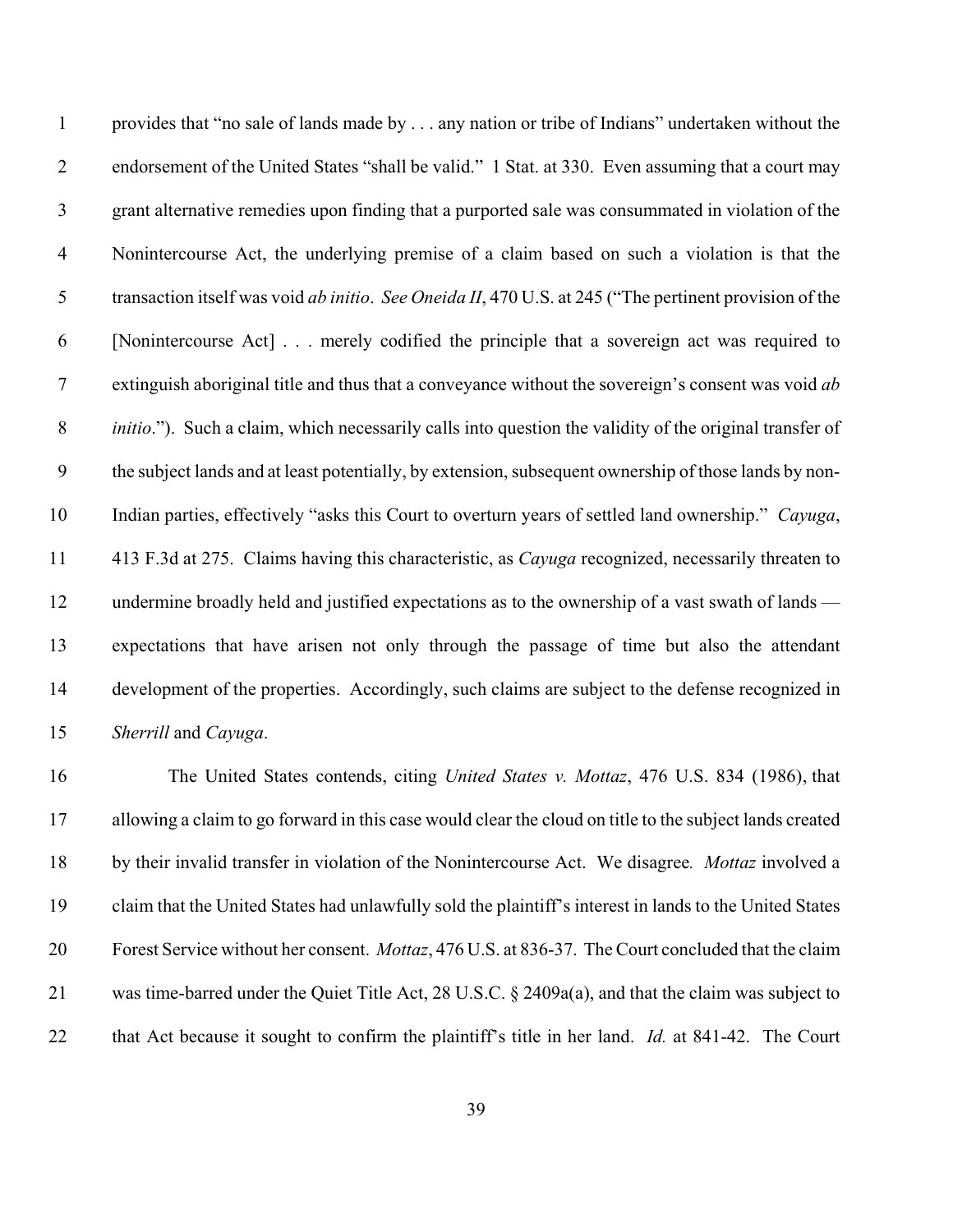provides that "no sale of lands made by . . . any nation or tribe of Indians" undertaken without the endorsement of the United States "shall be valid." 1 Stat. at 330. Even assuming that a court may grant alternative remedies upon finding that a purported sale was consummated in violation of the Nonintercourse Act, the underlying premise of a claim based on such a violation is that the transaction itself was void *ab initio*. *See Oneida II*, 470 U.S. at 245 ("The pertinent provision of the [Nonintercourse Act] . . . merely codified the principle that a sovereign act was required to extinguish aboriginal title and thus that a conveyance without the sovereign's consent was void *ab initio*."). Such a claim, which necessarily calls into question the validity of the original transfer of the subject lands and at least potentially, by extension, subsequent ownership of those lands by non-Indian parties, effectively "asks this Court to overturn years of settled land ownership." *Cayuga*, 413 F.3d at 275. Claims having this characteristic, as *Cayuga* recognized, necessarily threaten to undermine broadly held and justified expectations as to the ownership of a vast swath of lands — expectations that have arisen not only through the passage of time but also the attendant development of the properties. Accordingly, such claims are subject to the defense recognized in *Sherrill* and *Cayuga*.

The United States contends, citing *United States v. Mottaz*, 476 U.S. 834 (1986), that allowing a claim to go forward in this case would clear the cloud on title to the subject lands created by their invalid transfer in violation of the Nonintercourse Act. We disagree. *Mottaz* involved a claim that the United States had unlawfully sold the plaintiff's interest in lands to the United States Forest Service without her consent. *Mottaz*, 476 U.S. at 836-37. The Court concluded that the claim was time-barred under the Quiet Title Act, 28 U.S.C. § 2409a(a), and that the claim was subject to that Act because it sought to confirm the plaintiff's title in her land. *Id.* at 841-42. The Court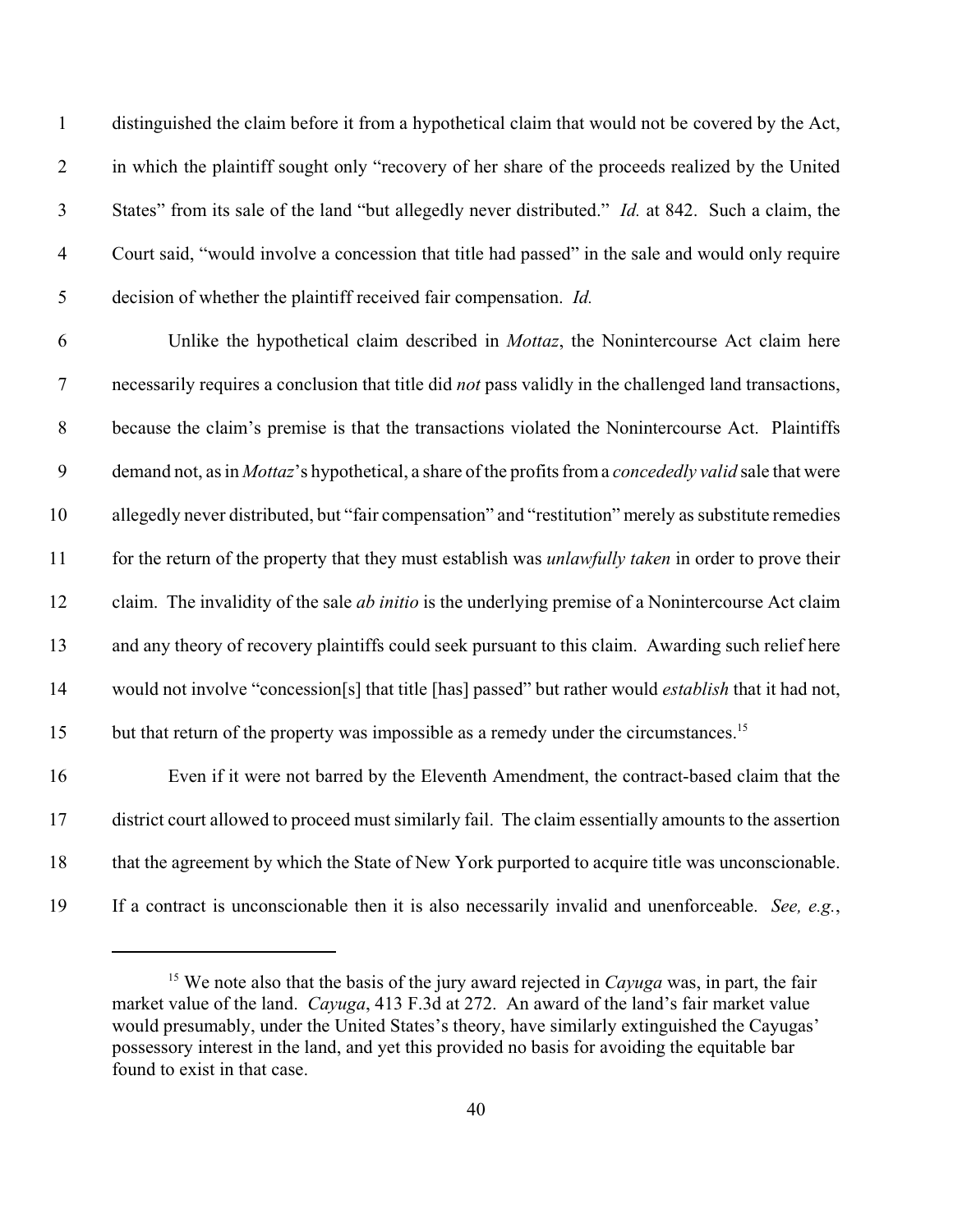distinguished the claim before it from a hypothetical claim that would not be covered by the Act, in which the plaintiff sought only "recovery of her share of the proceeds realized by the United States" from its sale of the land "but allegedly never distributed." *Id.* at 842. Such a claim, the Court said, "would involve a concession that title had passed" in the sale and would only require decision of whether the plaintiff received fair compensation. *Id.*

Unlike the hypothetical claim described in *Mottaz*, the Nonintercourse Act claim here necessarily requires a conclusion that title did *not* pass validly in the challenged land transactions, because the claim's premise is that the transactions violated the Nonintercourse Act. Plaintiffs demand not, as in *Mottaz*'s hypothetical, a share of the profits from a *concededly valid* sale that were allegedly never distributed, but "fair compensation" and "restitution" merely as substitute remedies for the return of the property that they must establish was *unlawfully taken* in order to prove their claim. The invalidity of the sale *ab initio* is the underlying premise of a Nonintercourse Act claim and any theory of recovery plaintiffs could seek pursuant to this claim. Awarding such relief here would not involve "concession[s] that title [has] passed" but rather would *establish* that it had not, but that return of the property was impossible as a remedy under the circumstances.[15]

Even if it were not barred by the Eleventh Amendment, the contract-based claim that the district court allowed to proceed must similarly fail. The claim essentially amounts to the assertion that the agreement by which the State of New York purported to acquire title was unconscionable. If a contract is unconscionable then it is also necessarily invalid and unenforceable. *See, e.g.*,

---

[15] We note also that the basis of the jury award rejected in *Cayuga* was, in part, the fair market value of the land. *Cayuga*, 413 F.3d at 272. An award of the land's fair market value would presumably, under the United States's theory, have similarly extinguished the Cayugas' possessory interest in the land, and yet this provided no basis for avoiding the equitable bar found to exist in that case.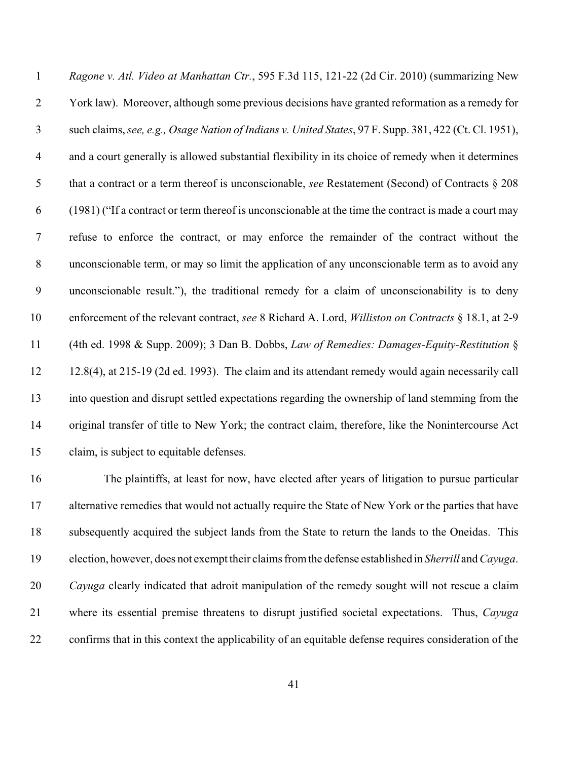*Ragone v. Atl. Video at Manhattan Ctr.*, 595 F.3d 115, 121-22 (2d Cir. 2010) (summarizing New York law). Moreover, although some previous decisions have granted reformation as a remedy for such claims, *see, e.g., Osage Nation of Indians v. United States*, 97 F. Supp. 381, 422 (Ct. Cl. 1951), and a court generally is allowed substantial flexibility in its choice of remedy when it determines that a contract or a term thereof is unconscionable, *see* Restatement (Second) of Contracts § 208 (1981) ("If a contract or term thereof is unconscionable at the time the contract is made a court may refuse to enforce the contract, or may enforce the remainder of the contract without the unconscionable term, or may so limit the application of any unconscionable term as to avoid any unconscionable result."), the traditional remedy for a claim of unconscionability is to deny enforcement of the relevant contract, *see* 8 Richard A. Lord, *Williston on Contracts* § 18.1, at 2-9 (4th ed. 1998 & Supp. 2009); 3 Dan B. Dobbs, *Law of Remedies: Damages-Equity-Restitution* § 12.8(4), at 215-19 (2d ed. 1993). The claim and its attendant remedy would again necessarily call into question and disrupt settled expectations regarding the ownership of land stemming from the original transfer of title to New York; the contract claim, therefore, like the Nonintercourse Act claim, is subject to equitable defenses.

The plaintiffs, at least for now, have elected after years of litigation to pursue particular alternative remedies that would not actually require the State of New York or the parties that have subsequently acquired the subject lands from the State to return the lands to the Oneidas. This election, however, does not exempt their claims from the defense established in *Sherrill* and *Cayuga*. *Cayuga* clearly indicated that adroit manipulation of the remedy sought will not rescue a claim where its essential premise threatens to disrupt justified societal expectations. Thus, *Cayuga* confirms that in this context the applicability of an equitable defense requires consideration of the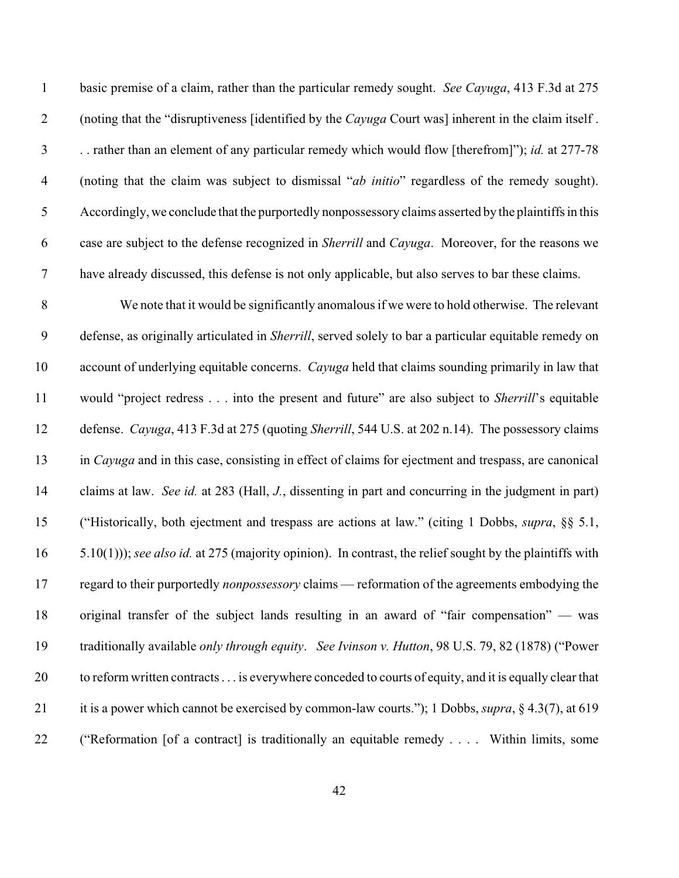basic premise of a claim, rather than the particular remedy sought. *See Cayuga*, 413 F.3d at 275 (noting that the "disruptiveness [identified by the *Cayuga* Court was] inherent in the claim itself . . . rather than an element of any particular remedy which would flow [therefrom]"); *id.* at 277-78 (noting that the claim was subject to dismissal "*ab initio*" regardless of the remedy sought). Accordingly, we conclude that the purportedly nonpossessory claims asserted by the plaintiffs in this case are subject to the defense recognized in *Sherrill* and *Cayuga*. Moreover, for the reasons we have already discussed, this defense is not only applicable, but also serves to bar these claims.

We note that it would be significantly anomalous if we were to hold otherwise. The relevant defense, as originally articulated in *Sherrill*, served solely to bar a particular equitable remedy on account of underlying equitable concerns. *Cayuga* held that claims sounding primarily in law that would "project redress . . . into the present and future" are also subject to *Sherrill*'s equitable defense. *Cayuga*, 413 F.3d at 275 (quoting *Sherrill*, 544 U.S. at 202 n.14). The possessory claims in *Cayuga* and in this case, consisting in effect of claims for ejectment and trespass, are canonical claims at law. *See id.* at 283 (Hall, *J.*, dissenting in part and concurring in the judgment in part) ("Historically, both ejectment and trespass are actions at law." (citing 1 Dobbs, *supra*, §§ 5.1, 5.10(1))); *see also id.* at 275 (majority opinion). In contrast, the relief sought by the plaintiffs with regard to their purportedly *nonpossessory* claims — reformation of the agreements embodying the original transfer of the subject lands resulting in an award of "fair compensation" — was traditionally available *only through equity*. *See Ivinson v. Hutton*, 98 U.S. 79, 82 (1878) ("Power to reform written contracts . . . is everywhere conceded to courts of equity, and it is equally clear that it is a power which cannot be exercised by common-law courts."); 1 Dobbs, *supra*, § 4.3(7), at 619 ("Reformation [of a contract] is traditionally an equitable remedy . . . . Within limits, some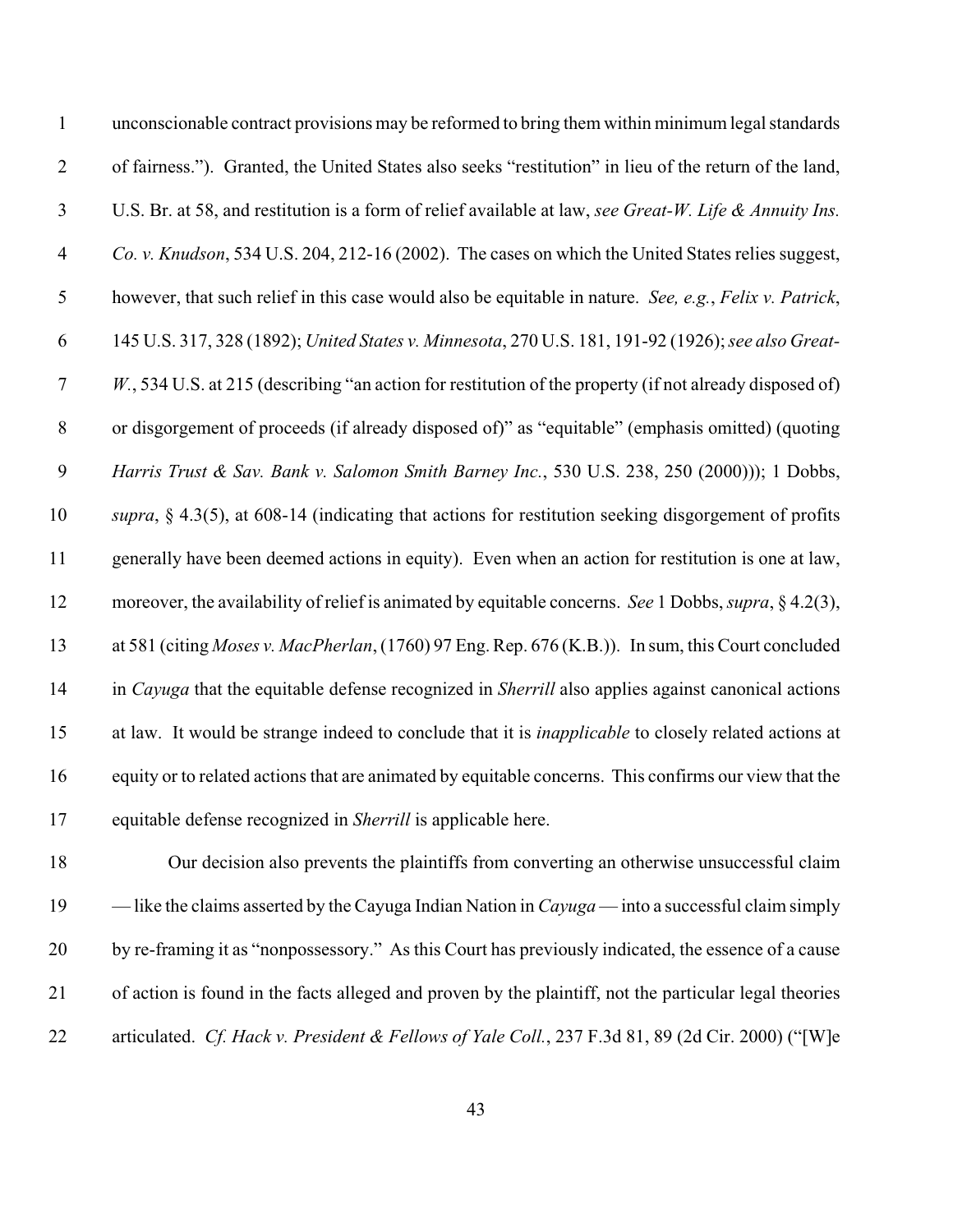unconscionable contract provisions may be reformed to bring them within minimum legal standards of fairness."). Granted, the United States also seeks "restitution" in lieu of the return of the land, U.S. Br. at 58, and restitution is a form of relief available at law, *see Great-W. Life & Annuity Ins. Co. v. Knudson*, 534 U.S. 204, 212-16 (2002). The cases on which the United States relies suggest, however, that such relief in this case would also be equitable in nature. *See, e.g.*, *Felix v. Patrick*, 145 U.S. 317, 328 (1892); *United States v. Minnesota*, 270 U.S. 181, 191-92 (1926); *see also Great-W.*, 534 U.S. at 215 (describing "an action for restitution of the property (if not already disposed of) or disgorgement of proceeds (if already disposed of)" as "equitable" (emphasis omitted) (quoting *Harris Trust & Sav. Bank v. Salomon Smith Barney Inc.*, 530 U.S. 238, 250 (2000))); 1 Dobbs, *supra*, § 4.3(5), at 608-14 (indicating that actions for restitution seeking disgorgement of profits generally have been deemed actions in equity). Even when an action for restitution is one at law, moreover, the availability of relief is animated by equitable concerns. *See* 1 Dobbs, *supra*, § 4.2(3), at 581 (citing *Moses v. MacPherlan*, (1760) 97 Eng. Rep. 676 (K.B.)). In sum, this Court concluded in *Cayuga* that the equitable defense recognized in *Sherrill* also applies against canonical actions at law. It would be strange indeed to conclude that it is *inapplicable* to closely related actions at equity or to related actions that are animated by equitable concerns. This confirms our view that the equitable defense recognized in *Sherrill* is applicable here.

Our decision also prevents the plaintiffs from converting an otherwise unsuccessful claim — like the claims asserted by the Cayuga Indian Nation in *Cayuga* — into a successful claim simply by re-framing it as "nonpossessory." As this Court has previously indicated, the essence of a cause of action is found in the facts alleged and proven by the plaintiff, not the particular legal theories articulated. *Cf. Hack v. President & Fellows of Yale Coll.*, 237 F.3d 81, 89 (2d Cir. 2000) ("[W]e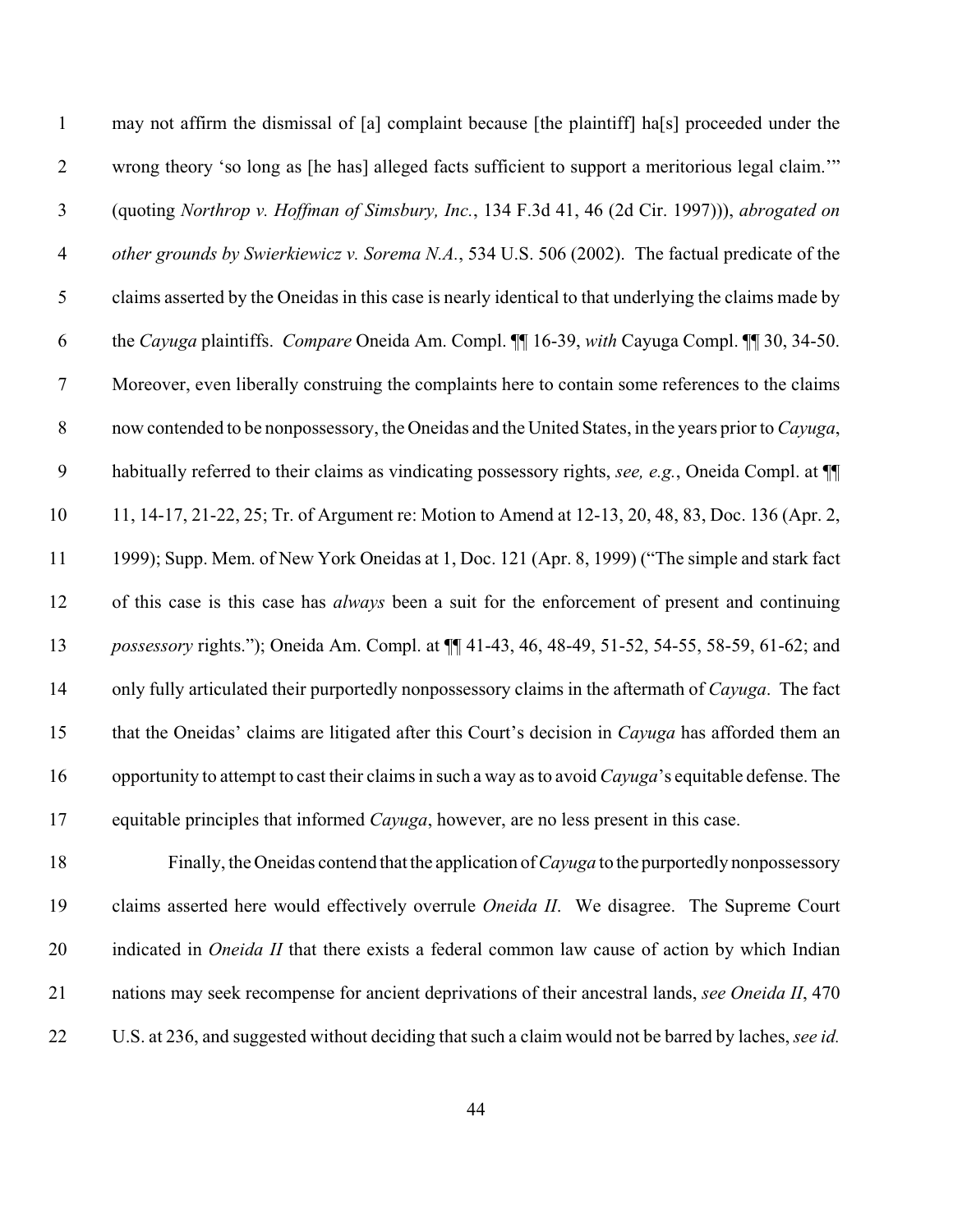may not affirm the dismissal of [a] complaint because [the plaintiff] ha[s] proceeded under the wrong theory 'so long as [he has] alleged facts sufficient to support a meritorious legal claim.'" (quoting *Northrop v. Hoffman of Simsbury, Inc.*, 134 F.3d 41, 46 (2d Cir. 1997))), *abrogated on other grounds by Swierkiewicz v. Sorema N.A.*, 534 U.S. 506 (2002). The factual predicate of the claims asserted by the Oneidas in this case is nearly identical to that underlying the claims made by the *Cayuga* plaintiffs. *Compare* Oneida Am. Compl. ¶¶ 16-39, *with* Cayuga Compl. ¶¶ 30, 34-50. Moreover, even liberally construing the complaints here to contain some references to the claims now contended to be nonpossessory, the Oneidas and the United States, in the years prior to *Cayuga*, habitually referred to their claims as vindicating possessory rights, *see, e.g.*, Oneida Compl. at ¶¶ 11, 14-17, 21-22, 25; Tr. of Argument re: Motion to Amend at 12-13, 20, 48, 83, Doc. 136 (Apr. 2, 1999); Supp. Mem. of New York Oneidas at 1, Doc. 121 (Apr. 8, 1999) ("The simple and stark fact of this case is this case has *always* been a suit for the enforcement of present and continuing *possessory* rights."); Oneida Am. Compl. at ¶¶ 41-43, 46, 48-49, 51-52, 54-55, 58-59, 61-62; and only fully articulated their purportedly nonpossessory claims in the aftermath of *Cayuga*. The fact that the Oneidas' claims are litigated after this Court's decision in *Cayuga* has afforded them an opportunity to attempt to cast their claims in such a way as to avoid *Cayuga*'s equitable defense. The equitable principles that informed *Cayuga*, however, are no less present in this case.

Finally, the Oneidas contend that the application of *Cayuga* to the purportedly nonpossessory claims asserted here would effectively overrule *Oneida II*. We disagree. The Supreme Court indicated in *Oneida II* that there exists a federal common law cause of action by which Indian nations may seek recompense for ancient deprivations of their ancestral lands, *see Oneida II*, 470 U.S. at 236, and suggested without deciding that such a claim would not be barred by laches, *see id.*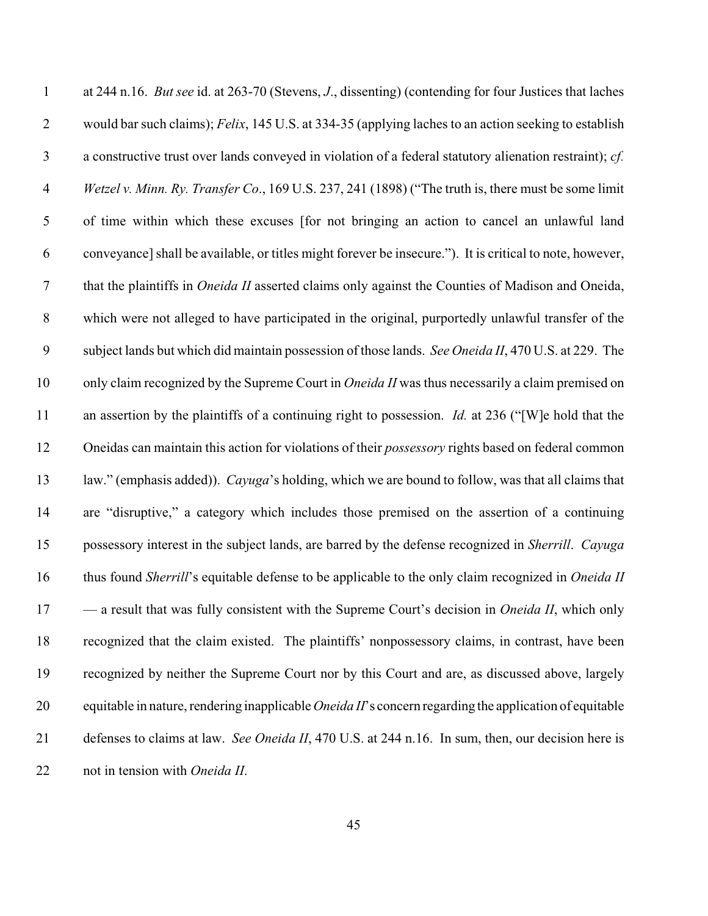at 244 n.16. *But see* id. at 263-70 (Stevens, *J*., dissenting) (contending for four Justices that laches would bar such claims); *Felix*, 145 U.S. at 334-35 (applying laches to an action seeking to establish a constructive trust over lands conveyed in violation of a federal statutory alienation restraint); *cf. Wetzel v. Minn. Ry. Transfer Co*., 169 U.S. 237, 241 (1898) ("The truth is, there must be some limit of time within which these excuses [for not bringing an action to cancel an unlawful land conveyance] shall be available, or titles might forever be insecure."). It is critical to note, however, that the plaintiffs in *Oneida II* asserted claims only against the Counties of Madison and Oneida, which were not alleged to have participated in the original, purportedly unlawful transfer of the subject lands but which did maintain possession of those lands. *See Oneida II*, 470 U.S. at 229. The only claim recognized by the Supreme Court in *Oneida II* was thus necessarily a claim premised on an assertion by the plaintiffs of a continuing right to possession. *Id.* at 236 ("[W]e hold that the Oneidas can maintain this action for violations of their *possessory* rights based on federal common law." (emphasis added)). *Cayuga*'s holding, which we are bound to follow, was that all claims that are "disruptive," a category which includes those premised on the assertion of a continuing possessory interest in the subject lands, are barred by the defense recognized in *Sherrill*. *Cayuga* thus found *Sherrill*'s equitable defense to be applicable to the only claim recognized in *Oneida II* — a result that was fully consistent with the Supreme Court's decision in *Oneida II*, which only recognized that the claim existed. The plaintiffs' nonpossessory claims, in contrast, have been recognized by neither the Supreme Court nor by this Court and are, as discussed above, largely equitable in nature, rendering inapplicable *Oneida II*'s concern regarding the application of equitable defenses to claims at law. *See Oneida II*, 470 U.S. at 244 n.16. In sum, then, our decision here is not in tension with *Oneida II*.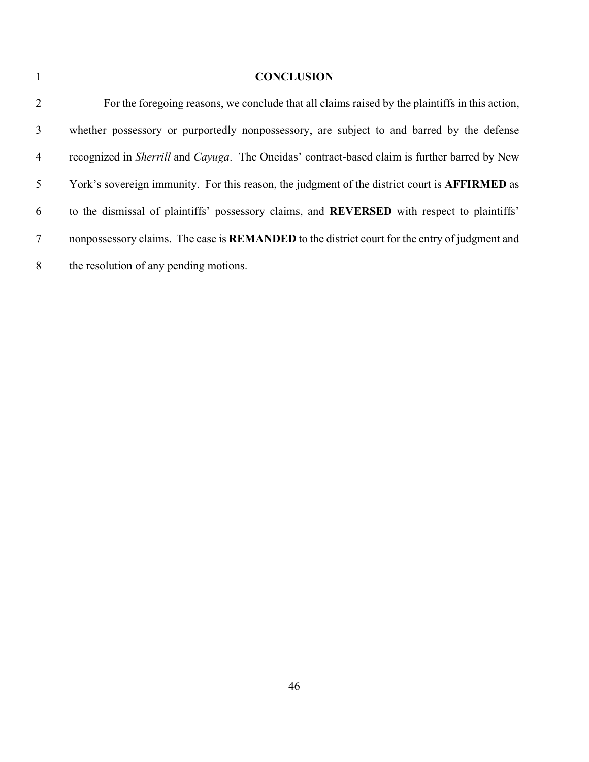## CONCLUSION

For the foregoing reasons, we conclude that all claims raised by the plaintiffs in this action, whether possessory or purportedly nonpossessory, are subject to and barred by the defense recognized in *Sherrill* and *Cayuga*. The Oneidas' contract-based claim is further barred by New York's sovereign immunity. For this reason, the judgment of the district court is **AFFIRMED** as to the dismissal of plaintiffs' possessory claims, and **REVERSED** with respect to plaintiffs' nonpossessory claims. The case is **REMANDED** to the district court for the entry of judgment and the resolution of any pending motions.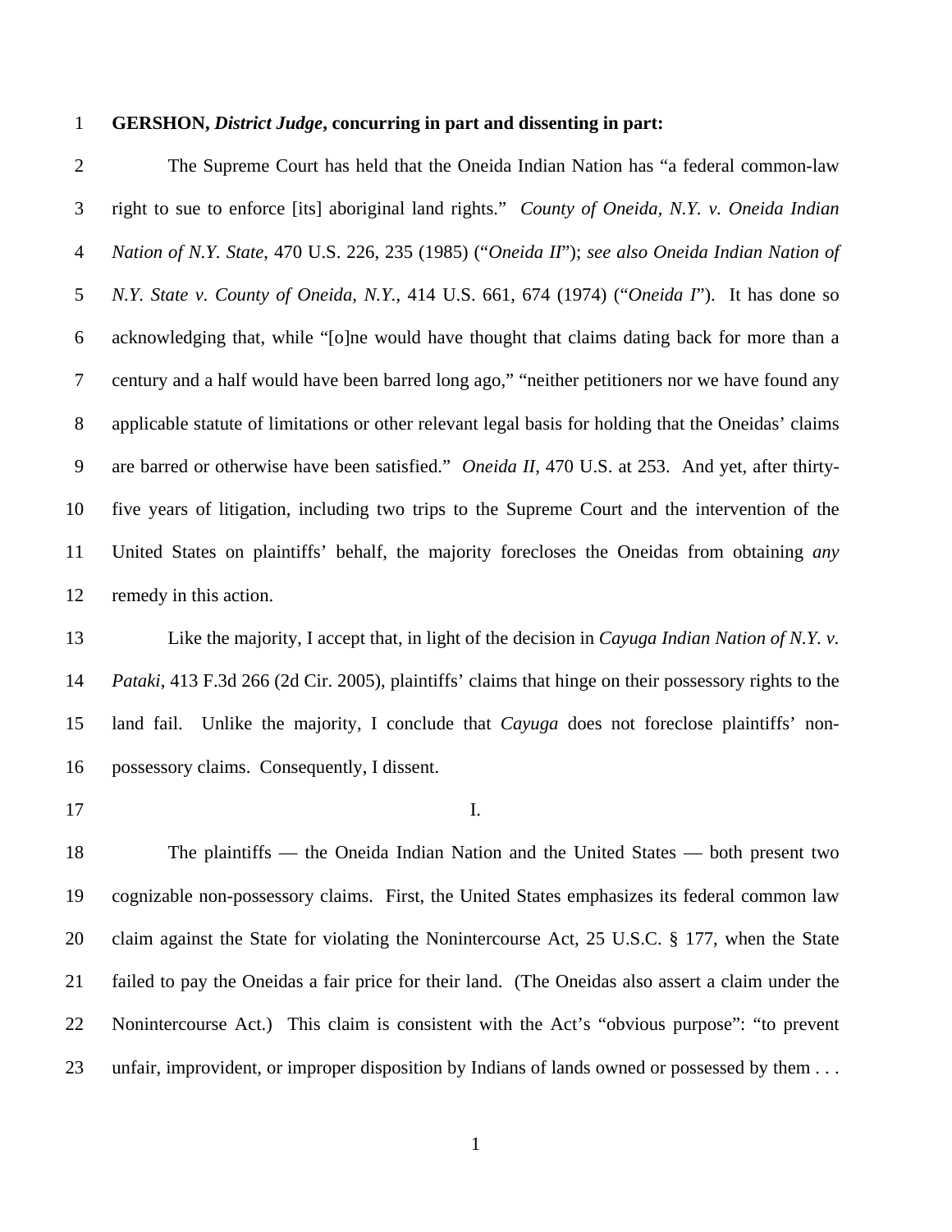**GERSHON,** ***District Judge*****, concurring in part and dissenting in part:**

The Supreme Court has held that the Oneida Indian Nation has "a federal common-law right to sue to enforce [its] aboriginal land rights." *County of Oneida, N.Y. v. Oneida Indian Nation of N.Y. State*, 470 U.S. 226, 235 (1985) ("*Oneida II*"); *see also Oneida Indian Nation of N.Y. State v. County of Oneida, N.Y.*, 414 U.S. 661, 674 (1974) ("*Oneida I*"). It has done so acknowledging that, while "[o]ne would have thought that claims dating back for more than a century and a half would have been barred long ago," "neither petitioners nor we have found any applicable statute of limitations or other relevant legal basis for holding that the Oneidas' claims are barred or otherwise have been satisfied." *Oneida II*, 470 U.S. at 253. And yet, after thirty-five years of litigation, including two trips to the Supreme Court and the intervention of the United States on plaintiffs' behalf, the majority forecloses the Oneidas from obtaining *any* remedy in this action.

Like the majority, I accept that, in light of the decision in *Cayuga Indian Nation of N.Y. v. Pataki*, 413 F.3d 266 (2d Cir. 2005), plaintiffs' claims that hinge on their possessory rights to the land fail. Unlike the majority, I conclude that *Cayuga* does not foreclose plaintiffs' non-possessory claims. Consequently, I dissent.

I.

The plaintiffs — the Oneida Indian Nation and the United States — both present two cognizable non-possessory claims. First, the United States emphasizes its federal common law claim against the State for violating the Nonintercourse Act, 25 U.S.C. § 177, when the State failed to pay the Oneidas a fair price for their land. (The Oneidas also assert a claim under the Nonintercourse Act.) This claim is consistent with the Act's "obvious purpose": "to prevent unfair, improvident, or improper disposition by Indians of lands owned or possessed by them . . .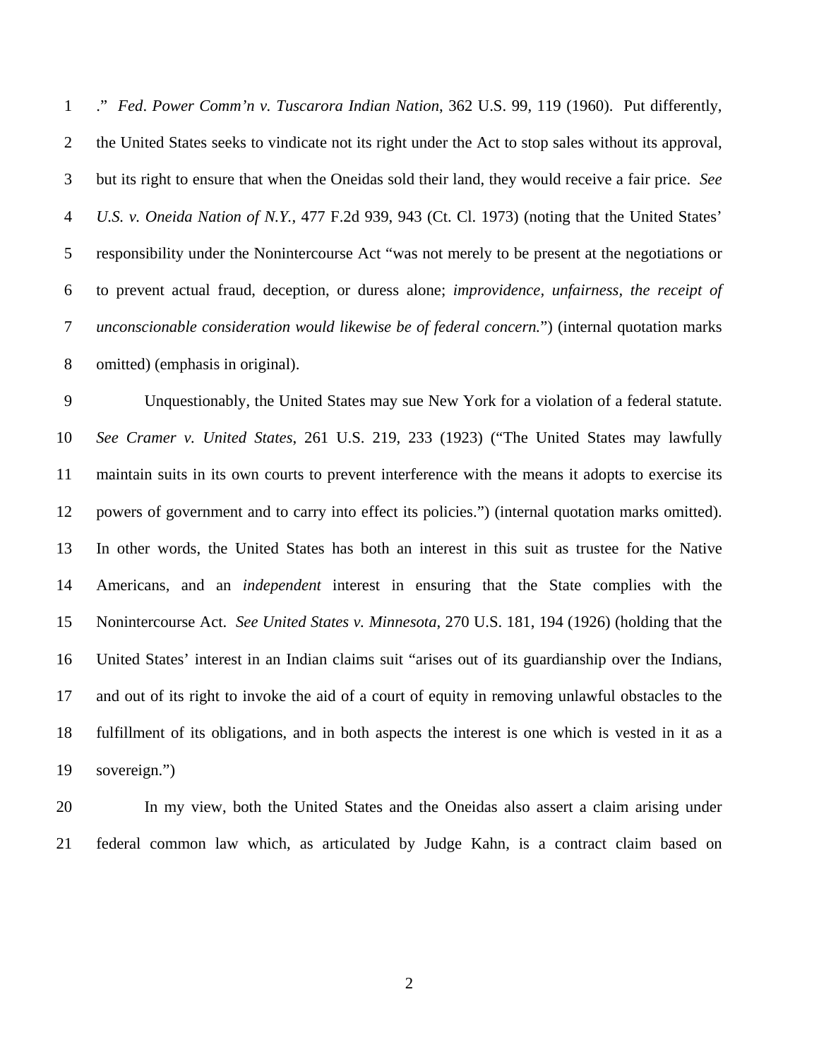." *Fed. Power Comm'n v. Tuscarora Indian Nation*, 362 U.S. 99, 119 (1960). Put differently, the United States seeks to vindicate not its right under the Act to stop sales without its approval, but its right to ensure that when the Oneidas sold their land, they would receive a fair price. *See U.S. v. Oneida Nation of N.Y.*, 477 F.2d 939, 943 (Ct. Cl. 1973) (noting that the United States' responsibility under the Nonintercourse Act "was not merely to be present at the negotiations or to prevent actual fraud, deception, or duress alone; *improvidence, unfairness, the receipt of unconscionable consideration would likewise be of federal concern.*") (internal quotation marks omitted) (emphasis in original).

Unquestionably, the United States may sue New York for a violation of a federal statute. *See Cramer v. United States*, 261 U.S. 219, 233 (1923) ("The United States may lawfully maintain suits in its own courts to prevent interference with the means it adopts to exercise its powers of government and to carry into effect its policies.") (internal quotation marks omitted). In other words, the United States has both an interest in this suit as trustee for the Native Americans, and an *independent* interest in ensuring that the State complies with the Nonintercourse Act. *See United States v. Minnesota*, 270 U.S. 181, 194 (1926) (holding that the United States' interest in an Indian claims suit "arises out of its guardianship over the Indians, and out of its right to invoke the aid of a court of equity in removing unlawful obstacles to the fulfillment of its obligations, and in both aspects the interest is one which is vested in it as a sovereign.")

In my view, both the United States and the Oneidas also assert a claim arising under federal common law which, as articulated by Judge Kahn, is a contract claim based on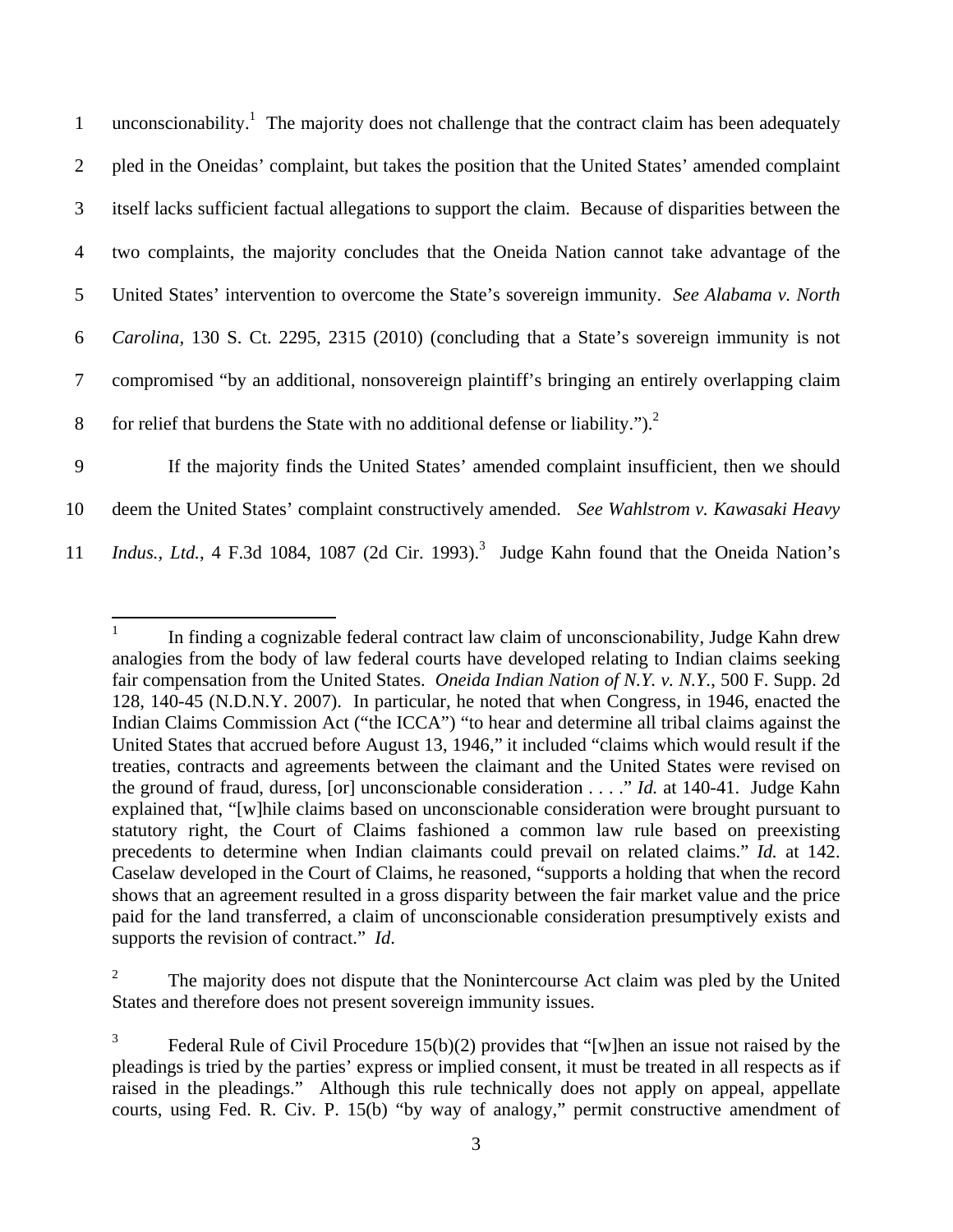unconscionability.[1] The majority does not challenge that the contract claim has been adequately pled in the Oneidas' complaint, but takes the position that the United States' amended complaint itself lacks sufficient factual allegations to support the claim. Because of disparities between the two complaints, the majority concludes that the Oneida Nation cannot take advantage of the United States' intervention to overcome the State's sovereign immunity. *See Alabama v. North Carolina*, 130 S. Ct. 2295, 2315 (2010) (concluding that a State's sovereign immunity is not compromised "by an additional, nonsovereign plaintiff's bringing an entirely overlapping claim for relief that burdens the State with no additional defense or liability.").[2]

If the majority finds the United States' amended complaint insufficient, then we should deem the United States' complaint constructively amended. *See Wahlstrom v. Kawasaki Heavy Indus., Ltd.*, 4 F.3d 1084, 1087 (2d Cir. 1993).[3] Judge Kahn found that the Oneida Nation's

---

[1] In finding a cognizable federal contract law claim of unconscionability, Judge Kahn drew analogies from the body of law federal courts have developed relating to Indian claims seeking fair compensation from the United States. *Oneida Indian Nation of N.Y. v. N.Y.*, 500 F. Supp. 2d 128, 140-45 (N.D.N.Y. 2007). In particular, he noted that when Congress, in 1946, enacted the Indian Claims Commission Act ("the ICCA") "to hear and determine all tribal claims against the United States that accrued before August 13, 1946," it included "claims which would result if the treaties, contracts and agreements between the claimant and the United States were revised on the ground of fraud, duress, [or] unconscionable consideration . . . ." *Id.* at 140-41. Judge Kahn explained that, "[w]hile claims based on unconscionable consideration were brought pursuant to statutory right, the Court of Claims fashioned a common law rule based on preexisting precedents to determine when Indian claimants could prevail on related claims." *Id.* at 142. Caselaw developed in the Court of Claims, he reasoned, "supports a holding that when the record shows that an agreement resulted in a gross disparity between the fair market value and the price paid for the land transferred, a claim of unconscionable consideration presumptively exists and supports the revision of contract." *Id*.

[2] The majority does not dispute that the Nonintercourse Act claim was pled by the United States and therefore does not present sovereign immunity issues.

[3] Federal Rule of Civil Procedure 15(b)(2) provides that "[w]hen an issue not raised by the pleadings is tried by the parties' express or implied consent, it must be treated in all respects as if raised in the pleadings." Although this rule technically does not apply on appeal, appellate courts, using Fed. R. Civ. P. 15(b) "by way of analogy," permit constructive amendment of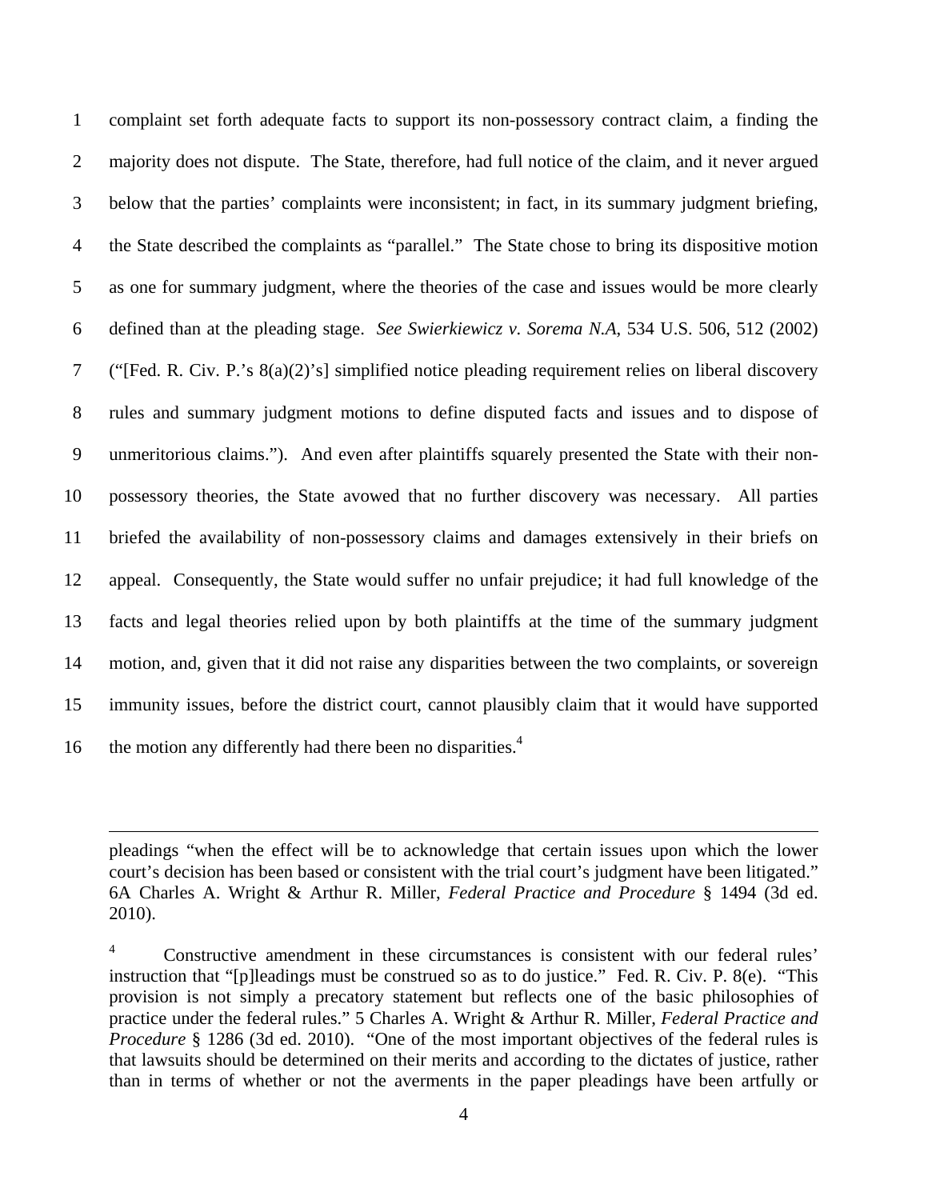complaint set forth adequate facts to support its non-possessory contract claim, a finding the majority does not dispute. The State, therefore, had full notice of the claim, and it never argued below that the parties' complaints were inconsistent; in fact, in its summary judgment briefing, the State described the complaints as "parallel." The State chose to bring its dispositive motion as one for summary judgment, where the theories of the case and issues would be more clearly defined than at the pleading stage. *See Swierkiewicz v. Sorema N.A*, 534 U.S. 506, 512 (2002) ("[Fed. R. Civ. P.'s 8(a)(2)'s] simplified notice pleading requirement relies on liberal discovery rules and summary judgment motions to define disputed facts and issues and to dispose of unmeritorious claims."). And even after plaintiffs squarely presented the State with their non-possessory theories, the State avowed that no further discovery was necessary. All parties briefed the availability of non-possessory claims and damages extensively in their briefs on appeal. Consequently, the State would suffer no unfair prejudice; it had full knowledge of the facts and legal theories relied upon by both plaintiffs at the time of the summary judgment motion, and, given that it did not raise any disparities between the two complaints, or sovereign immunity issues, before the district court, cannot plausibly claim that it would have supported the motion any differently had there been no disparities.[4]

---

pleadings "when the effect will be to acknowledge that certain issues upon which the lower court's decision has been based or consistent with the trial court's judgment have been litigated." 6A Charles A. Wright & Arthur R. Miller, *Federal Practice and Procedure* § 1494 (3d ed. 2010).

[4] Constructive amendment in these circumstances is consistent with our federal rules' instruction that "[p]leadings must be construed so as to do justice." Fed. R. Civ. P. 8(e). "This provision is not simply a precatory statement but reflects one of the basic philosophies of practice under the federal rules." 5 Charles A. Wright & Arthur R. Miller, *Federal Practice and Procedure* § 1286 (3d ed. 2010). "One of the most important objectives of the federal rules is that lawsuits should be determined on their merits and according to the dictates of justice, rather than in terms of whether or not the averments in the paper pleadings have been artfully or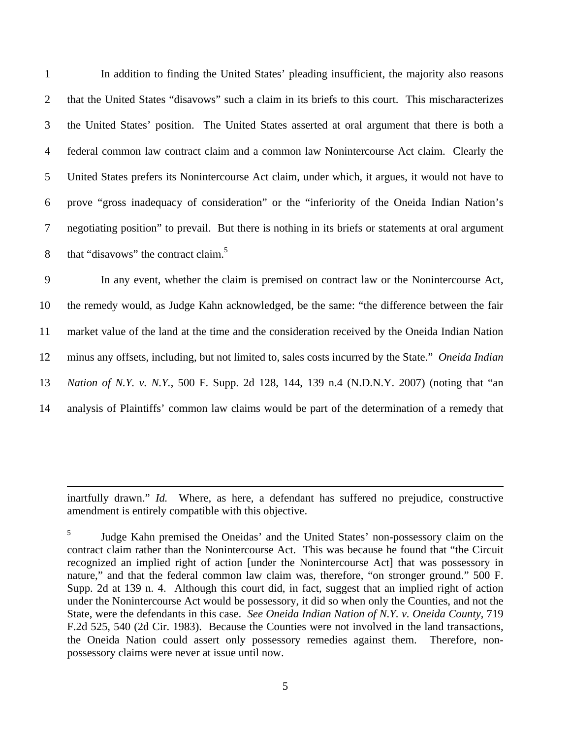In addition to finding the United States' pleading insufficient, the majority also reasons that the United States "disavows" such a claim in its briefs to this court. This mischaracterizes the United States' position. The United States asserted at oral argument that there is both a federal common law contract claim and a common law Nonintercourse Act claim. Clearly the United States prefers its Nonintercourse Act claim, under which, it argues, it would not have to prove "gross inadequacy of consideration" or the "inferiority of the Oneida Indian Nation's negotiating position" to prevail. But there is nothing in its briefs or statements at oral argument that "disavows" the contract claim.[5]

In any event, whether the claim is premised on contract law or the Nonintercourse Act, the remedy would, as Judge Kahn acknowledged, be the same: "the difference between the fair market value of the land at the time and the consideration received by the Oneida Indian Nation minus any offsets, including, but not limited to, sales costs incurred by the State." *Oneida Indian Nation of N.Y. v. N.Y.*, 500 F. Supp. 2d 128, 144, 139 n.4 (N.D.N.Y. 2007) (noting that "an analysis of Plaintiffs' common law claims would be part of the determination of a remedy that

---

inartfully drawn." *Id.* Where, as here, a defendant has suffered no prejudice, constructive amendment is entirely compatible with this objective.

[5] Judge Kahn premised the Oneidas' and the United States' non-possessory claim on the contract claim rather than the Nonintercourse Act. This was because he found that "the Circuit recognized an implied right of action [under the Nonintercourse Act] that was possessory in nature," and that the federal common law claim was, therefore, "on stronger ground." 500 F. Supp. 2d at 139 n. 4. Although this court did, in fact, suggest that an implied right of action under the Nonintercourse Act would be possessory, it did so when only the Counties, and not the State, were the defendants in this case. *See Oneida Indian Nation of N.Y. v. Oneida County*, 719 F.2d 525, 540 (2d Cir. 1983). Because the Counties were not involved in the land transactions, the Oneida Nation could assert only possessory remedies against them. Therefore, non-possessory claims were never at issue until now.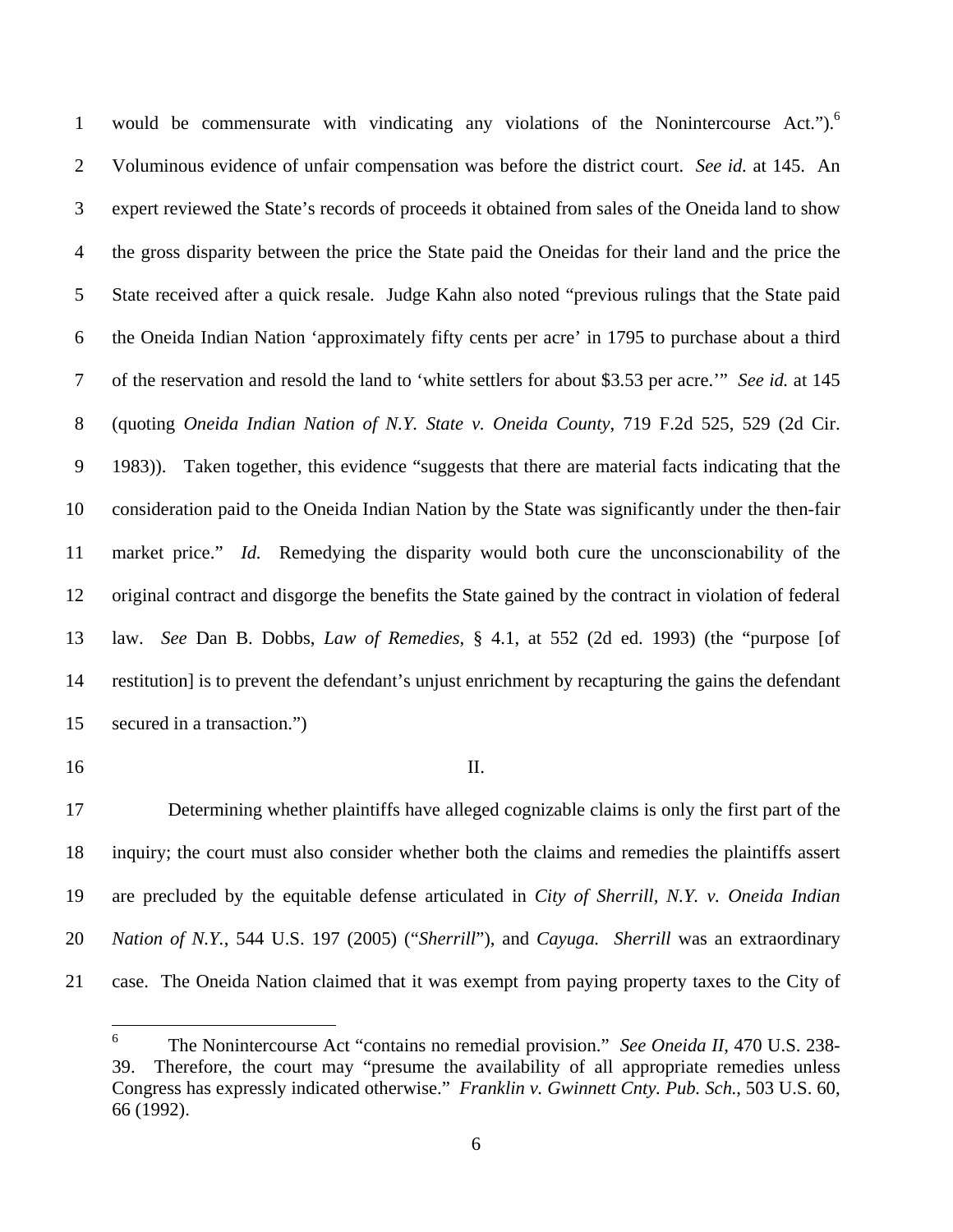would be commensurate with vindicating any violations of the Nonintercourse Act.").[6] Voluminous evidence of unfair compensation was before the district court. *See id.* at 145. An expert reviewed the State's records of proceeds it obtained from sales of the Oneida land to show the gross disparity between the price the State paid the Oneidas for their land and the price the State received after a quick resale. Judge Kahn also noted "previous rulings that the State paid the Oneida Indian Nation 'approximately fifty cents per acre' in 1795 to purchase about a third of the reservation and resold the land to 'white settlers for about $3.53 per acre.'" *See id.* at 145 (quoting *Oneida Indian Nation of N.Y. State v. Oneida County*, 719 F.2d 525, 529 (2d Cir. 1983)). Taken together, this evidence "suggests that there are material facts indicating that the consideration paid to the Oneida Indian Nation by the State was significantly under the then-fair market price." *Id.* Remedying the disparity would both cure the unconscionability of the original contract and disgorge the benefits the State gained by the contract in violation of federal law. *See* Dan B. Dobbs, *Law of Remedies*, § 4.1, at 552 (2d ed. 1993) (the "purpose [of restitution] is to prevent the defendant's unjust enrichment by recapturing the gains the defendant secured in a transaction.")

II.

Determining whether plaintiffs have alleged cognizable claims is only the first part of the inquiry; the court must also consider whether both the claims and remedies the plaintiffs assert are precluded by the equitable defense articulated in *City of Sherrill, N.Y. v. Oneida Indian Nation of N.Y.*, 544 U.S. 197 (2005) ("*Sherrill*"), and *Cayuga. Sherrill* was an extraordinary case. The Oneida Nation claimed that it was exempt from paying property taxes to the City of

---

[6] The Nonintercourse Act "contains no remedial provision." *See Oneida II,* 470 U.S. 238-39. Therefore, the court may "presume the availability of all appropriate remedies unless Congress has expressly indicated otherwise." *Franklin v. Gwinnett Cnty. Pub. Sch.*, 503 U.S. 60, 66 (1992).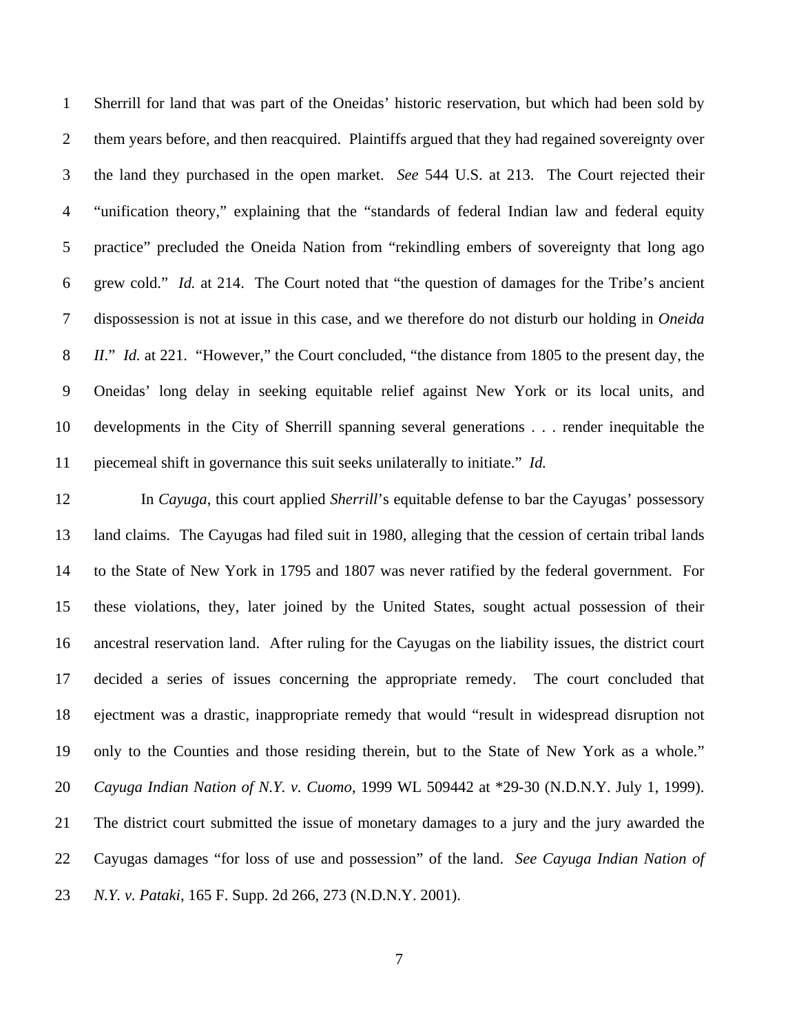Sherrill for land that was part of the Oneidas' historic reservation, but which had been sold by them years before, and then reacquired. Plaintiffs argued that they had regained sovereignty over the land they purchased in the open market. *See* 544 U.S. at 213. The Court rejected their "unification theory," explaining that the "standards of federal Indian law and federal equity practice" precluded the Oneida Nation from "rekindling embers of sovereignty that long ago grew cold." *Id.* at 214. The Court noted that "the question of damages for the Tribe's ancient dispossession is not at issue in this case, and we therefore do not disturb our holding in *Oneida II*." *Id.* at 221. "However," the Court concluded, "the distance from 1805 to the present day, the Oneidas' long delay in seeking equitable relief against New York or its local units, and developments in the City of Sherrill spanning several generations . . . render inequitable the piecemeal shift in governance this suit seeks unilaterally to initiate." *Id.*

In *Cayuga*, this court applied *Sherrill*'s equitable defense to bar the Cayugas' possessory land claims. The Cayugas had filed suit in 1980, alleging that the cession of certain tribal lands to the State of New York in 1795 and 1807 was never ratified by the federal government. For these violations, they, later joined by the United States, sought actual possession of their ancestral reservation land. After ruling for the Cayugas on the liability issues, the district court decided a series of issues concerning the appropriate remedy. The court concluded that ejectment was a drastic, inappropriate remedy that would "result in widespread disruption not only to the Counties and those residing therein, but to the State of New York as a whole." *Cayuga Indian Nation of N.Y. v. Cuomo*, 1999 WL 509442 at *29-30 (N.D.N.Y. July 1, 1999). The district court submitted the issue of monetary damages to a jury and the jury awarded the Cayugas damages "for loss of use and possession" of the land. *See Cayuga Indian Nation of N.Y. v. Pataki*, 165 F. Supp. 2d 266, 273 (N.D.N.Y. 2001).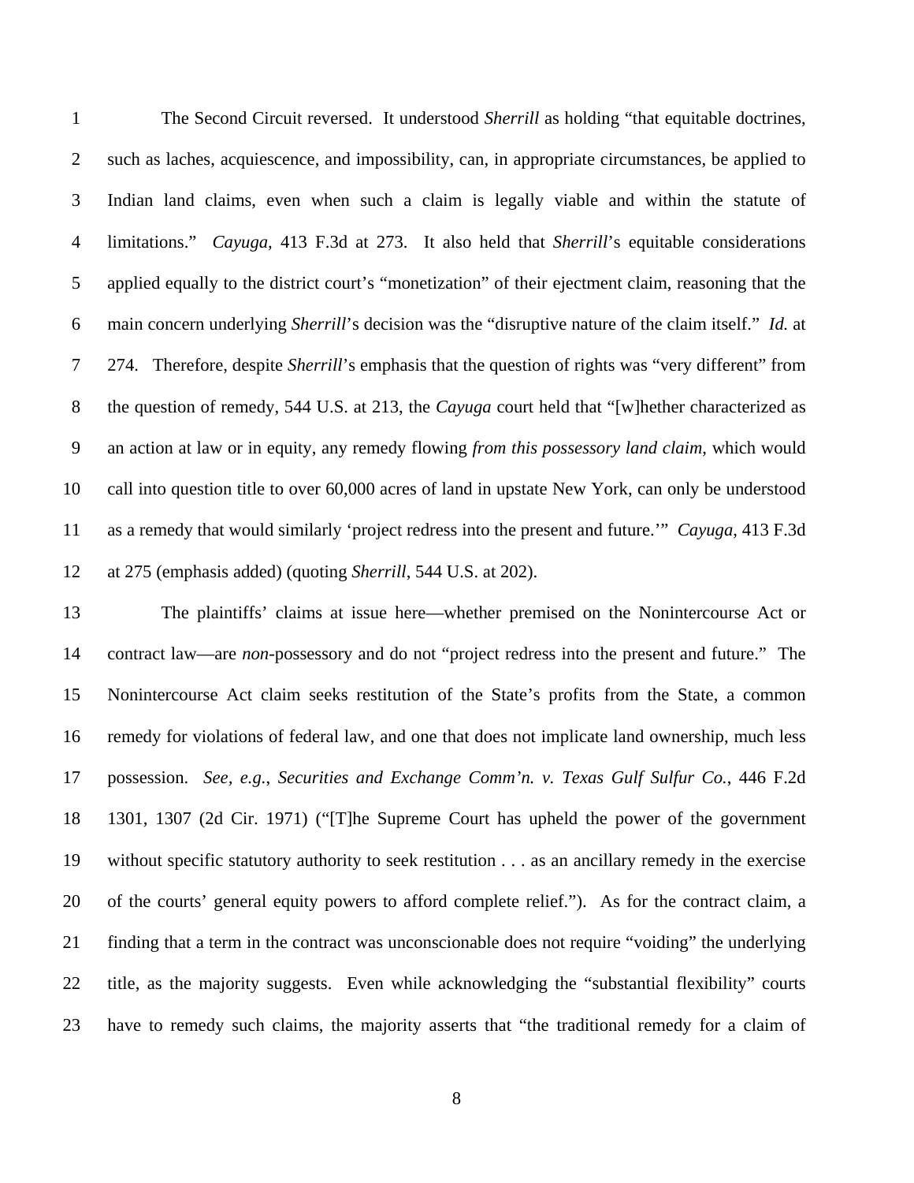The Second Circuit reversed. It understood *Sherrill* as holding "that equitable doctrines, such as laches, acquiescence, and impossibility, can, in appropriate circumstances, be applied to Indian land claims, even when such a claim is legally viable and within the statute of limitations." *Cayuga,* 413 F.3d at 273. It also held that *Sherrill*'s equitable considerations applied equally to the district court's "monetization" of their ejectment claim, reasoning that the main concern underlying *Sherrill*'s decision was the "disruptive nature of the claim itself." *Id.* at 274. Therefore, despite *Sherrill*'s emphasis that the question of rights was "very different" from the question of remedy, 544 U.S. at 213, the *Cayuga* court held that "[w]hether characterized as an action at law or in equity, any remedy flowing *from this possessory land claim*, which would call into question title to over 60,000 acres of land in upstate New York, can only be understood as a remedy that would similarly 'project redress into the present and future.'" *Cayuga*, 413 F.3d at 275 (emphasis added) (quoting *Sherrill*, 544 U.S. at 202).

The plaintiffs' claims at issue here—whether premised on the Nonintercourse Act or contract law—are *non*-possessory and do not "project redress into the present and future." The Nonintercourse Act claim seeks restitution of the State's profits from the State, a common remedy for violations of federal law, and one that does not implicate land ownership, much less possession. *See, e.g.*, *Securities and Exchange Comm'n. v. Texas Gulf Sulfur Co.*, 446 F.2d 1301, 1307 (2d Cir. 1971) ("[T]he Supreme Court has upheld the power of the government without specific statutory authority to seek restitution . . . as an ancillary remedy in the exercise of the courts' general equity powers to afford complete relief."). As for the contract claim, a finding that a term in the contract was unconscionable does not require "voiding" the underlying title, as the majority suggests. Even while acknowledging the "substantial flexibility" courts have to remedy such claims, the majority asserts that "the traditional remedy for a claim of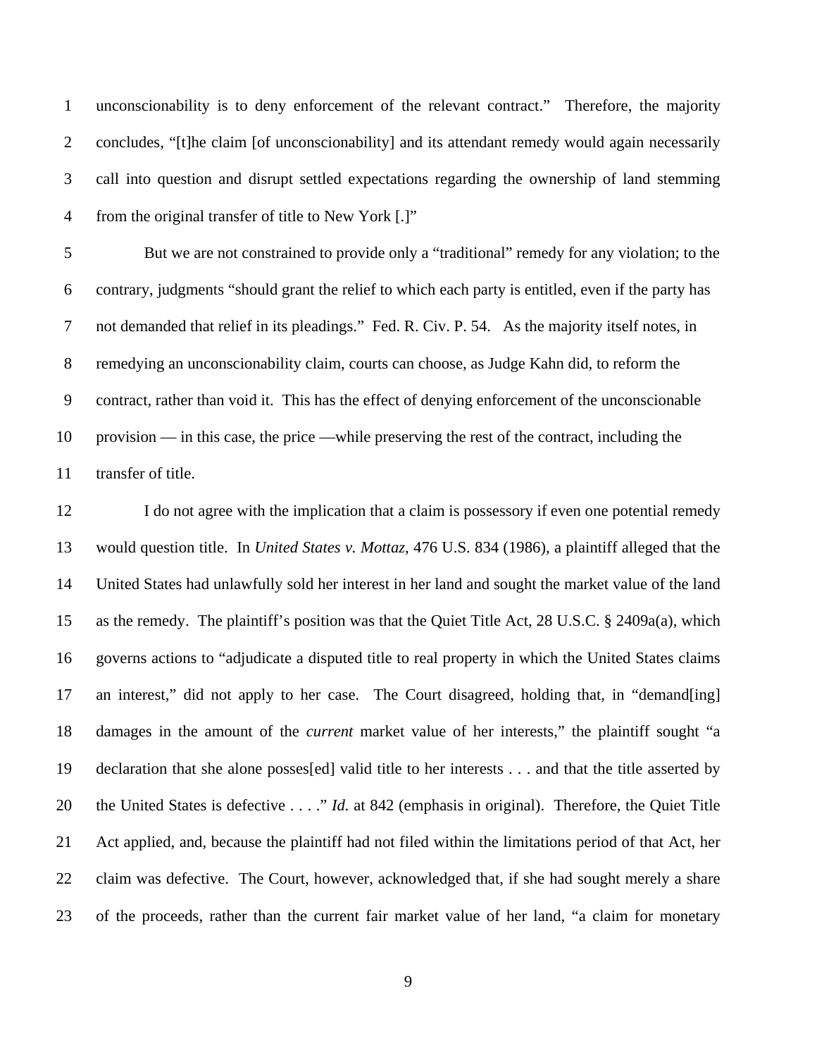unconscionability is to deny enforcement of the relevant contract." Therefore, the majority concludes, "[t]he claim [of unconscionability] and its attendant remedy would again necessarily call into question and disrupt settled expectations regarding the ownership of land stemming from the original transfer of title to New York [.]"

But we are not constrained to provide only a "traditional" remedy for any violation; to the contrary, judgments "should grant the relief to which each party is entitled, even if the party has not demanded that relief in its pleadings." Fed. R. Civ. P. 54. As the majority itself notes, in remedying an unconscionability claim, courts can choose, as Judge Kahn did, to reform the contract, rather than void it. This has the effect of denying enforcement of the unconscionable provision — in this case, the price —while preserving the rest of the contract, including the transfer of title.

I do not agree with the implication that a claim is possessory if even one potential remedy would question title. In *United States v. Mottaz*, 476 U.S. 834 (1986), a plaintiff alleged that the United States had unlawfully sold her interest in her land and sought the market value of the land as the remedy. The plaintiff's position was that the Quiet Title Act, 28 U.S.C. § 2409a(a), which governs actions to "adjudicate a disputed title to real property in which the United States claims an interest," did not apply to her case. The Court disagreed, holding that, in "demand[ing] damages in the amount of the *current* market value of her interests," the plaintiff sought "a declaration that she alone posses[ed] valid title to her interests . . . and that the title asserted by the United States is defective . . . ." *Id.* at 842 (emphasis in original). Therefore, the Quiet Title Act applied, and, because the plaintiff had not filed within the limitations period of that Act, her claim was defective. The Court, however, acknowledged that, if she had sought merely a share of the proceeds, rather than the current fair market value of her land, "a claim for monetary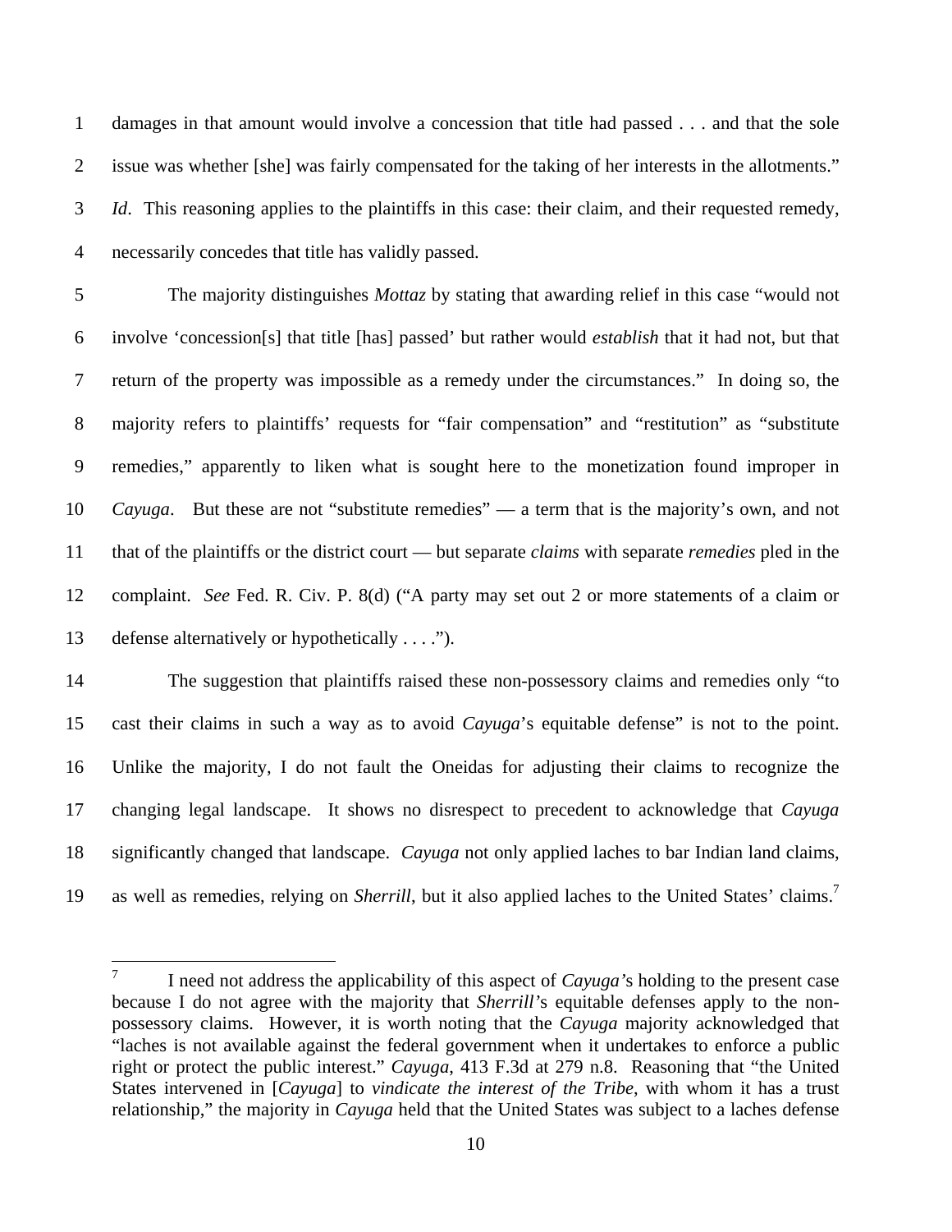damages in that amount would involve a concession that title had passed . . . and that the sole issue was whether [she] was fairly compensated for the taking of her interests in the allotments." *Id*. This reasoning applies to the plaintiffs in this case: their claim, and their requested remedy, necessarily concedes that title has validly passed.

The majority distinguishes *Mottaz* by stating that awarding relief in this case "would not involve 'concession[s] that title [has] passed' but rather would *establish* that it had not, but that return of the property was impossible as a remedy under the circumstances." In doing so, the majority refers to plaintiffs' requests for "fair compensation" and "restitution" as "substitute remedies," apparently to liken what is sought here to the monetization found improper in *Cayuga*. But these are not "substitute remedies" — a term that is the majority's own, and not that of the plaintiffs or the district court — but separate *claims* with separate *remedies* pled in the complaint. *See* Fed. R. Civ. P. 8(d) ("A party may set out 2 or more statements of a claim or defense alternatively or hypothetically . . . .").

The suggestion that plaintiffs raised these non-possessory claims and remedies only "to cast their claims in such a way as to avoid *Cayuga*'s equitable defense" is not to the point. Unlike the majority, I do not fault the Oneidas for adjusting their claims to recognize the changing legal landscape. It shows no disrespect to precedent to acknowledge that *Cayuga* significantly changed that landscape. *Cayuga* not only applied laches to bar Indian land claims, as well as remedies, relying on *Sherrill*, but it also applied laches to the United States' claims.[7]

[7] I need not address the applicability of this aspect of *Cayuga*'s holding to the present case because I do not agree with the majority that *Sherrill*'s equitable defenses apply to the non-possessory claims. However, it is worth noting that the *Cayuga* majority acknowledged that "laches is not available against the federal government when it undertakes to enforce a public right or protect the public interest." *Cayuga*, 413 F.3d at 279 n.8. Reasoning that "the United States intervened in [*Cayuga*] to *vindicate the interest of the Tribe*, with whom it has a trust relationship," the majority in *Cayuga* held that the United States was subject to a laches defense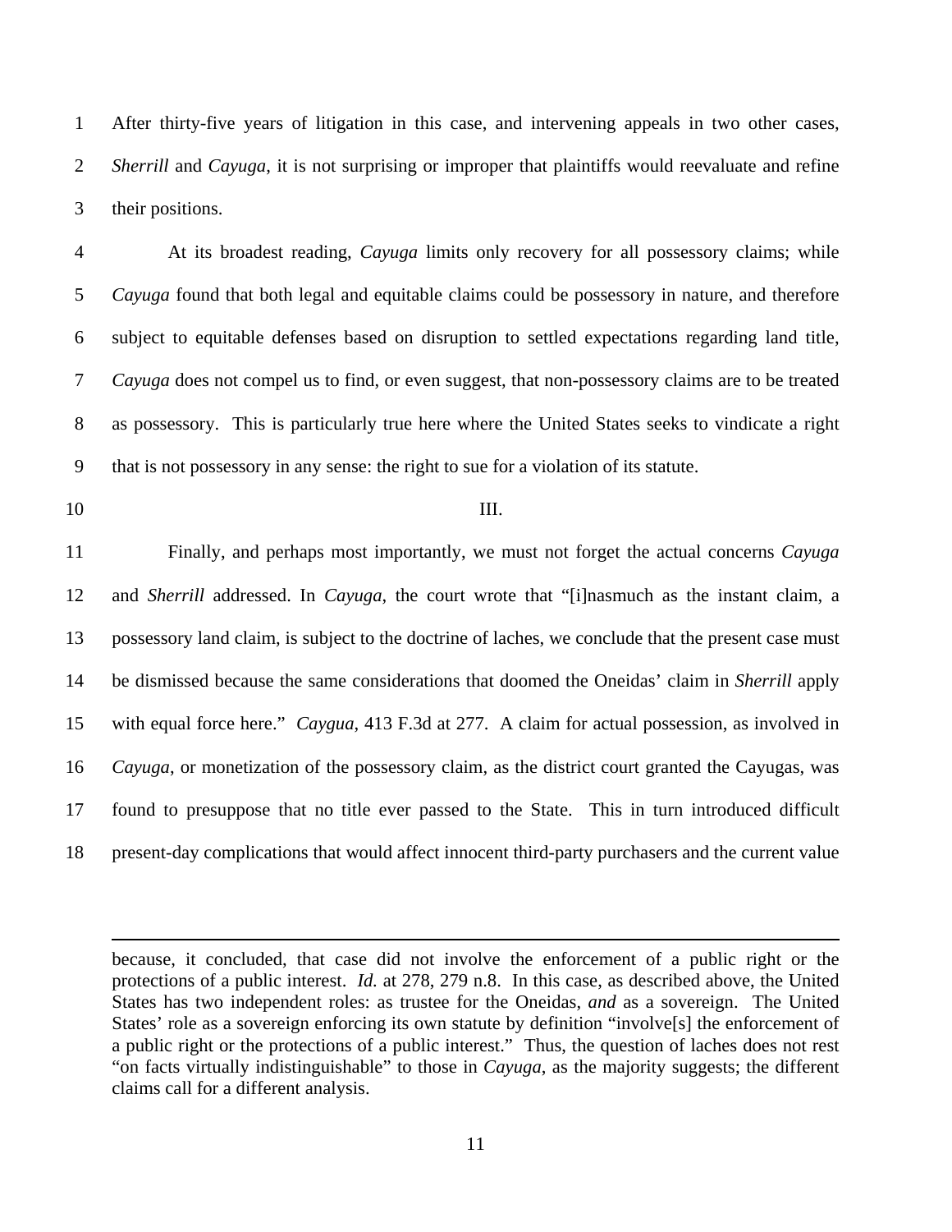After thirty-five years of litigation in this case, and intervening appeals in two other cases, *Sherrill* and *Cayuga*, it is not surprising or improper that plaintiffs would reevaluate and refine their positions.

At its broadest reading, *Cayuga* limits only recovery for all possessory claims; while *Cayuga* found that both legal and equitable claims could be possessory in nature, and therefore subject to equitable defenses based on disruption to settled expectations regarding land title, *Cayuga* does not compel us to find, or even suggest, that non-possessory claims are to be treated as possessory. This is particularly true here where the United States seeks to vindicate a right that is not possessory in any sense: the right to sue for a violation of its statute.

III.

Finally, and perhaps most importantly, we must not forget the actual concerns *Cayuga* and *Sherrill* addressed. In *Cayuga*, the court wrote that "[i]nasmuch as the instant claim, a possessory land claim, is subject to the doctrine of laches, we conclude that the present case must be dismissed because the same considerations that doomed the Oneidas' claim in *Sherrill* apply with equal force here." *Caygua*, 413 F.3d at 277. A claim for actual possession, as involved in *Cayuga*, or monetization of the possessory claim, as the district court granted the Cayugas, was found to presuppose that no title ever passed to the State. This in turn introduced difficult present-day complications that would affect innocent third-party purchasers and the current value

---

because, it concluded, that case did not involve the enforcement of a public right or the protections of a public interest. *Id.* at 278, 279 n.8. In this case, as described above, the United States has two independent roles: as trustee for the Oneidas, *and* as a sovereign. The United States' role as a sovereign enforcing its own statute by definition "involve[s] the enforcement of a public right or the protections of a public interest." Thus, the question of laches does not rest "on facts virtually indistinguishable" to those in *Cayuga*, as the majority suggests; the different claims call for a different analysis.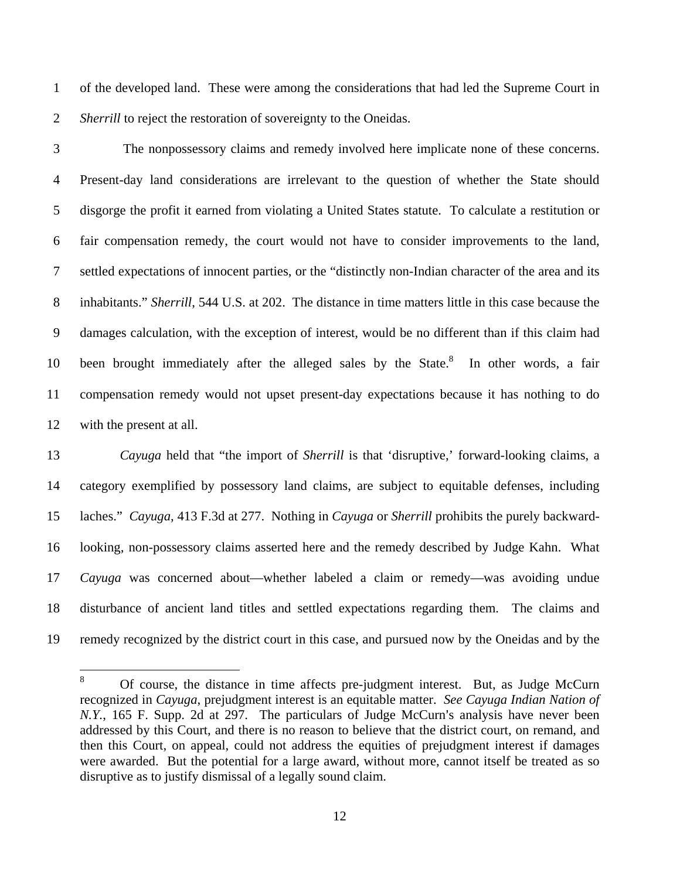of the developed land. These were among the considerations that had led the Supreme Court in *Sherrill* to reject the restoration of sovereignty to the Oneidas.

The nonpossessory claims and remedy involved here implicate none of these concerns. Present-day land considerations are irrelevant to the question of whether the State should disgorge the profit it earned from violating a United States statute. To calculate a restitution or fair compensation remedy, the court would not have to consider improvements to the land, settled expectations of innocent parties, or the "distinctly non-Indian character of the area and its inhabitants." *Sherrill*, 544 U.S. at 202. The distance in time matters little in this case because the damages calculation, with the exception of interest, would be no different than if this claim had been brought immediately after the alleged sales by the State.[8] In other words, a fair compensation remedy would not upset present-day expectations because it has nothing to do with the present at all.

*Cayuga* held that "the import of *Sherrill* is that 'disruptive,' forward-looking claims, a category exemplified by possessory land claims, are subject to equitable defenses, including laches." *Cayuga*, 413 F.3d at 277. Nothing in *Cayuga* or *Sherrill* prohibits the purely backward-looking, non-possessory claims asserted here and the remedy described by Judge Kahn. What *Cayuga* was concerned about—whether labeled a claim or remedy—was avoiding undue disturbance of ancient land titles and settled expectations regarding them. The claims and remedy recognized by the district court in this case, and pursued now by the Oneidas and by the

---

[8] Of course, the distance in time affects pre-judgment interest. But, as Judge McCurn recognized in *Cayuga*, prejudgment interest is an equitable matter. *See Cayuga Indian Nation of N.Y.*, 165 F. Supp. 2d at 297. The particulars of Judge McCurn's analysis have never been addressed by this Court, and there is no reason to believe that the district court, on remand, and then this Court, on appeal, could not address the equities of prejudgment interest if damages were awarded. But the potential for a large award, without more, cannot itself be treated as so disruptive as to justify dismissal of a legally sound claim.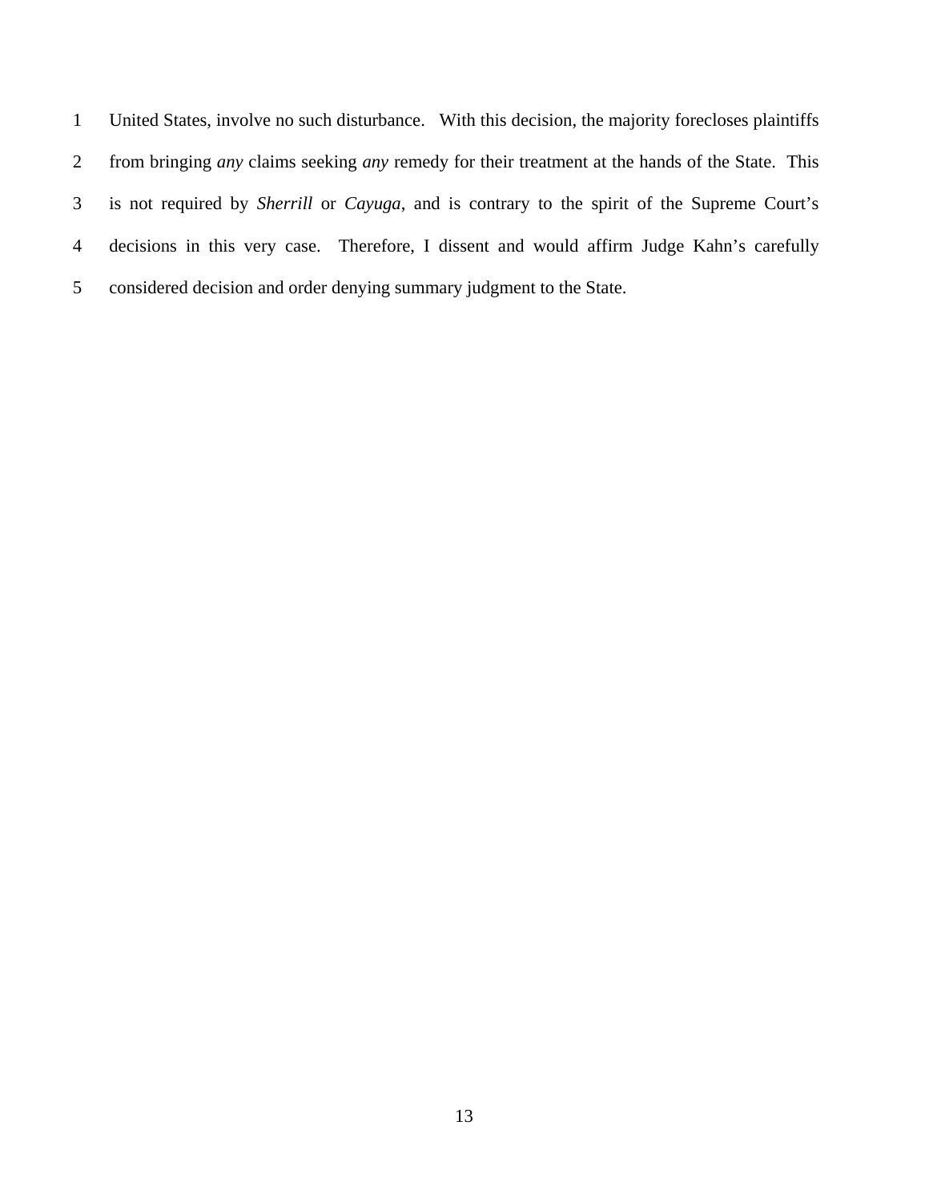United States, involve no such disturbance. With this decision, the majority forecloses plaintiffs from bringing *any* claims seeking *any* remedy for their treatment at the hands of the State. This is not required by *Sherrill* or *Cayuga*, and is contrary to the spirit of the Supreme Court's decisions in this very case. Therefore, I dissent and would affirm Judge Kahn's carefully considered decision and order denying summary judgment to the State.